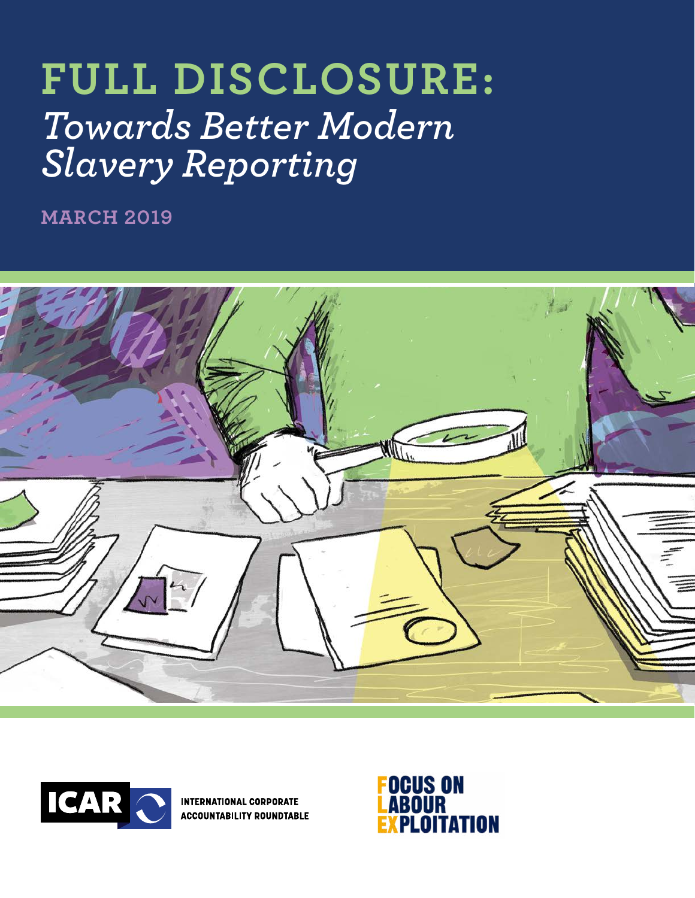# FULL DISCLOSURE:

## *Towards Better Modern Slavery Reporting*

**MARCH 2019**

ICAR INTERNATIONAL CORPORATE ACCOUNTABILITY ROUNDTABLE

FOCUS ON LABOUR EXPLOITATION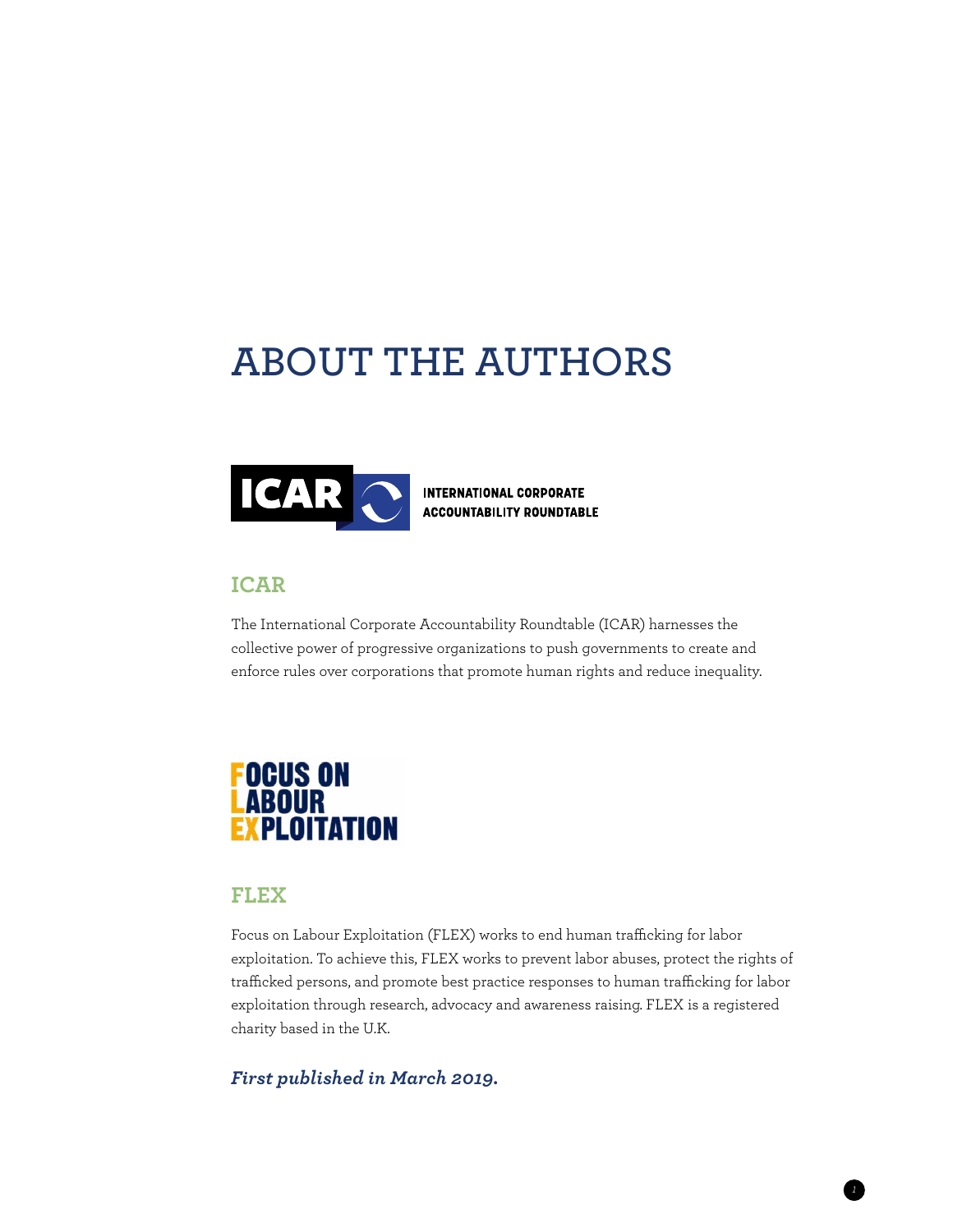# ABOUT THE AUTHORS

INTERNATIONAL CORPORATE ACCOUNTABILITY ROUNDTABLE

## ICAR

The International Corporate Accountability Roundtable (ICAR) harnesses the collective power of progressive organizations to push governments to create and enforce rules over corporations that promote human rights and reduce inequality.

FOCUS ON LABOUR EXPLOITATION

## FLEX

Focus on Labour Exploitation (FLEX) works to end human trafficking for labor exploitation. To achieve this, FLEX works to prevent labor abuses, protect the rights of trafficked persons, and promote best practice responses to human trafficking for labor exploitation through research, advocacy and awareness raising. FLEX is a registered charity based in the U.K.

***First published in March 2019.***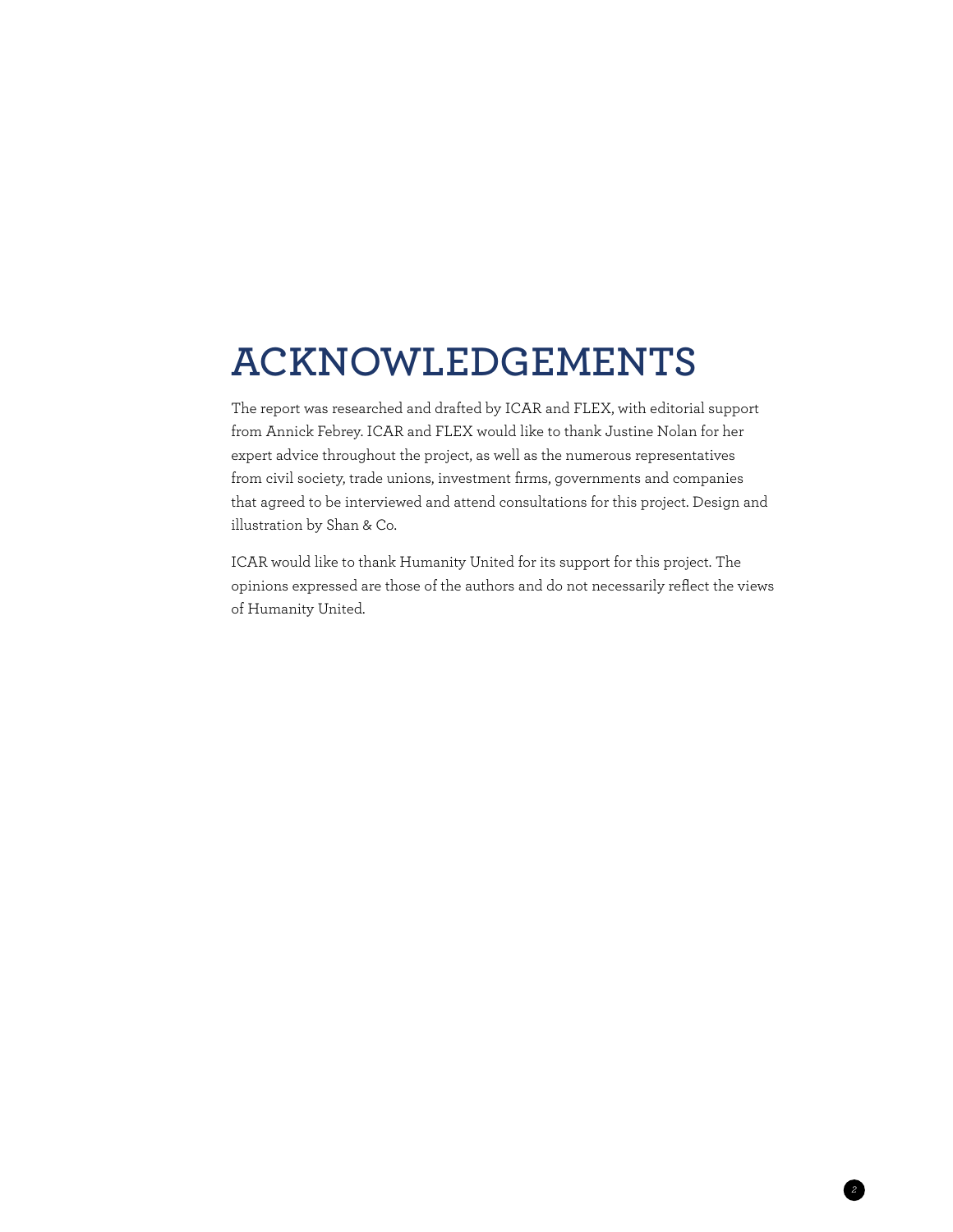# ACKNOWLEDGEMENTS

The report was researched and drafted by ICAR and FLEX, with editorial support from Annick Febrey. ICAR and FLEX would like to thank Justine Nolan for her expert advice throughout the project, as well as the numerous representatives from civil society, trade unions, investment firms, governments and companies that agreed to be interviewed and attend consultations for this project. Design and illustration by Shan & Co.

ICAR would like to thank Humanity United for its support for this project. The opinions expressed are those of the authors and do not necessarily reflect the views of Humanity United.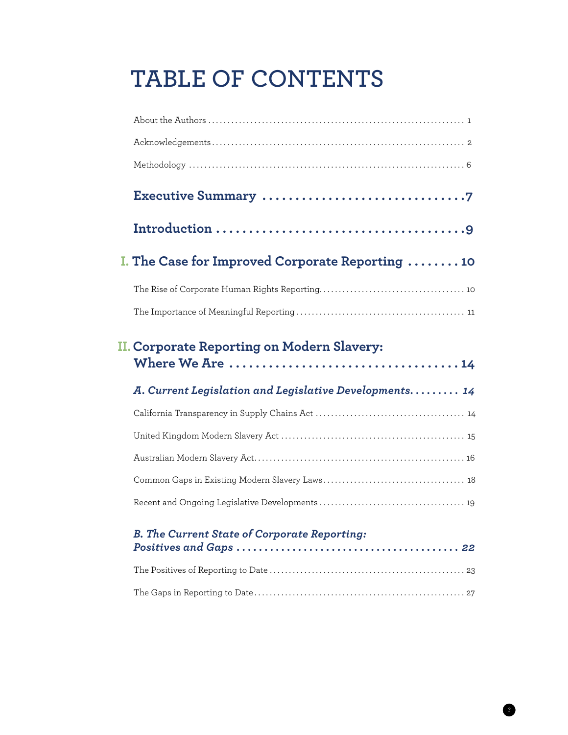# TABLE OF CONTENTS

About the Authors .................................................................. 1

Acknowledgements .................................................................. 2

Methodology .................................................................. 6

**Executive Summary ..............................7**

**Introduction ......................................9**

**I. The Case for Improved Corporate Reporting ........10**

The Rise of Corporate Human Rights Reporting.................................... 10

The Importance of Meaningful Reporting .......................................... 11

**II. Corporate Reporting on Modern Slavery: Where We Are ..................................14**

***A. Current Legislation and Legislative Developments......... 14***

California Transparency in Supply Chains Act ...................................... 14

United Kingdom Modern Slavery Act ............................................... 15

Australian Modern Slavery Act...................................................... 16

Common Gaps in Existing Modern Slavery Laws.................................... 18

Recent and Ongoing Legislative Developments ..................................... 19

***B. The Current State of Corporate Reporting: Positives and Gaps ........................................ 22***

The Positives of Reporting to Date .................................................. 23

The Gaps in Reporting to Date....................................................... 27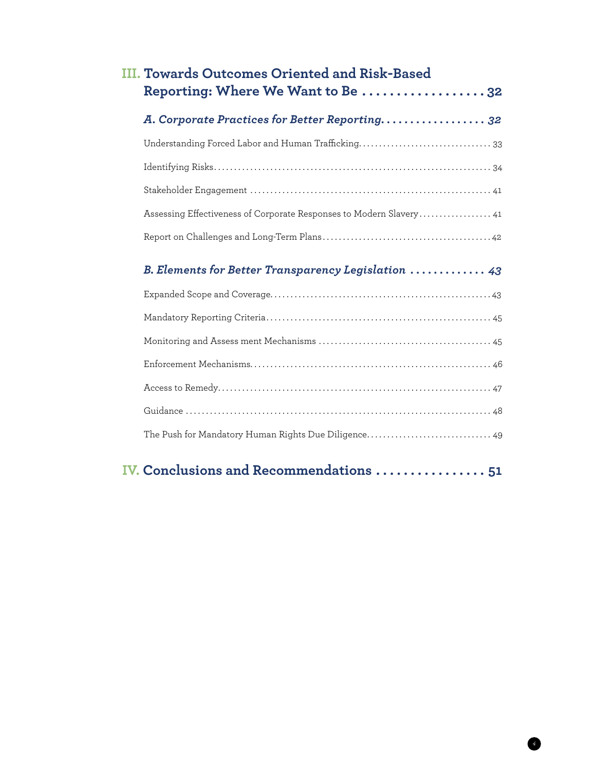## III. Towards Outcomes Oriented and Risk-Based Reporting: Where We Want to Be . . . . . . . . . . . . . . . . . . 32

### *A. Corporate Practices for Better Reporting. . . . . . . . . . . . . . . . . . . 32*

Understanding Forced Labor and Human Trafficking. . . . . . . . . . . . . . . . . . . . . . . . . . . . . . . . 33

Identifying Risks. . . . . . . . . . . . . . . . . . . . . . . . . . . . . . . . . . . . . . . . . . . . . . . . . . . . . . . . . . . . . . . . . . 34

Stakeholder Engagement . . . . . . . . . . . . . . . . . . . . . . . . . . . . . . . . . . . . . . . . . . . . . . . . . . . . . . . . . 41

Assessing Effectiveness of Corporate Responses to Modern Slavery. . . . . . . . . . . . . . . . . . 41

Report on Challenges and Long-Term Plans. . . . . . . . . . . . . . . . . . . . . . . . . . . . . . . . . . . . . . . . . 42

### *B. Elements for Better Transparency Legislation . . . . . . . . . . . . . 43*

Expanded Scope and Coverage. . . . . . . . . . . . . . . . . . . . . . . . . . . . . . . . . . . . . . . . . . . . . . . . . . . . . 43

Mandatory Reporting Criteria. . . . . . . . . . . . . . . . . . . . . . . . . . . . . . . . . . . . . . . . . . . . . . . . . . . . . . 45

Monitoring and Assess ment Mechanisms . . . . . . . . . . . . . . . . . . . . . . . . . . . . . . . . . . . . . . . . . . 45

Enforcement Mechanisms. . . . . . . . . . . . . . . . . . . . . . . . . . . . . . . . . . . . . . . . . . . . . . . . . . . . . . . . . . 46

Access to Remedy. . . . . . . . . . . . . . . . . . . . . . . . . . . . . . . . . . . . . . . . . . . . . . . . . . . . . . . . . . . . . . . . . . 47

Guidance . . . . . . . . . . . . . . . . . . . . . . . . . . . . . . . . . . . . . . . . . . . . . . . . . . . . . . . . . . . . . . . . . . . . . . . . . 48

The Push for Mandatory Human Rights Due Diligence. . . . . . . . . . . . . . . . . . . . . . . . . . . . . . 49

## IV. Conclusions and Recommendations . . . . . . . . . . . . . . . . 51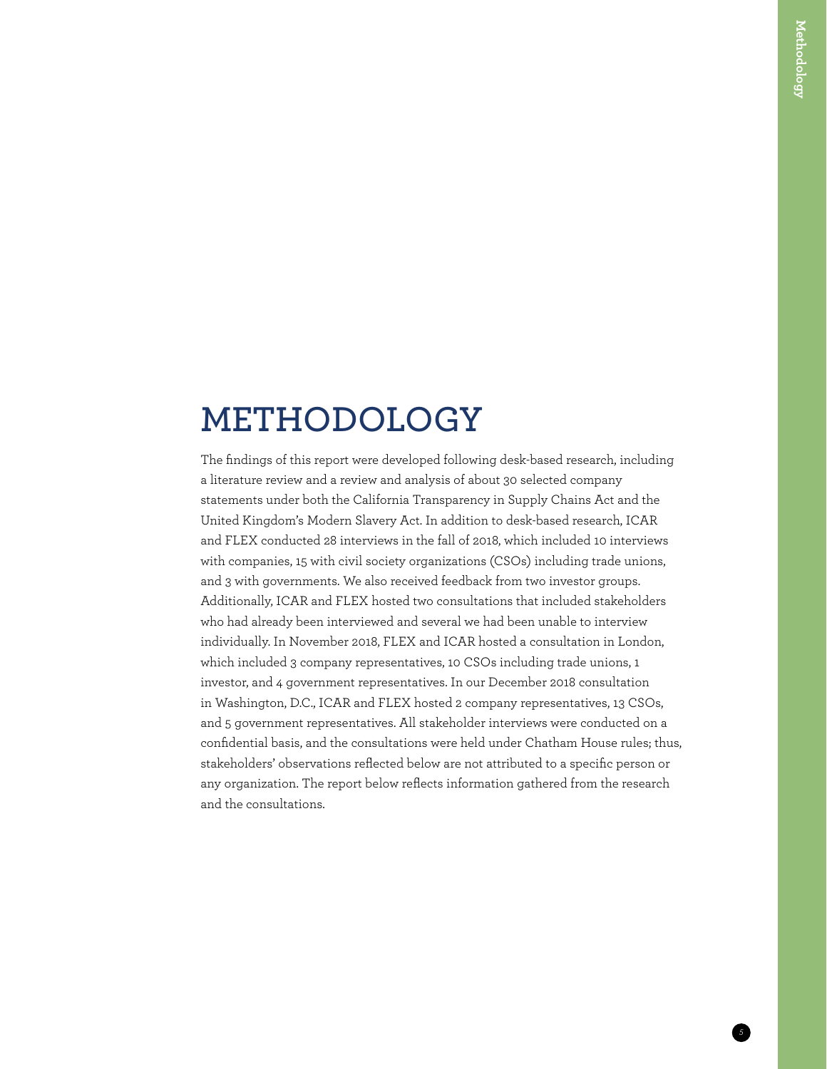# METHODOLOGY

The findings of this report were developed following desk-based research, including a literature review and a review and analysis of about 30 selected company statements under both the California Transparency in Supply Chains Act and the United Kingdom's Modern Slavery Act. In addition to desk-based research, ICAR and FLEX conducted 28 interviews in the fall of 2018, which included 10 interviews with companies, 15 with civil society organizations (CSOs) including trade unions, and 3 with governments. We also received feedback from two investor groups. Additionally, ICAR and FLEX hosted two consultations that included stakeholders who had already been interviewed and several we had been unable to interview individually. In November 2018, FLEX and ICAR hosted a consultation in London, which included 3 company representatives, 10 CSOs including trade unions, 1 investor, and 4 government representatives. In our December 2018 consultation in Washington, D.C., ICAR and FLEX hosted 2 company representatives, 13 CSOs, and 5 government representatives. All stakeholder interviews were conducted on a confidential basis, and the consultations were held under Chatham House rules; thus, stakeholders' observations reflected below are not attributed to a specific person or any organization. The report below reflects information gathered from the research and the consultations.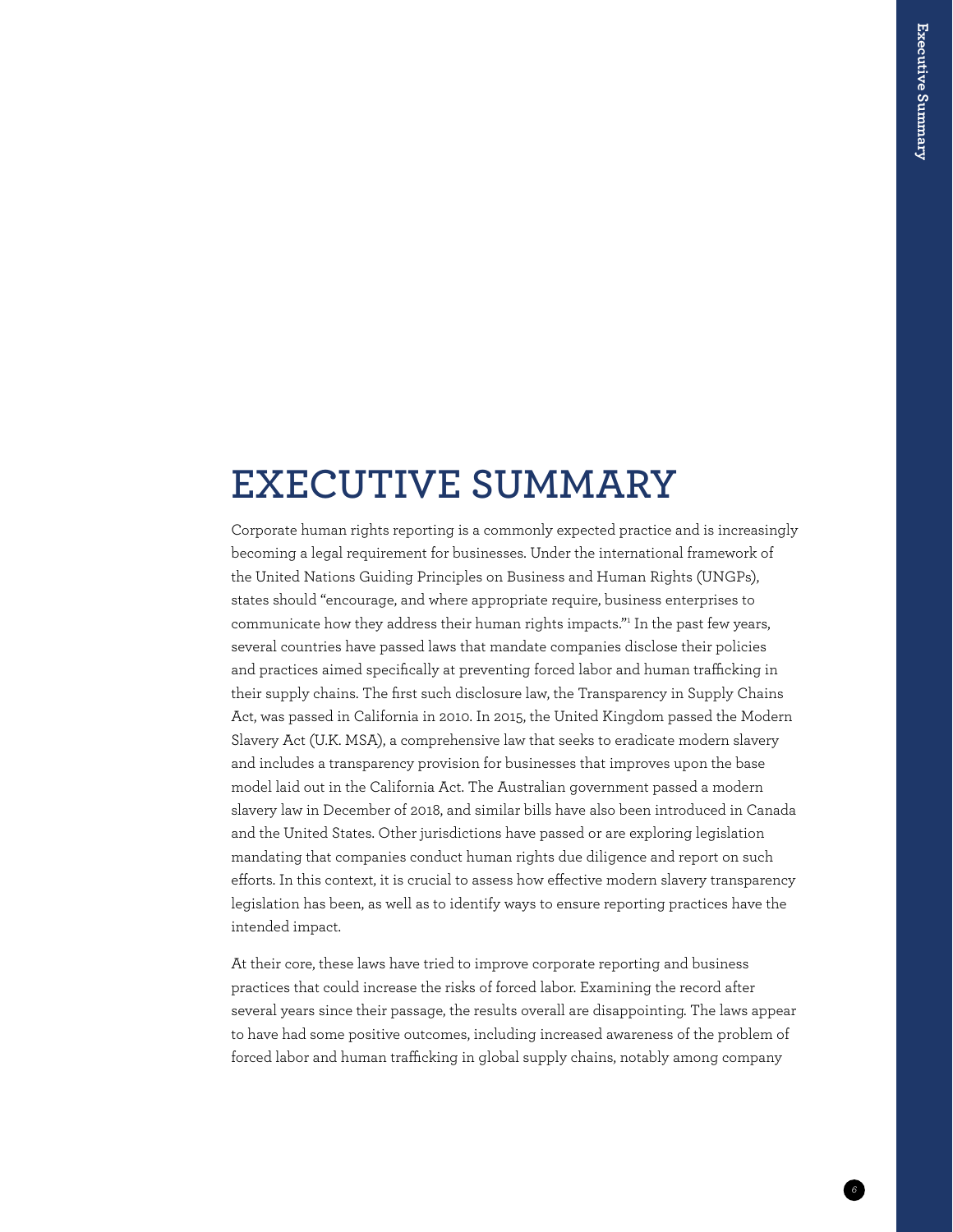# EXECUTIVE SUMMARY

Corporate human rights reporting is a commonly expected practice and is increasingly becoming a legal requirement for businesses. Under the international framework of the United Nations Guiding Principles on Business and Human Rights (UNGPs), states should "encourage, and where appropriate require, business enterprises to communicate how they address their human rights impacts."[1] In the past few years, several countries have passed laws that mandate companies disclose their policies and practices aimed specifically at preventing forced labor and human trafficking in their supply chains. The first such disclosure law, the Transparency in Supply Chains Act, was passed in California in 2010. In 2015, the United Kingdom passed the Modern Slavery Act (U.K. MSA), a comprehensive law that seeks to eradicate modern slavery and includes a transparency provision for businesses that improves upon the base model laid out in the California Act. The Australian government passed a modern slavery law in December of 2018, and similar bills have also been introduced in Canada and the United States. Other jurisdictions have passed or are exploring legislation mandating that companies conduct human rights due diligence and report on such efforts. In this context, it is crucial to assess how effective modern slavery transparency legislation has been, as well as to identify ways to ensure reporting practices have the intended impact.

At their core, these laws have tried to improve corporate reporting and business practices that could increase the risks of forced labor. Examining the record after several years since their passage, the results overall are disappointing. The laws appear to have had some positive outcomes, including increased awareness of the problem of forced labor and human trafficking in global supply chains, notably among company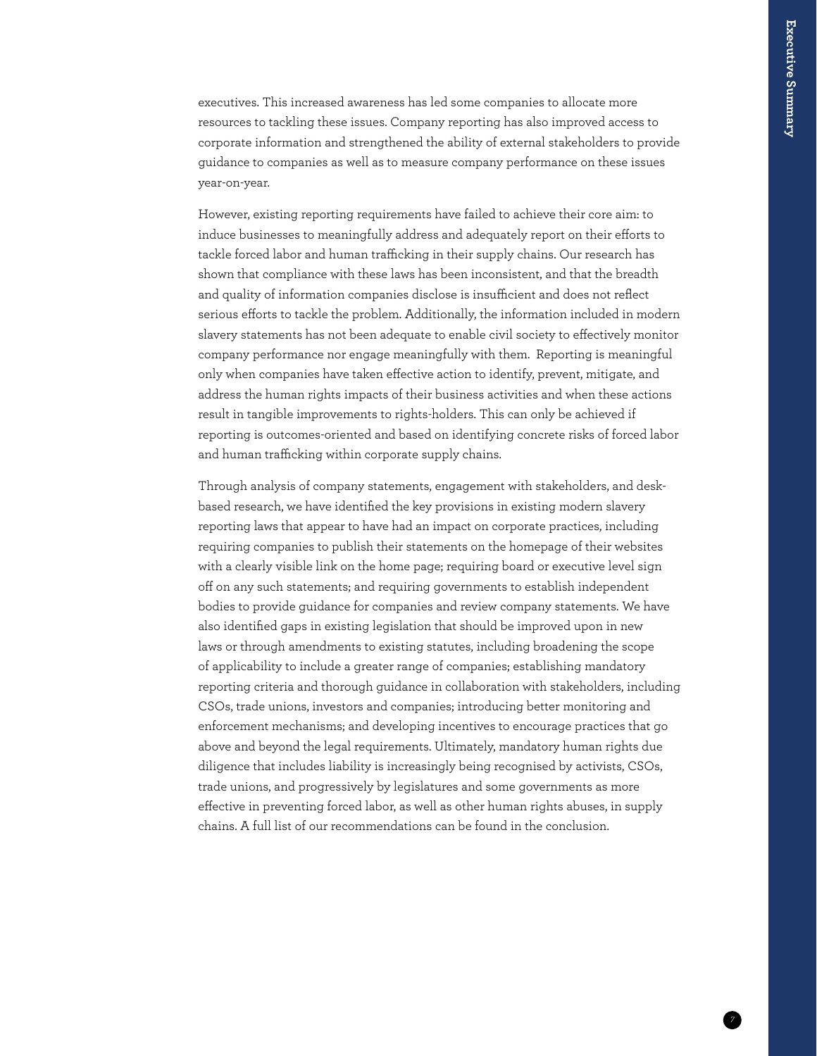executives. This increased awareness has led some companies to allocate more resources to tackling these issues. Company reporting has also improved access to corporate information and strengthened the ability of external stakeholders to provide guidance to companies as well as to measure company performance on these issues year-on-year.

However, existing reporting requirements have failed to achieve their core aim: to induce businesses to meaningfully address and adequately report on their efforts to tackle forced labor and human trafficking in their supply chains. Our research has shown that compliance with these laws has been inconsistent, and that the breadth and quality of information companies disclose is insufficient and does not reflect serious efforts to tackle the problem. Additionally, the information included in modern slavery statements has not been adequate to enable civil society to effectively monitor company performance nor engage meaningfully with them. Reporting is meaningful only when companies have taken effective action to identify, prevent, mitigate, and address the human rights impacts of their business activities and when these actions result in tangible improvements to rights-holders. This can only be achieved if reporting is outcomes-oriented and based on identifying concrete risks of forced labor and human trafficking within corporate supply chains.

Through analysis of company statements, engagement with stakeholders, and desk-based research, we have identified the key provisions in existing modern slavery reporting laws that appear to have had an impact on corporate practices, including requiring companies to publish their statements on the homepage of their websites with a clearly visible link on the home page; requiring board or executive level sign off on any such statements; and requiring governments to establish independent bodies to provide guidance for companies and review company statements. We have also identified gaps in existing legislation that should be improved upon in new laws or through amendments to existing statutes, including broadening the scope of applicability to include a greater range of companies; establishing mandatory reporting criteria and thorough guidance in collaboration with stakeholders, including CSOs, trade unions, investors and companies; introducing better monitoring and enforcement mechanisms; and developing incentives to encourage practices that go above and beyond the legal requirements. Ultimately, mandatory human rights due diligence that includes liability is increasingly being recognised by activists, CSOs, trade unions, and progressively by legislatures and some governments as more effective in preventing forced labor, as well as other human rights abuses, in supply chains. A full list of our recommendations can be found in the conclusion.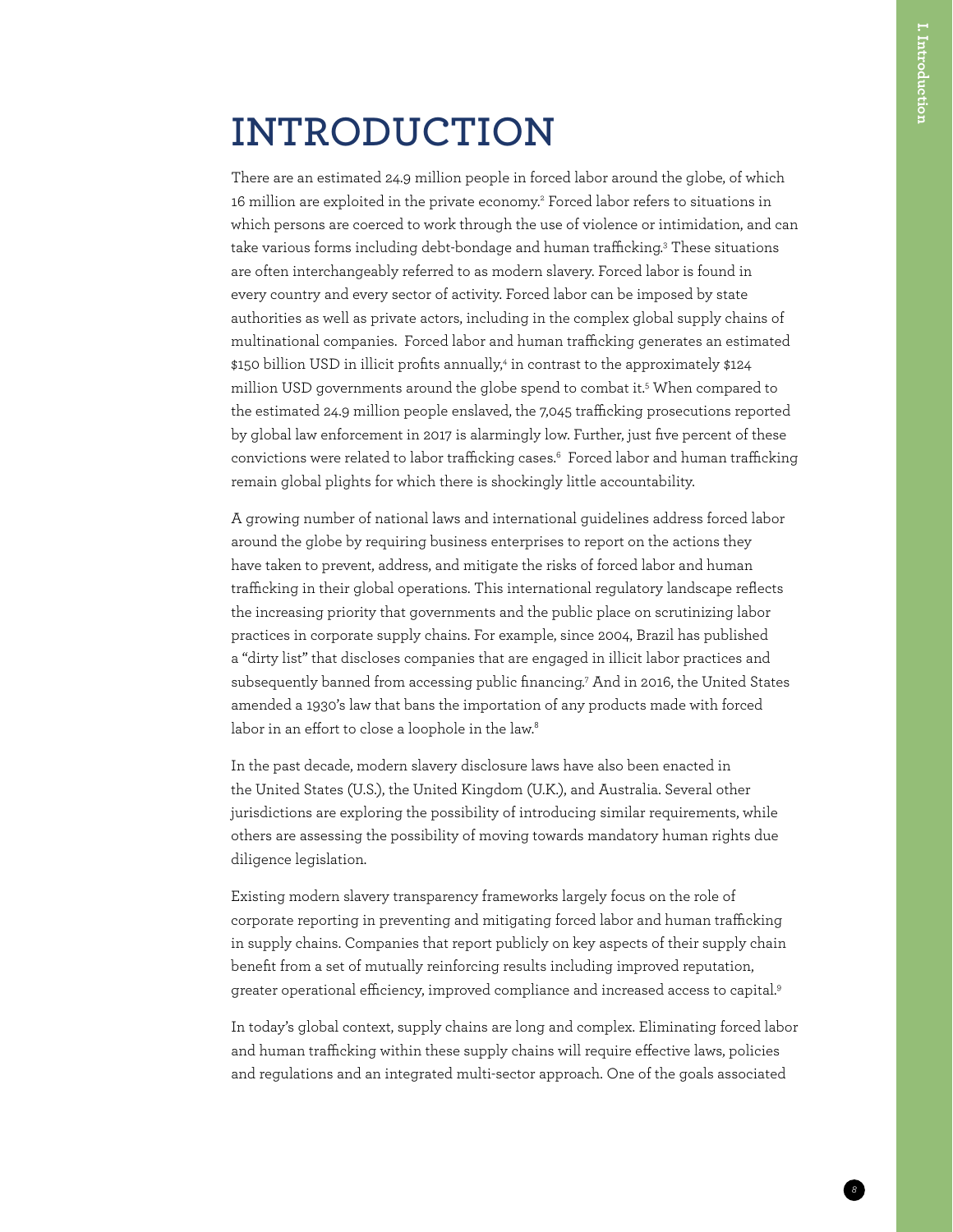# INTRODUCTION

There are an estimated 24.9 million people in forced labor around the globe, of which 16 million are exploited in the private economy.[2] Forced labor refers to situations in which persons are coerced to work through the use of violence or intimidation, and can take various forms including debt-bondage and human trafficking.[3] These situations are often interchangeably referred to as modern slavery. Forced labor is found in every country and every sector of activity. Forced labor can be imposed by state authorities as well as private actors, including in the complex global supply chains of multinational companies. Forced labor and human trafficking generates an estimated $150 billion USD in illicit profits annually,[4] in contrast to the approximately $124 million USD governments around the globe spend to combat it.[5] When compared to the estimated 24.9 million people enslaved, the 7,045 trafficking prosecutions reported by global law enforcement in 2017 is alarmingly low. Further, just five percent of these convictions were related to labor trafficking cases.[6] Forced labor and human trafficking remain global plights for which there is shockingly little accountability.

A growing number of national laws and international guidelines address forced labor around the globe by requiring business enterprises to report on the actions they have taken to prevent, address, and mitigate the risks of forced labor and human trafficking in their global operations. This international regulatory landscape reflects the increasing priority that governments and the public place on scrutinizing labor practices in corporate supply chains. For example, since 2004, Brazil has published a "dirty list" that discloses companies that are engaged in illicit labor practices and subsequently banned from accessing public financing.[7] And in 2016, the United States amended a 1930's law that bans the importation of any products made with forced labor in an effort to close a loophole in the law.[8]

In the past decade, modern slavery disclosure laws have also been enacted in the United States (U.S.), the United Kingdom (U.K.), and Australia. Several other jurisdictions are exploring the possibility of introducing similar requirements, while others are assessing the possibility of moving towards mandatory human rights due diligence legislation.

Existing modern slavery transparency frameworks largely focus on the role of corporate reporting in preventing and mitigating forced labor and human trafficking in supply chains. Companies that report publicly on key aspects of their supply chain benefit from a set of mutually reinforcing results including improved reputation, greater operational efficiency, improved compliance and increased access to capital.[9]

In today's global context, supply chains are long and complex. Eliminating forced labor and human trafficking within these supply chains will require effective laws, policies and regulations and an integrated multi-sector approach. One of the goals associated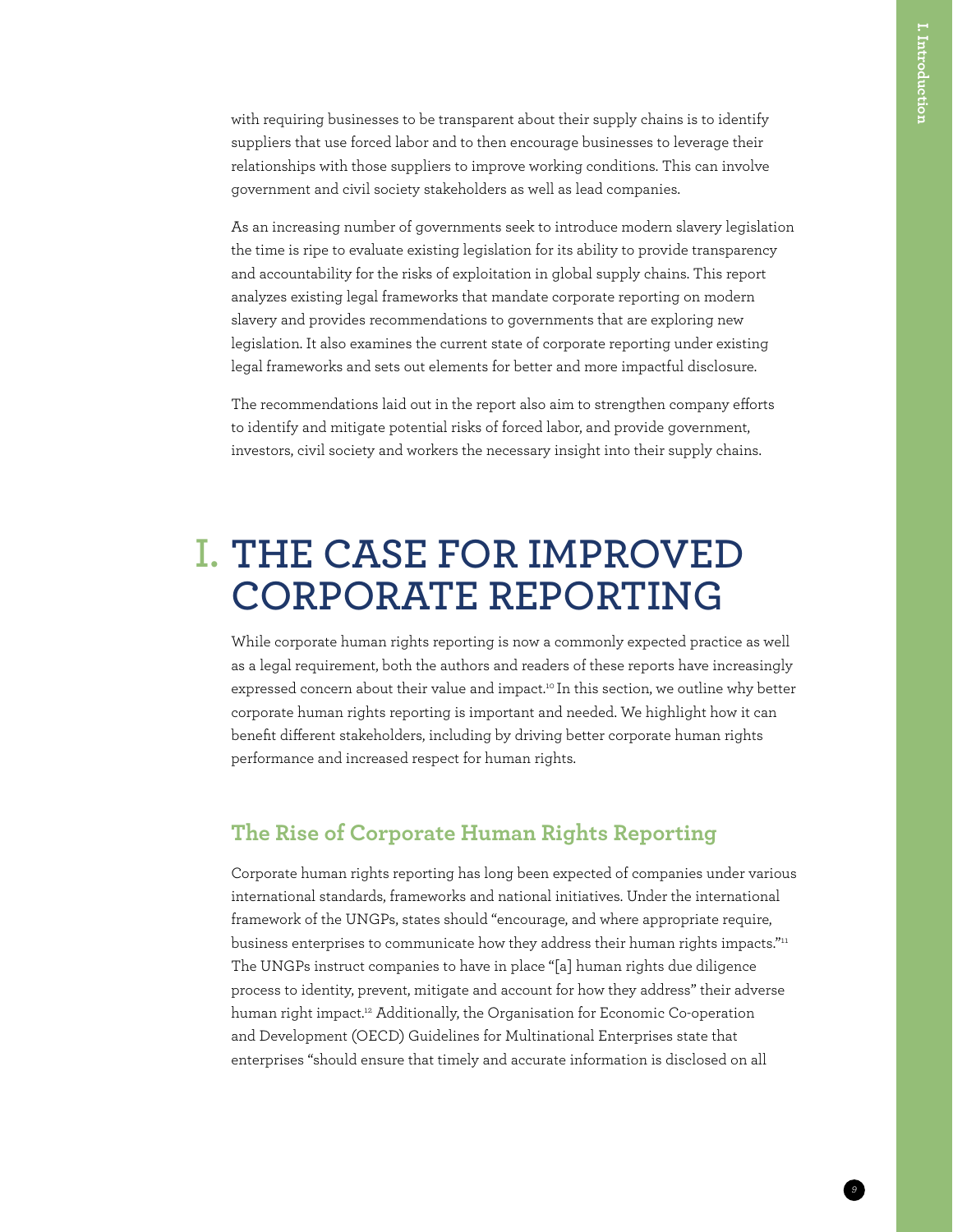with requiring businesses to be transparent about their supply chains is to identify suppliers that use forced labor and to then encourage businesses to leverage their relationships with those suppliers to improve working conditions. This can involve government and civil society stakeholders as well as lead companies.

As an increasing number of governments seek to introduce modern slavery legislation the time is ripe to evaluate existing legislation for its ability to provide transparency and accountability for the risks of exploitation in global supply chains. This report analyzes existing legal frameworks that mandate corporate reporting on modern slavery and provides recommendations to governments that are exploring new legislation. It also examines the current state of corporate reporting under existing legal frameworks and sets out elements for better and more impactful disclosure.

The recommendations laid out in the report also aim to strengthen company efforts to identify and mitigate potential risks of forced labor, and provide government, investors, civil society and workers the necessary insight into their supply chains.

# I. THE CASE FOR IMPROVED CORPORATE REPORTING

While corporate human rights reporting is now a commonly expected practice as well as a legal requirement, both the authors and readers of these reports have increasingly expressed concern about their value and impact.[10] In this section, we outline why better corporate human rights reporting is important and needed. We highlight how it can benefit different stakeholders, including by driving better corporate human rights performance and increased respect for human rights.

## The Rise of Corporate Human Rights Reporting

Corporate human rights reporting has long been expected of companies under various international standards, frameworks and national initiatives. Under the international framework of the UNGPs, states should "encourage, and where appropriate require, business enterprises to communicate how they address their human rights impacts."[11] The UNGPs instruct companies to have in place "[a] human rights due diligence process to identity, prevent, mitigate and account for how they address" their adverse human right impact.[12] Additionally, the Organisation for Economic Co-operation and Development (OECD) Guidelines for Multinational Enterprises state that enterprises "should ensure that timely and accurate information is disclosed on all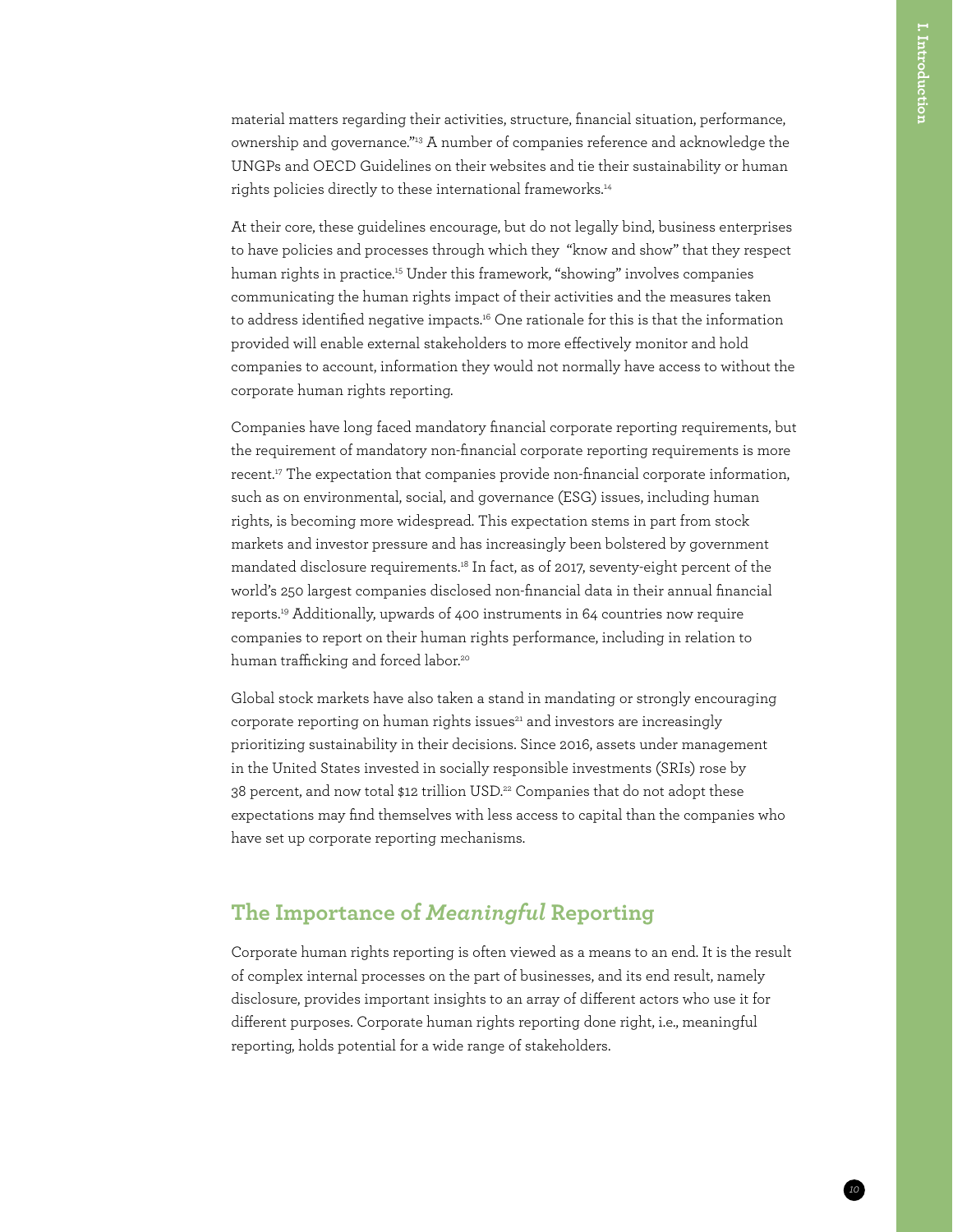material matters regarding their activities, structure, financial situation, performance, ownership and governance."[13] A number of companies reference and acknowledge the UNGPs and OECD Guidelines on their websites and tie their sustainability or human rights policies directly to these international frameworks.[14]

At their core, these guidelines encourage, but do not legally bind, business enterprises to have policies and processes through which they "know and show" that they respect human rights in practice.[15] Under this framework, "showing" involves companies communicating the human rights impact of their activities and the measures taken to address identified negative impacts.[16] One rationale for this is that the information provided will enable external stakeholders to more effectively monitor and hold companies to account, information they would not normally have access to without the corporate human rights reporting.

Companies have long faced mandatory financial corporate reporting requirements, but the requirement of mandatory non-financial corporate reporting requirements is more recent.[17] The expectation that companies provide non-financial corporate information, such as on environmental, social, and governance (ESG) issues, including human rights, is becoming more widespread. This expectation stems in part from stock markets and investor pressure and has increasingly been bolstered by government mandated disclosure requirements.[18] In fact, as of 2017, seventy-eight percent of the world's 250 largest companies disclosed non-financial data in their annual financial reports.[19] Additionally, upwards of 400 instruments in 64 countries now require companies to report on their human rights performance, including in relation to human trafficking and forced labor.[20]

Global stock markets have also taken a stand in mandating or strongly encouraging corporate reporting on human rights issues[21] and investors are increasingly prioritizing sustainability in their decisions. Since 2016, assets under management in the United States invested in socially responsible investments (SRIs) rose by 38 percent, and now total $12 trillion USD.[22] Companies that do not adopt these expectations may find themselves with less access to capital than the companies who have set up corporate reporting mechanisms.

## The Importance of *Meaningful* Reporting

Corporate human rights reporting is often viewed as a means to an end. It is the result of complex internal processes on the part of businesses, and its end result, namely disclosure, provides important insights to an array of different actors who use it for different purposes. Corporate human rights reporting done right, i.e., meaningful reporting, holds potential for a wide range of stakeholders.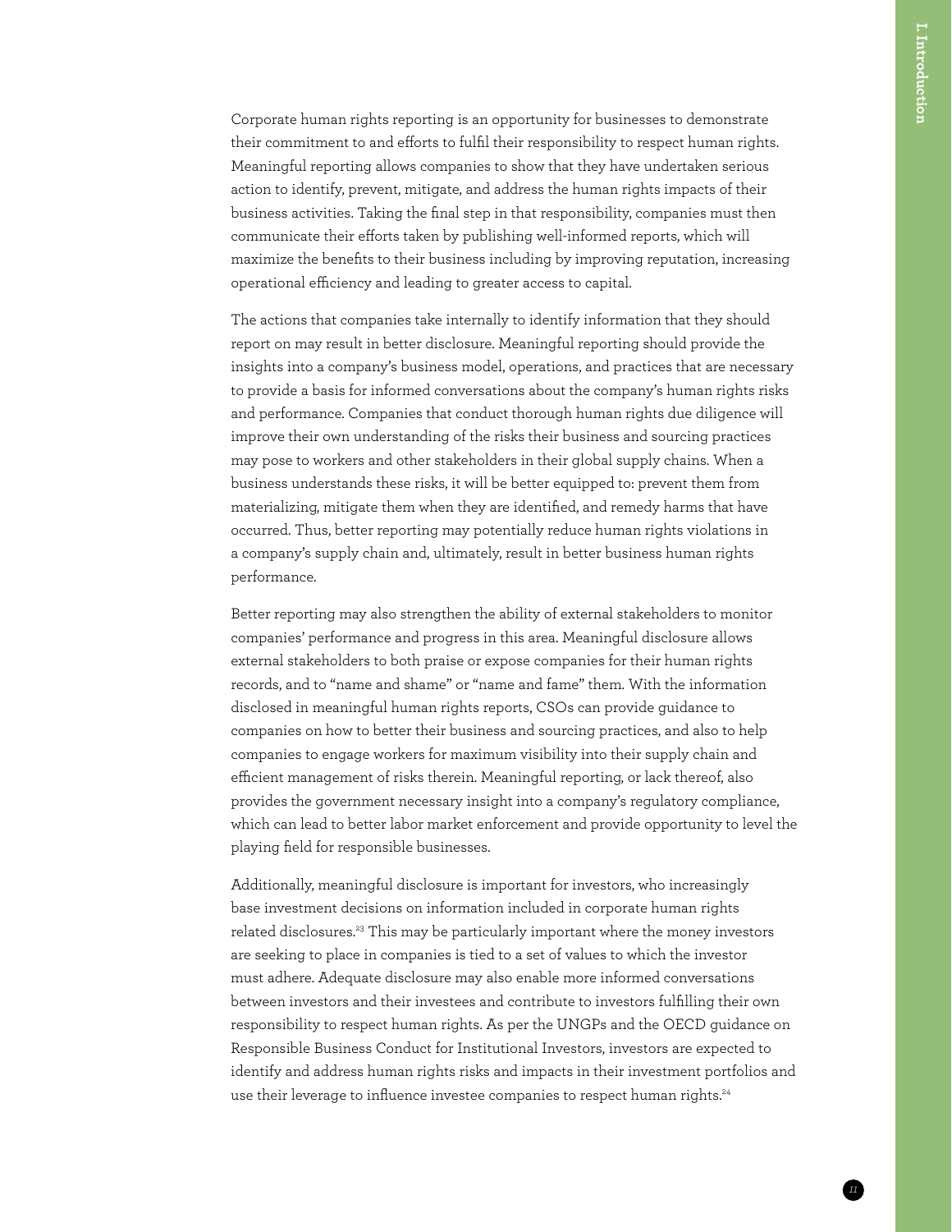Corporate human rights reporting is an opportunity for businesses to demonstrate their commitment to and efforts to fulfil their responsibility to respect human rights. Meaningful reporting allows companies to show that they have undertaken serious action to identify, prevent, mitigate, and address the human rights impacts of their business activities. Taking the final step in that responsibility, companies must then communicate their efforts taken by publishing well-informed reports, which will maximize the benefits to their business including by improving reputation, increasing operational efficiency and leading to greater access to capital.

The actions that companies take internally to identify information that they should report on may result in better disclosure. Meaningful reporting should provide the insights into a company's business model, operations, and practices that are necessary to provide a basis for informed conversations about the company's human rights risks and performance. Companies that conduct thorough human rights due diligence will improve their own understanding of the risks their business and sourcing practices may pose to workers and other stakeholders in their global supply chains. When a business understands these risks, it will be better equipped to: prevent them from materializing, mitigate them when they are identified, and remedy harms that have occurred. Thus, better reporting may potentially reduce human rights violations in a company's supply chain and, ultimately, result in better business human rights performance.

Better reporting may also strengthen the ability of external stakeholders to monitor companies' performance and progress in this area. Meaningful disclosure allows external stakeholders to both praise or expose companies for their human rights records, and to "name and shame" or "name and fame" them. With the information disclosed in meaningful human rights reports, CSOs can provide guidance to companies on how to better their business and sourcing practices, and also to help companies to engage workers for maximum visibility into their supply chain and efficient management of risks therein. Meaningful reporting, or lack thereof, also provides the government necessary insight into a company's regulatory compliance, which can lead to better labor market enforcement and provide opportunity to level the playing field for responsible businesses.

Additionally, meaningful disclosure is important for investors, who increasingly base investment decisions on information included in corporate human rights related disclosures.[23] This may be particularly important where the money investors are seeking to place in companies is tied to a set of values to which the investor must adhere. Adequate disclosure may also enable more informed conversations between investors and their investees and contribute to investors fulfilling their own responsibility to respect human rights. As per the UNGPs and the OECD guidance on Responsible Business Conduct for Institutional Investors, investors are expected to identify and address human rights risks and impacts in their investment portfolios and use their leverage to influence investee companies to respect human rights.[24]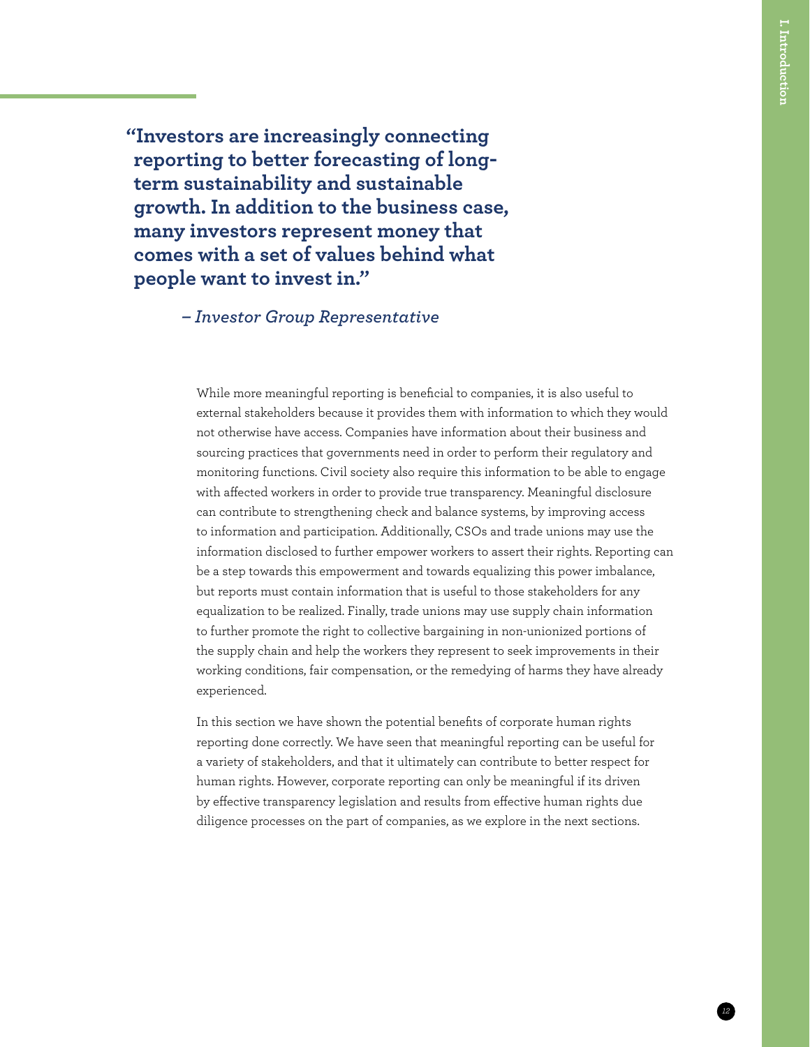> **"Investors are increasingly connecting reporting to better forecasting of long-term sustainability and sustainable growth. In addition to the business case, many investors represent money that comes with a set of values behind what people want to invest in."**
>
> *– Investor Group Representative*

While more meaningful reporting is beneficial to companies, it is also useful to external stakeholders because it provides them with information to which they would not otherwise have access. Companies have information about their business and sourcing practices that governments need in order to perform their regulatory and monitoring functions. Civil society also require this information to be able to engage with affected workers in order to provide true transparency. Meaningful disclosure can contribute to strengthening check and balance systems, by improving access to information and participation. Additionally, CSOs and trade unions may use the information disclosed to further empower workers to assert their rights. Reporting can be a step towards this empowerment and towards equalizing this power imbalance, but reports must contain information that is useful to those stakeholders for any equalization to be realized. Finally, trade unions may use supply chain information to further promote the right to collective bargaining in non-unionized portions of the supply chain and help the workers they represent to seek improvements in their working conditions, fair compensation, or the remedying of harms they have already experienced.

In this section we have shown the potential benefits of corporate human rights reporting done correctly. We have seen that meaningful reporting can be useful for a variety of stakeholders, and that it ultimately can contribute to better respect for human rights. However, corporate reporting can only be meaningful if its driven by effective transparency legislation and results from effective human rights due diligence processes on the part of companies, as we explore in the next sections.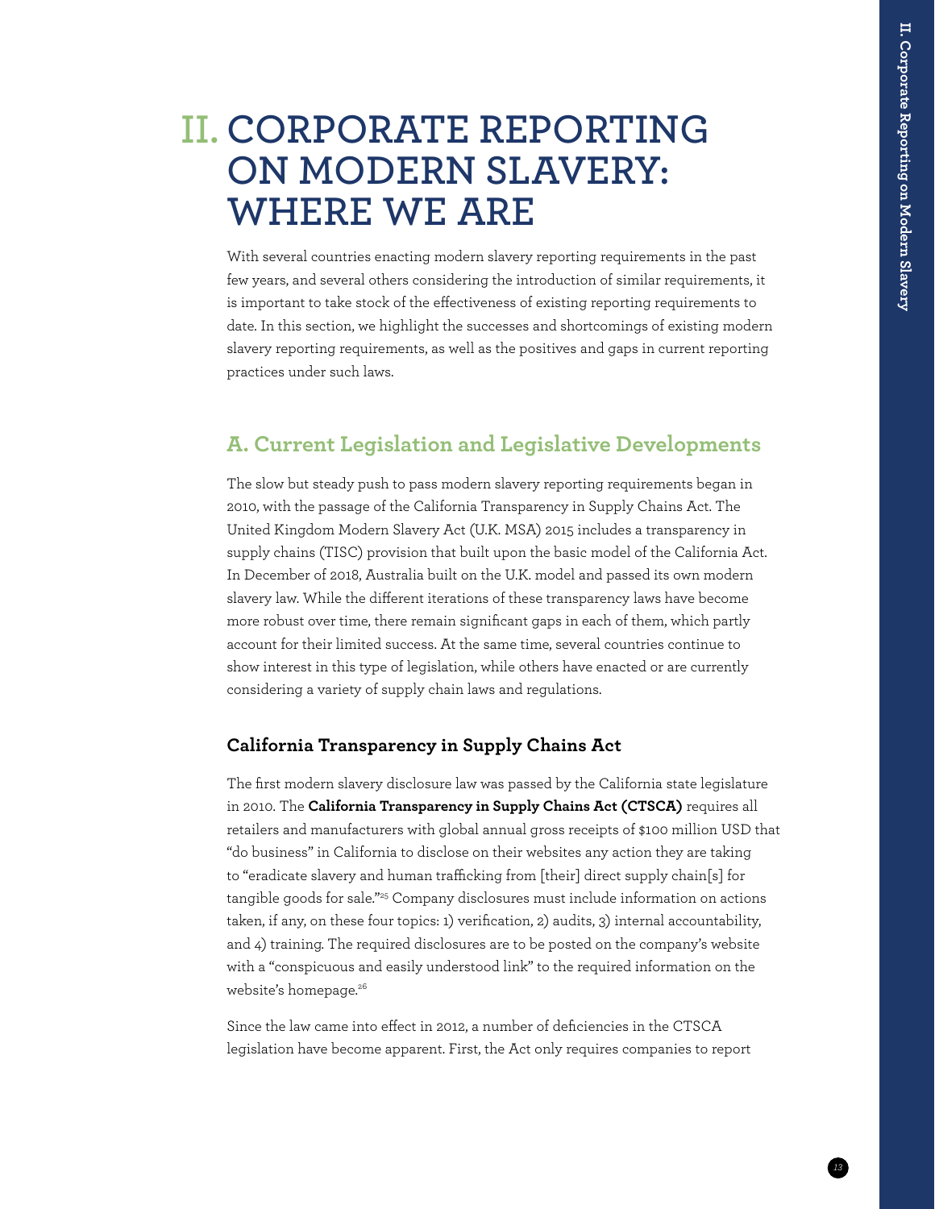# II. CORPORATE REPORTING ON MODERN SLAVERY: WHERE WE ARE

With several countries enacting modern slavery reporting requirements in the past few years, and several others considering the introduction of similar requirements, it is important to take stock of the effectiveness of existing reporting requirements to date. In this section, we highlight the successes and shortcomings of existing modern slavery reporting requirements, as well as the positives and gaps in current reporting practices under such laws.

## A. Current Legislation and Legislative Developments

The slow but steady push to pass modern slavery reporting requirements began in 2010, with the passage of the California Transparency in Supply Chains Act. The United Kingdom Modern Slavery Act (U.K. MSA) 2015 includes a transparency in supply chains (TISC) provision that built upon the basic model of the California Act. In December of 2018, Australia built on the U.K. model and passed its own modern slavery law. While the different iterations of these transparency laws have become more robust over time, there remain significant gaps in each of them, which partly account for their limited success. At the same time, several countries continue to show interest in this type of legislation, while others have enacted or are currently considering a variety of supply chain laws and regulations.

### California Transparency in Supply Chains Act

The first modern slavery disclosure law was passed by the California state legislature in 2010. The **California Transparency in Supply Chains Act (CTSCA)** requires all retailers and manufacturers with global annual gross receipts of $100 million USD that "do business" in California to disclose on their websites any action they are taking to "eradicate slavery and human trafficking from [their] direct supply chain[s] for tangible goods for sale."[25] Company disclosures must include information on actions taken, if any, on these four topics: 1) verification, 2) audits, 3) internal accountability, and 4) training. The required disclosures are to be posted on the company's website with a "conspicuous and easily understood link" to the required information on the website's homepage.[26]

Since the law came into effect in 2012, a number of deficiencies in the CTSCA legislation have become apparent. First, the Act only requires companies to report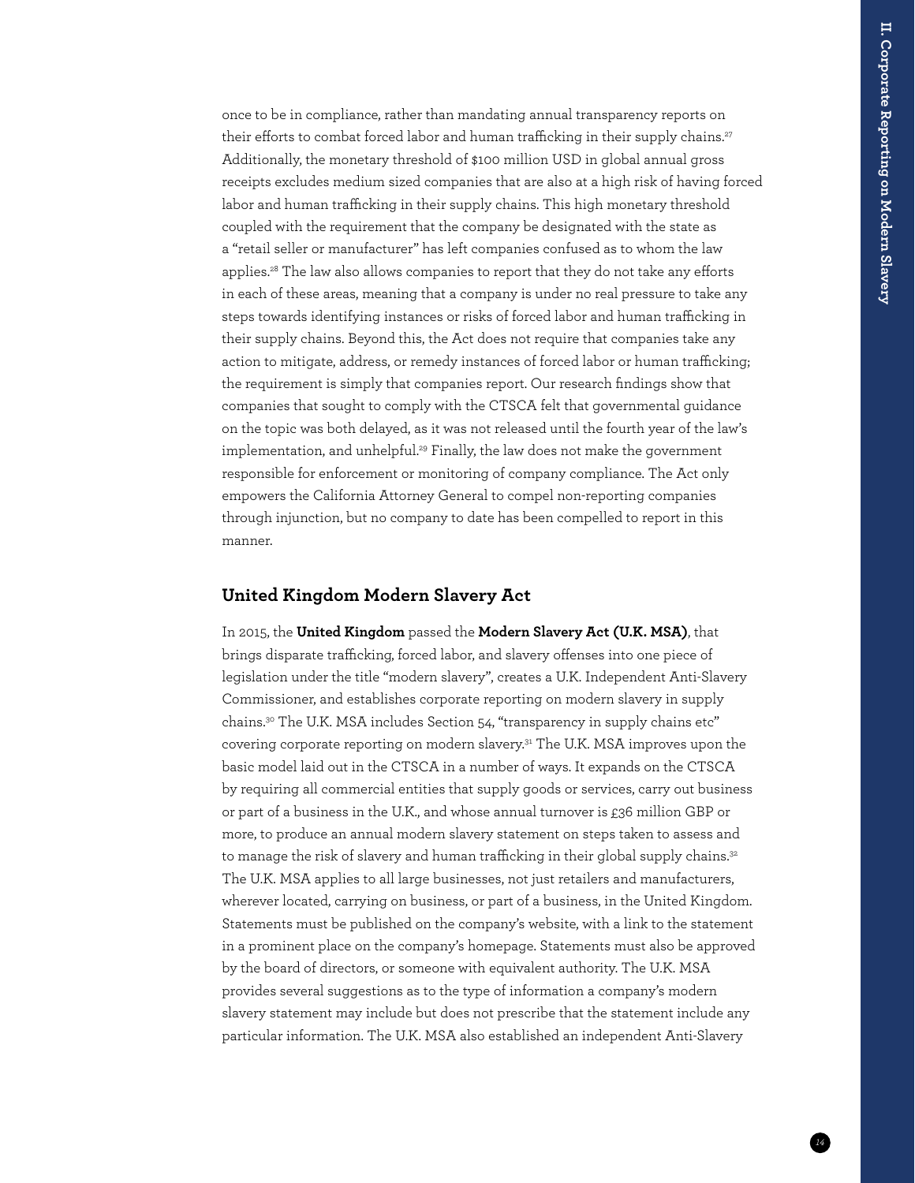once to be in compliance, rather than mandating annual transparency reports on their efforts to combat forced labor and human trafficking in their supply chains.[27] Additionally, the monetary threshold of $100 million USD in global annual gross receipts excludes medium sized companies that are also at a high risk of having forced labor and human trafficking in their supply chains. This high monetary threshold coupled with the requirement that the company be designated with the state as a "retail seller or manufacturer" has left companies confused as to whom the law applies.[28] The law also allows companies to report that they do not take any efforts in each of these areas, meaning that a company is under no real pressure to take any steps towards identifying instances or risks of forced labor and human trafficking in their supply chains. Beyond this, the Act does not require that companies take any action to mitigate, address, or remedy instances of forced labor or human trafficking; the requirement is simply that companies report. Our research findings show that companies that sought to comply with the CTSCA felt that governmental guidance on the topic was both delayed, as it was not released until the fourth year of the law's implementation, and unhelpful.[29] Finally, the law does not make the government responsible for enforcement or monitoring of company compliance. The Act only empowers the California Attorney General to compel non-reporting companies through injunction, but no company to date has been compelled to report in this manner.

## United Kingdom Modern Slavery Act

In 2015, the **United Kingdom** passed the **Modern Slavery Act (U.K. MSA)**, that brings disparate trafficking, forced labor, and slavery offenses into one piece of legislation under the title "modern slavery", creates a U.K. Independent Anti-Slavery Commissioner, and establishes corporate reporting on modern slavery in supply chains.[30] The U.K. MSA includes Section 54, "transparency in supply chains etc" covering corporate reporting on modern slavery.[31] The U.K. MSA improves upon the basic model laid out in the CTSCA in a number of ways. It expands on the CTSCA by requiring all commercial entities that supply goods or services, carry out business or part of a business in the U.K., and whose annual turnover is £36 million GBP or more, to produce an annual modern slavery statement on steps taken to assess and to manage the risk of slavery and human trafficking in their global supply chains.[32] The U.K. MSA applies to all large businesses, not just retailers and manufacturers, wherever located, carrying on business, or part of a business, in the United Kingdom. Statements must be published on the company's website, with a link to the statement in a prominent place on the company's homepage. Statements must also be approved by the board of directors, or someone with equivalent authority. The U.K. MSA provides several suggestions as to the type of information a company's modern slavery statement may include but does not prescribe that the statement include any particular information. The U.K. MSA also established an independent Anti-Slavery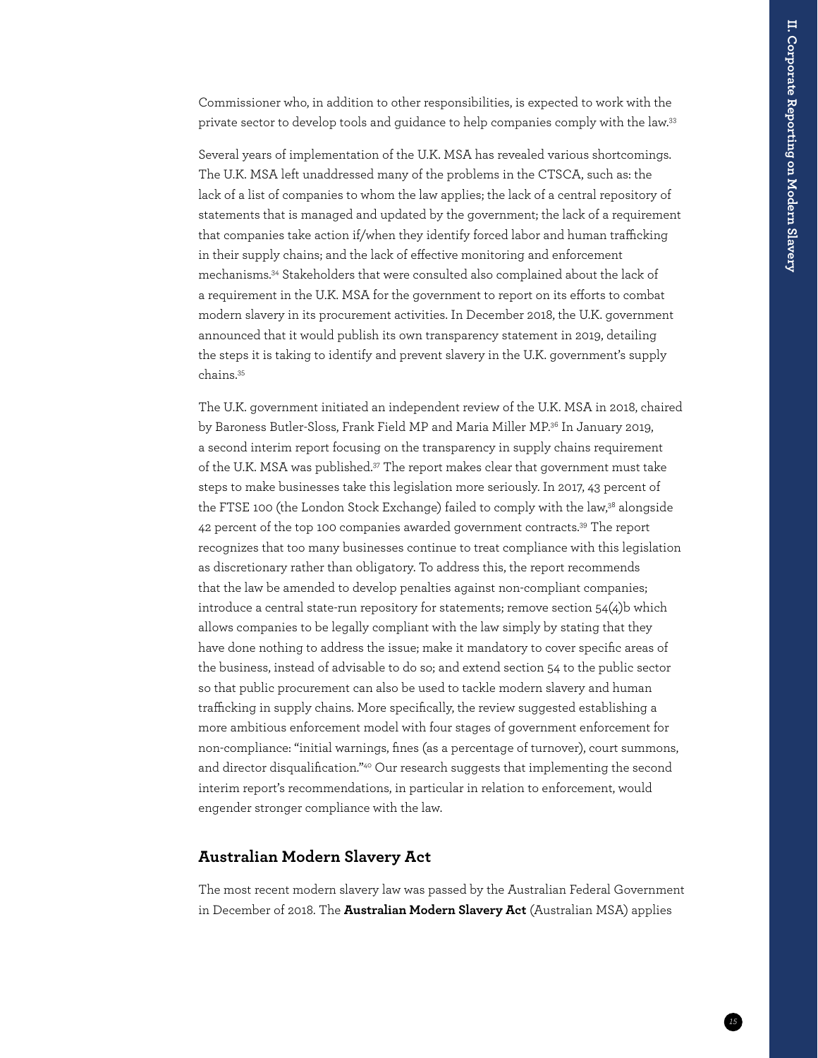Commissioner who, in addition to other responsibilities, is expected to work with the private sector to develop tools and guidance to help companies comply with the law.[33]

Several years of implementation of the U.K. MSA has revealed various shortcomings. The U.K. MSA left unaddressed many of the problems in the CTSCA, such as: the lack of a list of companies to whom the law applies; the lack of a central repository of statements that is managed and updated by the government; the lack of a requirement that companies take action if/when they identify forced labor and human trafficking in their supply chains; and the lack of effective monitoring and enforcement mechanisms.[34] Stakeholders that were consulted also complained about the lack of a requirement in the U.K. MSA for the government to report on its efforts to combat modern slavery in its procurement activities. In December 2018, the U.K. government announced that it would publish its own transparency statement in 2019, detailing the steps it is taking to identify and prevent slavery in the U.K. government's supply chains.[35]

The U.K. government initiated an independent review of the U.K. MSA in 2018, chaired by Baroness Butler-Sloss, Frank Field MP and Maria Miller MP.[36] In January 2019, a second interim report focusing on the transparency in supply chains requirement of the U.K. MSA was published.[37] The report makes clear that government must take steps to make businesses take this legislation more seriously. In 2017, 43 percent of the FTSE 100 (the London Stock Exchange) failed to comply with the law,[38] alongside 42 percent of the top 100 companies awarded government contracts.[39] The report recognizes that too many businesses continue to treat compliance with this legislation as discretionary rather than obligatory. To address this, the report recommends that the law be amended to develop penalties against non-compliant companies; introduce a central state-run repository for statements; remove section 54(4)b which allows companies to be legally compliant with the law simply by stating that they have done nothing to address the issue; make it mandatory to cover specific areas of the business, instead of advisable to do so; and extend section 54 to the public sector so that public procurement can also be used to tackle modern slavery and human trafficking in supply chains. More specifically, the review suggested establishing a more ambitious enforcement model with four stages of government enforcement for non-compliance: "initial warnings, fines (as a percentage of turnover), court summons, and director disqualification."[40] Our research suggests that implementing the second interim report's recommendations, in particular in relation to enforcement, would engender stronger compliance with the law.

## Australian Modern Slavery Act

The most recent modern slavery law was passed by the Australian Federal Government in December of 2018. The **Australian Modern Slavery Act** (Australian MSA) applies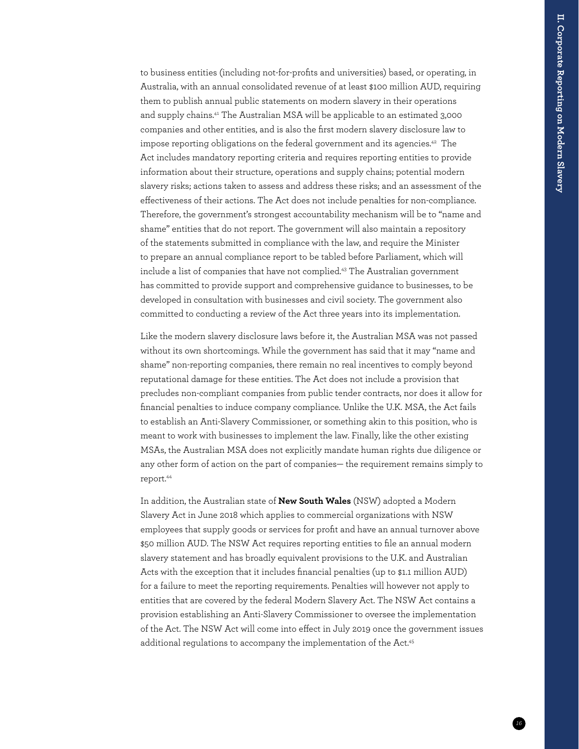to business entities (including not-for-profits and universities) based, or operating, in Australia, with an annual consolidated revenue of at least $100 million AUD, requiring them to publish annual public statements on modern slavery in their operations and supply chains.[41] The Australian MSA will be applicable to an estimated 3,000 companies and other entities, and is also the first modern slavery disclosure law to impose reporting obligations on the federal government and its agencies.[42] The Act includes mandatory reporting criteria and requires reporting entities to provide information about their structure, operations and supply chains; potential modern slavery risks; actions taken to assess and address these risks; and an assessment of the effectiveness of their actions. The Act does not include penalties for non-compliance. Therefore, the government's strongest accountability mechanism will be to "name and shame" entities that do not report. The government will also maintain a repository of the statements submitted in compliance with the law, and require the Minister to prepare an annual compliance report to be tabled before Parliament, which will include a list of companies that have not complied.[43] The Australian government has committed to provide support and comprehensive guidance to businesses, to be developed in consultation with businesses and civil society. The government also committed to conducting a review of the Act three years into its implementation.

Like the modern slavery disclosure laws before it, the Australian MSA was not passed without its own shortcomings. While the government has said that it may "name and shame" non-reporting companies, there remain no real incentives to comply beyond reputational damage for these entities. The Act does not include a provision that precludes non-compliant companies from public tender contracts, nor does it allow for financial penalties to induce company compliance. Unlike the U.K. MSA, the Act fails to establish an Anti-Slavery Commissioner, or something akin to this position, who is meant to work with businesses to implement the law. Finally, like the other existing MSAs, the Australian MSA does not explicitly mandate human rights due diligence or any other form of action on the part of companies— the requirement remains simply to report.[44]

In addition, the Australian state of **New South Wales** (NSW) adopted a Modern Slavery Act in June 2018 which applies to commercial organizations with NSW employees that supply goods or services for profit and have an annual turnover above $50 million AUD. The NSW Act requires reporting entities to file an annual modern slavery statement and has broadly equivalent provisions to the U.K. and Australian Acts with the exception that it includes financial penalties (up to $1.1 million AUD) for a failure to meet the reporting requirements. Penalties will however not apply to entities that are covered by the federal Modern Slavery Act. The NSW Act contains a provision establishing an Anti-Slavery Commissioner to oversee the implementation of the Act. The NSW Act will come into effect in July 2019 once the government issues additional regulations to accompany the implementation of the Act.[45]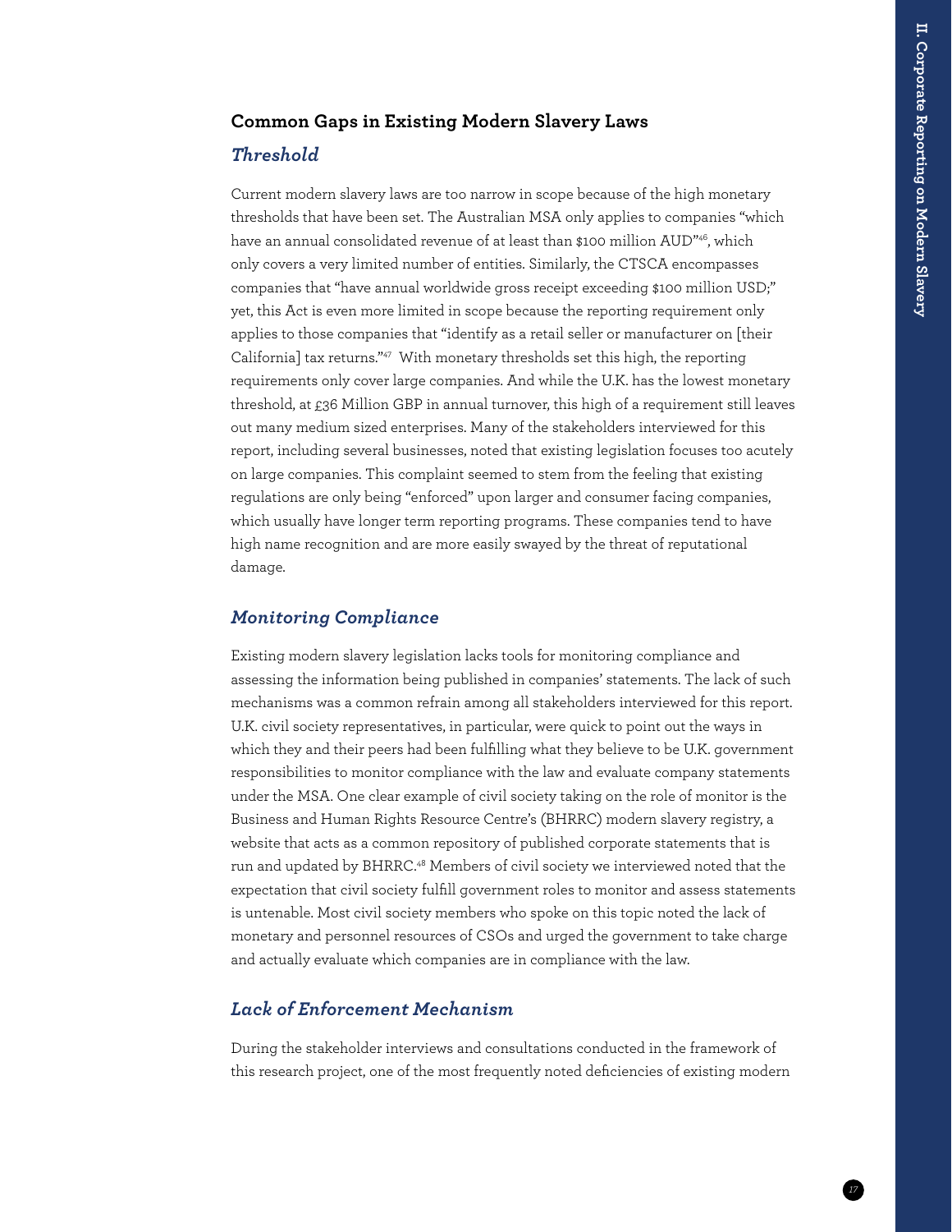## Common Gaps in Existing Modern Slavery Laws

### *Threshold*

Current modern slavery laws are too narrow in scope because of the high monetary thresholds that have been set. The Australian MSA only applies to companies "which have an annual consolidated revenue of at least than $100 million AUD"[46], which only covers a very limited number of entities. Similarly, the CTSCA encompasses companies that "have annual worldwide gross receipt exceeding $100 million USD;" yet, this Act is even more limited in scope because the reporting requirement only applies to those companies that "identify as a retail seller or manufacturer on [their California] tax returns."[47] With monetary thresholds set this high, the reporting requirements only cover large companies. And while the U.K. has the lowest monetary threshold, at £36 Million GBP in annual turnover, this high of a requirement still leaves out many medium sized enterprises. Many of the stakeholders interviewed for this report, including several businesses, noted that existing legislation focuses too acutely on large companies. This complaint seemed to stem from the feeling that existing regulations are only being "enforced" upon larger and consumer facing companies, which usually have longer term reporting programs. These companies tend to have high name recognition and are more easily swayed by the threat of reputational damage.

### *Monitoring Compliance*

Existing modern slavery legislation lacks tools for monitoring compliance and assessing the information being published in companies' statements. The lack of such mechanisms was a common refrain among all stakeholders interviewed for this report. U.K. civil society representatives, in particular, were quick to point out the ways in which they and their peers had been fulfilling what they believe to be U.K. government responsibilities to monitor compliance with the law and evaluate company statements under the MSA. One clear example of civil society taking on the role of monitor is the Business and Human Rights Resource Centre's (BHRRC) modern slavery registry, a website that acts as a common repository of published corporate statements that is run and updated by BHRRC.[48] Members of civil society we interviewed noted that the expectation that civil society fulfill government roles to monitor and assess statements is untenable. Most civil society members who spoke on this topic noted the lack of monetary and personnel resources of CSOs and urged the government to take charge and actually evaluate which companies are in compliance with the law.

### *Lack of Enforcement Mechanism*

During the stakeholder interviews and consultations conducted in the framework of this research project, one of the most frequently noted deficiencies of existing modern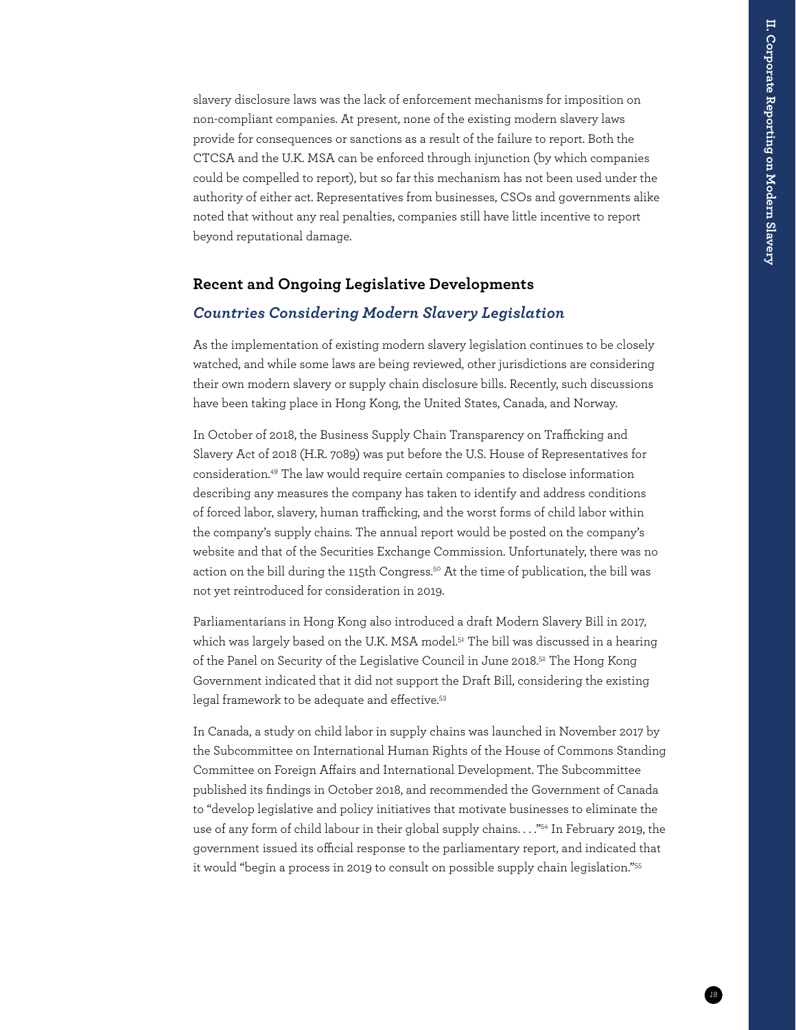slavery disclosure laws was the lack of enforcement mechanisms for imposition on non-compliant companies. At present, none of the existing modern slavery laws provide for consequences or sanctions as a result of the failure to report. Both the CTCSA and the U.K. MSA can be enforced through injunction (by which companies could be compelled to report), but so far this mechanism has not been used under the authority of either act. Representatives from businesses, CSOs and governments alike noted that without any real penalties, companies still have little incentive to report beyond reputational damage.

## Recent and Ongoing Legislative Developments

### *Countries Considering Modern Slavery Legislation*

As the implementation of existing modern slavery legislation continues to be closely watched, and while some laws are being reviewed, other jurisdictions are considering their own modern slavery or supply chain disclosure bills. Recently, such discussions have been taking place in Hong Kong, the United States, Canada, and Norway.

In October of 2018, the Business Supply Chain Transparency on Trafficking and Slavery Act of 2018 (H.R. 7089) was put before the U.S. House of Representatives for consideration.[49] The law would require certain companies to disclose information describing any measures the company has taken to identify and address conditions of forced labor, slavery, human trafficking, and the worst forms of child labor within the company's supply chains. The annual report would be posted on the company's website and that of the Securities Exchange Commission. Unfortunately, there was no action on the bill during the 115th Congress.[50] At the time of publication, the bill was not yet reintroduced for consideration in 2019.

Parliamentarians in Hong Kong also introduced a draft Modern Slavery Bill in 2017, which was largely based on the U.K. MSA model.[51] The bill was discussed in a hearing of the Panel on Security of the Legislative Council in June 2018.[52] The Hong Kong Government indicated that it did not support the Draft Bill, considering the existing legal framework to be adequate and effective.[53]

In Canada, a study on child labor in supply chains was launched in November 2017 by the Subcommittee on International Human Rights of the House of Commons Standing Committee on Foreign Affairs and International Development. The Subcommittee published its findings in October 2018, and recommended the Government of Canada to "develop legislative and policy initiatives that motivate businesses to eliminate the use of any form of child labour in their global supply chains. . . ."[54] In February 2019, the government issued its official response to the parliamentary report, and indicated that it would "begin a process in 2019 to consult on possible supply chain legislation."[55]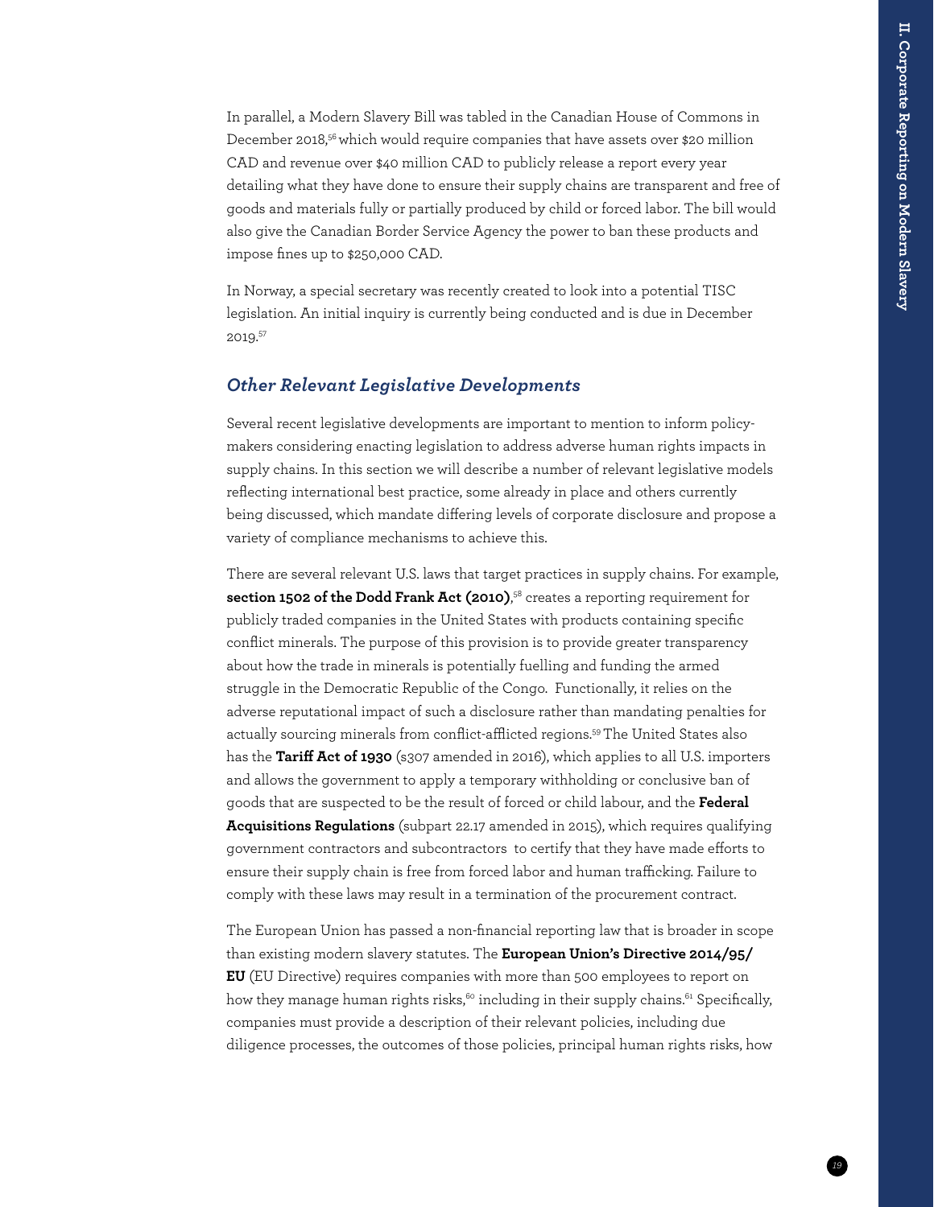In parallel, a Modern Slavery Bill was tabled in the Canadian House of Commons in December 2018,[56] which would require companies that have assets over $20 million CAD and revenue over $40 million CAD to publicly release a report every year detailing what they have done to ensure their supply chains are transparent and free of goods and materials fully or partially produced by child or forced labor. The bill would also give the Canadian Border Service Agency the power to ban these products and impose fines up to $250,000 CAD.

In Norway, a special secretary was recently created to look into a potential TISC legislation. An initial inquiry is currently being conducted and is due in December 2019.[57]

### *Other Relevant Legislative Developments*

Several recent legislative developments are important to mention to inform policy-makers considering enacting legislation to address adverse human rights impacts in supply chains. In this section we will describe a number of relevant legislative models reflecting international best practice, some already in place and others currently being discussed, which mandate differing levels of corporate disclosure and propose a variety of compliance mechanisms to achieve this.

There are several relevant U.S. laws that target practices in supply chains. For example, **section 1502 of the Dodd Frank Act (2010)**,[58] creates a reporting requirement for publicly traded companies in the United States with products containing specific conflict minerals. The purpose of this provision is to provide greater transparency about how the trade in minerals is potentially fuelling and funding the armed struggle in the Democratic Republic of the Congo. Functionally, it relies on the adverse reputational impact of such a disclosure rather than mandating penalties for actually sourcing minerals from conflict-afflicted regions.[59] The United States also has the **Tariff Act of 1930** (s307 amended in 2016), which applies to all U.S. importers and allows the government to apply a temporary withholding or conclusive ban of goods that are suspected to be the result of forced or child labour, and the **Federal Acquisitions Regulations** (subpart 22.17 amended in 2015), which requires qualifying government contractors and subcontractors to certify that they have made efforts to ensure their supply chain is free from forced labor and human trafficking. Failure to comply with these laws may result in a termination of the procurement contract.

The European Union has passed a non-financial reporting law that is broader in scope than existing modern slavery statutes. The **European Union's Directive 2014/95/EU** (EU Directive) requires companies with more than 500 employees to report on how they manage human rights risks,[60] including in their supply chains.[61] Specifically, companies must provide a description of their relevant policies, including due diligence processes, the outcomes of those policies, principal human rights risks, how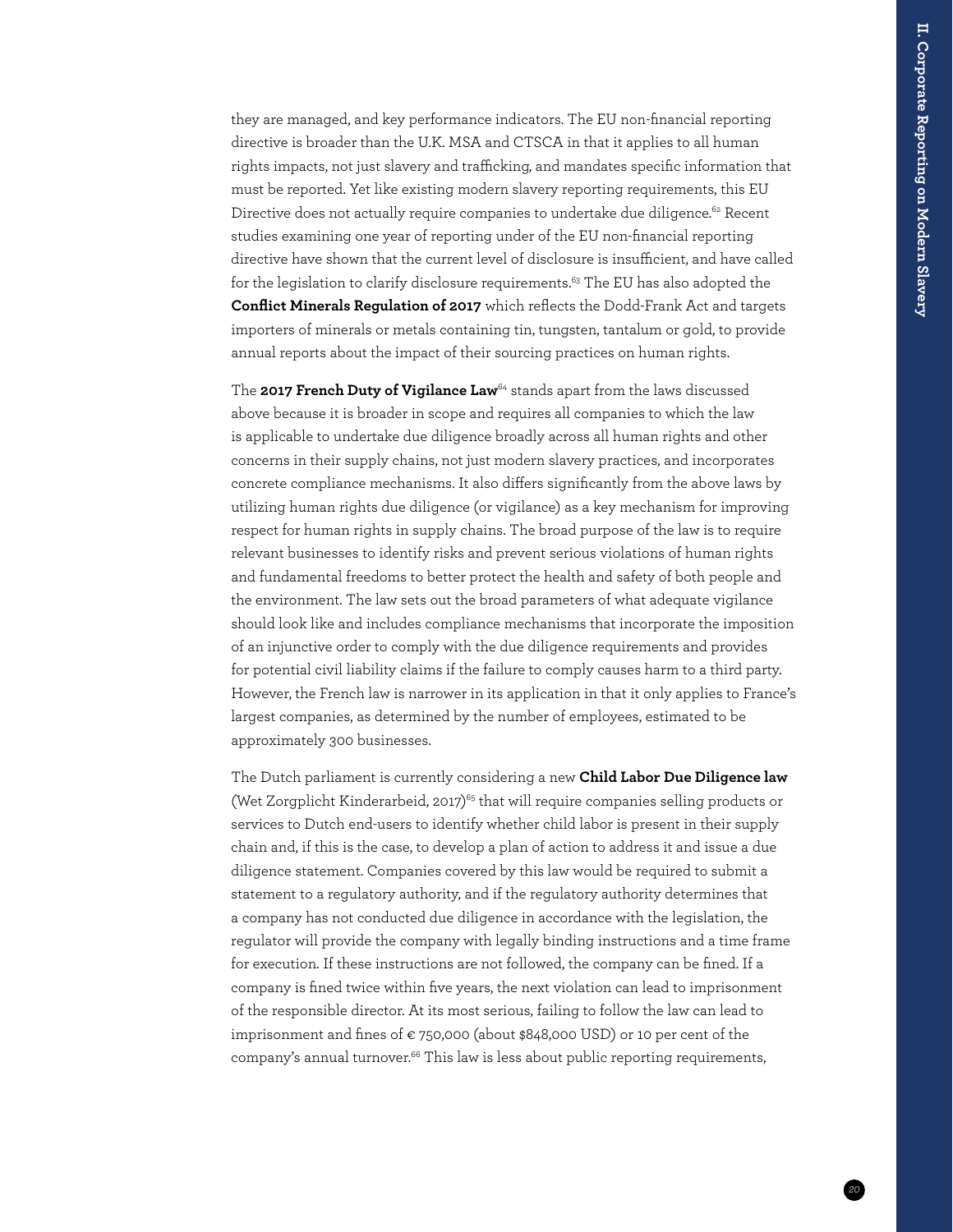they are managed, and key performance indicators. The EU non-financial reporting directive is broader than the U.K. MSA and CTSCA in that it applies to all human rights impacts, not just slavery and trafficking, and mandates specific information that must be reported. Yet like existing modern slavery reporting requirements, this EU Directive does not actually require companies to undertake due diligence.[62] Recent studies examining one year of reporting under of the EU non-financial reporting directive have shown that the current level of disclosure is insufficient, and have called for the legislation to clarify disclosure requirements.[63] The EU has also adopted the **Conflict Minerals Regulation of 2017** which reflects the Dodd-Frank Act and targets importers of minerals or metals containing tin, tungsten, tantalum or gold, to provide annual reports about the impact of their sourcing practices on human rights.

The **2017 French Duty of Vigilance Law**[64] stands apart from the laws discussed above because it is broader in scope and requires all companies to which the law is applicable to undertake due diligence broadly across all human rights and other concerns in their supply chains, not just modern slavery practices, and incorporates concrete compliance mechanisms. It also differs significantly from the above laws by utilizing human rights due diligence (or vigilance) as a key mechanism for improving respect for human rights in supply chains. The broad purpose of the law is to require relevant businesses to identify risks and prevent serious violations of human rights and fundamental freedoms to better protect the health and safety of both people and the environment. The law sets out the broad parameters of what adequate vigilance should look like and includes compliance mechanisms that incorporate the imposition of an injunctive order to comply with the due diligence requirements and provides for potential civil liability claims if the failure to comply causes harm to a third party. However, the French law is narrower in its application in that it only applies to France's largest companies, as determined by the number of employees, estimated to be approximately 300 businesses.

The Dutch parliament is currently considering a new **Child Labor Due Diligence law** (Wet Zorgplicht Kinderarbeid, 2017)[65] that will require companies selling products or services to Dutch end-users to identify whether child labor is present in their supply chain and, if this is the case, to develop a plan of action to address it and issue a due diligence statement. Companies covered by this law would be required to submit a statement to a regulatory authority, and if the regulatory authority determines that a company has not conducted due diligence in accordance with the legislation, the regulator will provide the company with legally binding instructions and a time frame for execution. If these instructions are not followed, the company can be fined. If a company is fined twice within five years, the next violation can lead to imprisonment of the responsible director. At its most serious, failing to follow the law can lead to imprisonment and fines of € 750,000 (about $848,000 USD) or 10 per cent of the company's annual turnover.[66] This law is less about public reporting requirements,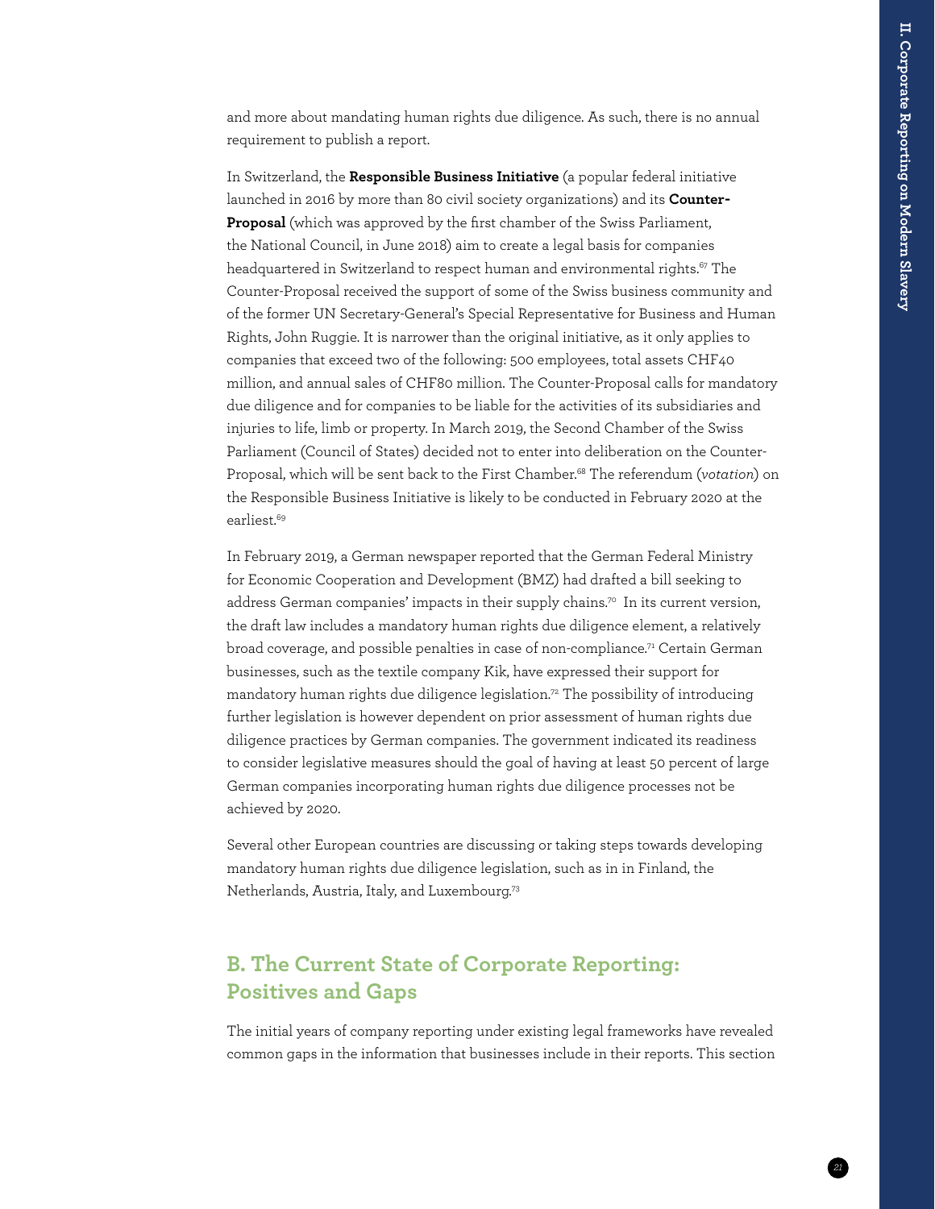and more about mandating human rights due diligence. As such, there is no annual requirement to publish a report.

In Switzerland, the **Responsible Business Initiative** (a popular federal initiative launched in 2016 by more than 80 civil society organizations) and its **Counter-Proposal** (which was approved by the first chamber of the Swiss Parliament, the National Council, in June 2018) aim to create a legal basis for companies headquartered in Switzerland to respect human and environmental rights.[67] The Counter-Proposal received the support of some of the Swiss business community and of the former UN Secretary-General's Special Representative for Business and Human Rights, John Ruggie. It is narrower than the original initiative, as it only applies to companies that exceed two of the following: 500 employees, total assets CHF40 million, and annual sales of CHF80 million. The Counter-Proposal calls for mandatory due diligence and for companies to be liable for the activities of its subsidiaries and injuries to life, limb or property. In March 2019, the Second Chamber of the Swiss Parliament (Council of States) decided not to enter into deliberation on the Counter-Proposal, which will be sent back to the First Chamber.[68] The referendum (*votation*) on the Responsible Business Initiative is likely to be conducted in February 2020 at the earliest.[69]

In February 2019, a German newspaper reported that the German Federal Ministry for Economic Cooperation and Development (BMZ) had drafted a bill seeking to address German companies' impacts in their supply chains.[70] In its current version, the draft law includes a mandatory human rights due diligence element, a relatively broad coverage, and possible penalties in case of non-compliance.[71] Certain German businesses, such as the textile company Kik, have expressed their support for mandatory human rights due diligence legislation.[72] The possibility of introducing further legislation is however dependent on prior assessment of human rights due diligence practices by German companies. The government indicated its readiness to consider legislative measures should the goal of having at least 50 percent of large German companies incorporating human rights due diligence processes not be achieved by 2020.

Several other European countries are discussing or taking steps towards developing mandatory human rights due diligence legislation, such as in in Finland, the Netherlands, Austria, Italy, and Luxembourg.[73]

## B. The Current State of Corporate Reporting: Positives and Gaps

The initial years of company reporting under existing legal frameworks have revealed common gaps in the information that businesses include in their reports. This section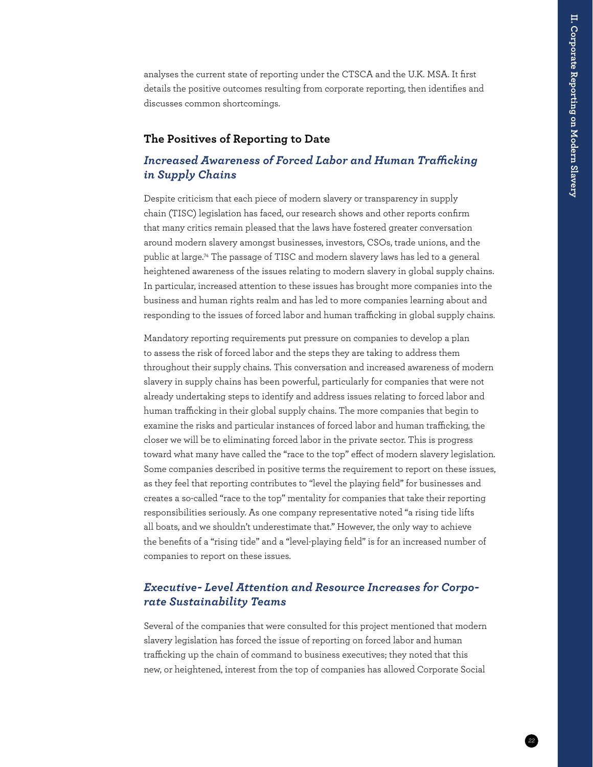analyses the current state of reporting under the CTSCA and the U.K. MSA. It first details the positive outcomes resulting from corporate reporting, then identifies and discusses common shortcomings.

### The Positives of Reporting to Date

#### *Increased Awareness of Forced Labor and Human Trafficking in Supply Chains*

Despite criticism that each piece of modern slavery or transparency in supply chain (TISC) legislation has faced, our research shows and other reports confirm that many critics remain pleased that the laws have fostered greater conversation around modern slavery amongst businesses, investors, CSOs, trade unions, and the public at large.[74] The passage of TISC and modern slavery laws has led to a general heightened awareness of the issues relating to modern slavery in global supply chains. In particular, increased attention to these issues has brought more companies into the business and human rights realm and has led to more companies learning about and responding to the issues of forced labor and human trafficking in global supply chains.

Mandatory reporting requirements put pressure on companies to develop a plan to assess the risk of forced labor and the steps they are taking to address them throughout their supply chains. This conversation and increased awareness of modern slavery in supply chains has been powerful, particularly for companies that were not already undertaking steps to identify and address issues relating to forced labor and human trafficking in their global supply chains. The more companies that begin to examine the risks and particular instances of forced labor and human trafficking, the closer we will be to eliminating forced labor in the private sector. This is progress toward what many have called the "race to the top" effect of modern slavery legislation. Some companies described in positive terms the requirement to report on these issues, as they feel that reporting contributes to "level the playing field" for businesses and creates a so-called "race to the top" mentality for companies that take their reporting responsibilities seriously. As one company representative noted "a rising tide lifts all boats, and we shouldn't underestimate that." However, the only way to achieve the benefits of a "rising tide" and a "level-playing field" is for an increased number of companies to report on these issues.

#### *Executive- Level Attention and Resource Increases for Corporate Sustainability Teams*

Several of the companies that were consulted for this project mentioned that modern slavery legislation has forced the issue of reporting on forced labor and human trafficking up the chain of command to business executives; they noted that this new, or heightened, interest from the top of companies has allowed Corporate Social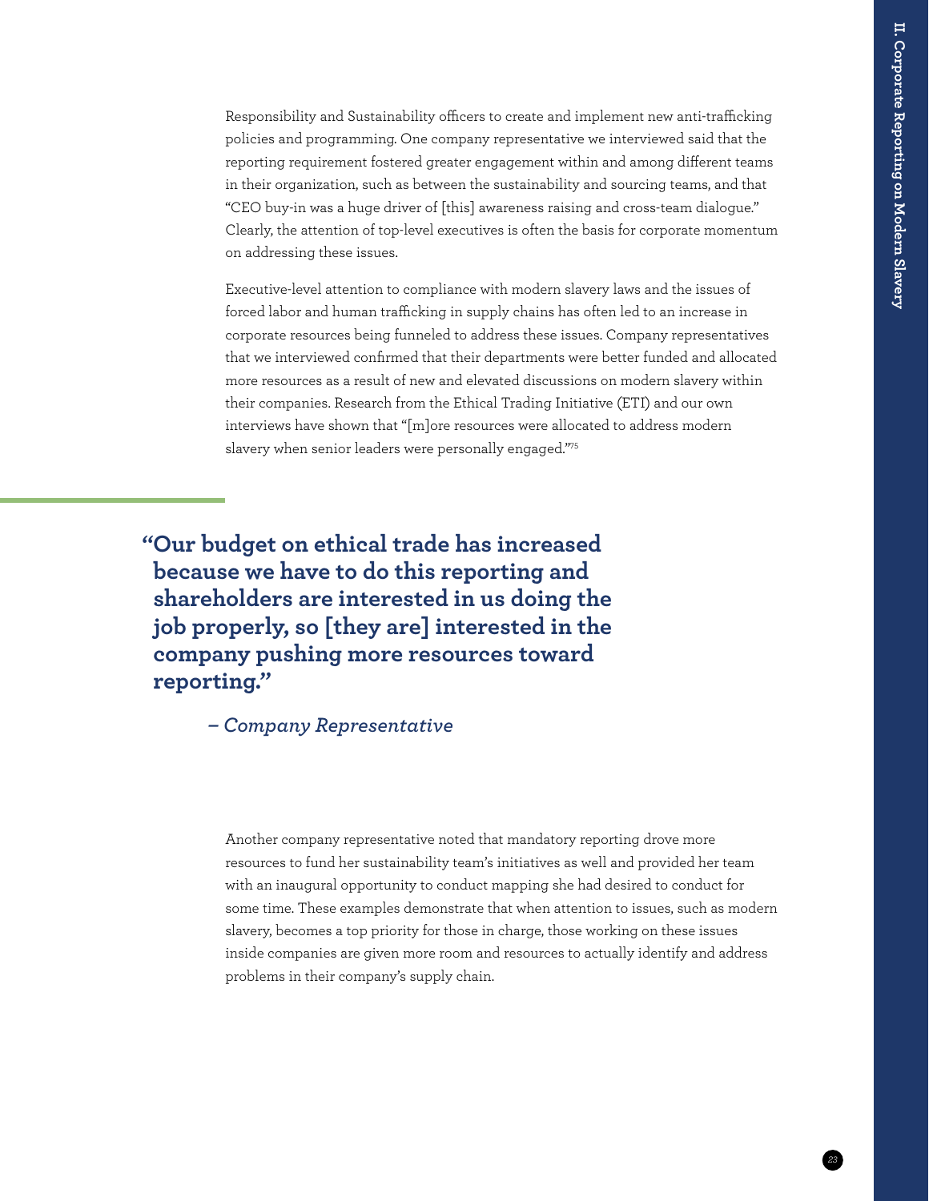Responsibility and Sustainability officers to create and implement new anti-trafficking policies and programming. One company representative we interviewed said that the reporting requirement fostered greater engagement within and among different teams in their organization, such as between the sustainability and sourcing teams, and that "CEO buy-in was a huge driver of [this] awareness raising and cross-team dialogue." Clearly, the attention of top-level executives is often the basis for corporate momentum on addressing these issues.

Executive-level attention to compliance with modern slavery laws and the issues of forced labor and human trafficking in supply chains has often led to an increase in corporate resources being funneled to address these issues. Company representatives that we interviewed confirmed that their departments were better funded and allocated more resources as a result of new and elevated discussions on modern slavery within their companies. Research from the Ethical Trading Initiative (ETI) and our own interviews have shown that "[m]ore resources were allocated to address modern slavery when senior leaders were personally engaged."[75]

> **"Our budget on ethical trade has increased because we have to do this reporting and shareholders are interested in us doing the job properly, so [they are] interested in the company pushing more resources toward reporting."**
>
> ***– Company Representative***

Another company representative noted that mandatory reporting drove more resources to fund her sustainability team's initiatives as well and provided her team with an inaugural opportunity to conduct mapping she had desired to conduct for some time. These examples demonstrate that when attention to issues, such as modern slavery, becomes a top priority for those in charge, those working on these issues inside companies are given more room and resources to actually identify and address problems in their company's supply chain.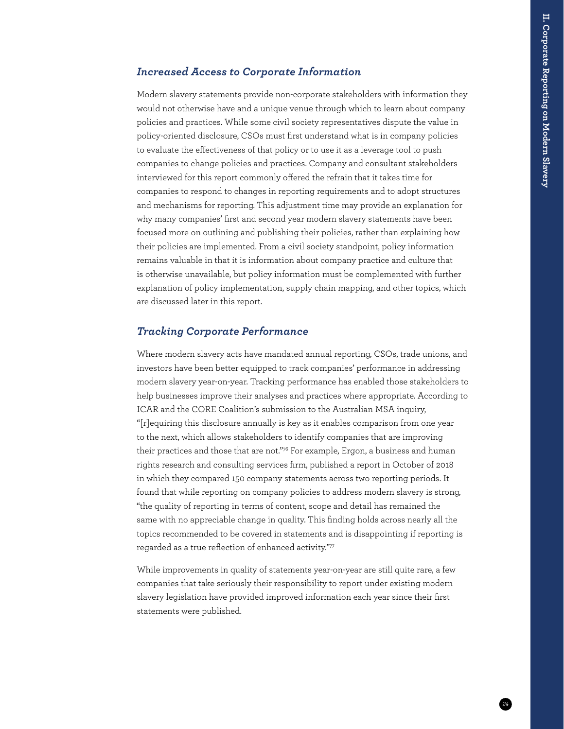### *Increased Access to Corporate Information*

Modern slavery statements provide non-corporate stakeholders with information they would not otherwise have and a unique venue through which to learn about company policies and practices. While some civil society representatives dispute the value in policy-oriented disclosure, CSOs must first understand what is in company policies to evaluate the effectiveness of that policy or to use it as a leverage tool to push companies to change policies and practices. Company and consultant stakeholders interviewed for this report commonly offered the refrain that it takes time for companies to respond to changes in reporting requirements and to adopt structures and mechanisms for reporting. This adjustment time may provide an explanation for why many companies' first and second year modern slavery statements have been focused more on outlining and publishing their policies, rather than explaining how their policies are implemented. From a civil society standpoint, policy information remains valuable in that it is information about company practice and culture that is otherwise unavailable, but policy information must be complemented with further explanation of policy implementation, supply chain mapping, and other topics, which are discussed later in this report.

### *Tracking Corporate Performance*

Where modern slavery acts have mandated annual reporting, CSOs, trade unions, and investors have been better equipped to track companies' performance in addressing modern slavery year-on-year. Tracking performance has enabled those stakeholders to help businesses improve their analyses and practices where appropriate. According to ICAR and the CORE Coalition's submission to the Australian MSA inquiry, "[r]equiring this disclosure annually is key as it enables comparison from one year to the next, which allows stakeholders to identify companies that are improving their practices and those that are not."[76] For example, Ergon, a business and human rights research and consulting services firm, published a report in October of 2018 in which they compared 150 company statements across two reporting periods. It found that while reporting on company policies to address modern slavery is strong, "the quality of reporting in terms of content, scope and detail has remained the same with no appreciable change in quality. This finding holds across nearly all the topics recommended to be covered in statements and is disappointing if reporting is regarded as a true reflection of enhanced activity."[77]

While improvements in quality of statements year-on-year are still quite rare, a few companies that take seriously their responsibility to report under existing modern slavery legislation have provided improved information each year since their first statements were published.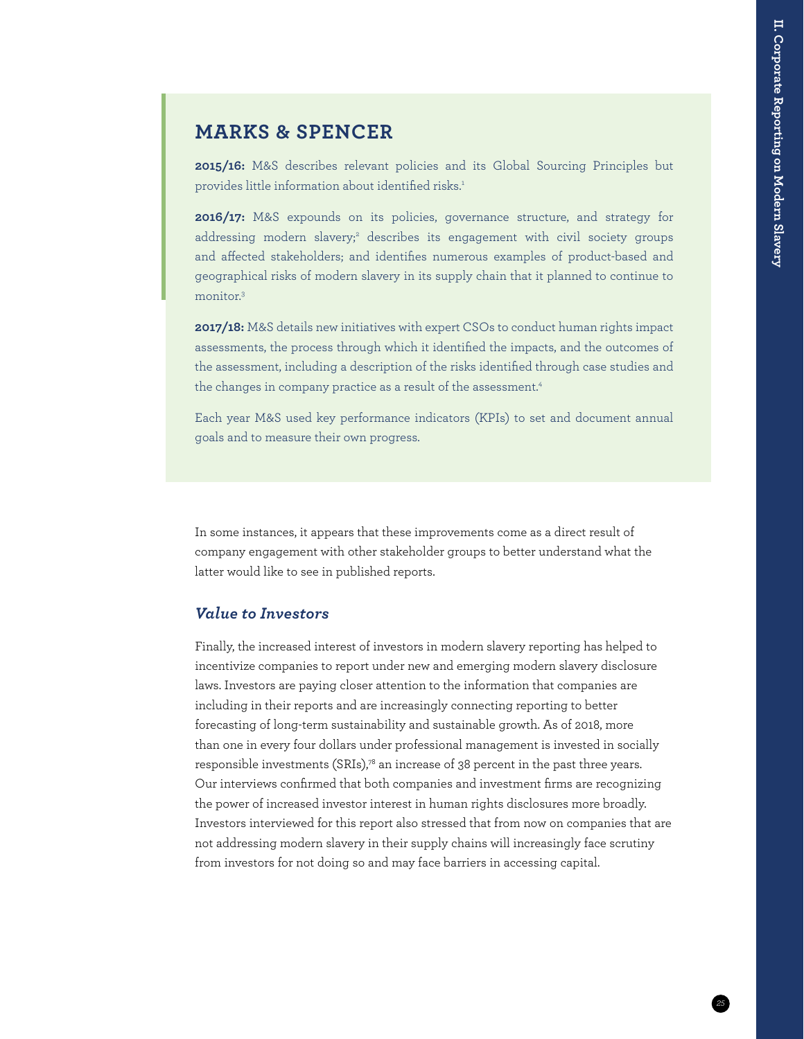## MARKS & SPENCER

**2015/16:** M&S describes relevant policies and its Global Sourcing Principles but provides little information about identified risks.[1]

**2016/17:** M&S expounds on its policies, governance structure, and strategy for addressing modern slavery;[2] describes its engagement with civil society groups and affected stakeholders; and identifies numerous examples of product-based and geographical risks of modern slavery in its supply chain that it planned to continue to monitor.[3]

**2017/18:** M&S details new initiatives with expert CSOs to conduct human rights impact assessments, the process through which it identified the impacts, and the outcomes of the assessment, including a description of the risks identified through case studies and the changes in company practice as a result of the assessment.[4]

Each year M&S used key performance indicators (KPIs) to set and document annual goals and to measure their own progress.

In some instances, it appears that these improvements come as a direct result of company engagement with other stakeholder groups to better understand what the latter would like to see in published reports.

### *Value to Investors*

Finally, the increased interest of investors in modern slavery reporting has helped to incentivize companies to report under new and emerging modern slavery disclosure laws. Investors are paying closer attention to the information that companies are including in their reports and are increasingly connecting reporting to better forecasting of long-term sustainability and sustainable growth. As of 2018, more than one in every four dollars under professional management is invested in socially responsible investments (SRIs),[78] an increase of 38 percent in the past three years. Our interviews confirmed that both companies and investment firms are recognizing the power of increased investor interest in human rights disclosures more broadly. Investors interviewed for this report also stressed that from now on companies that are not addressing modern slavery in their supply chains will increasingly face scrutiny from investors for not doing so and may face barriers in accessing capital.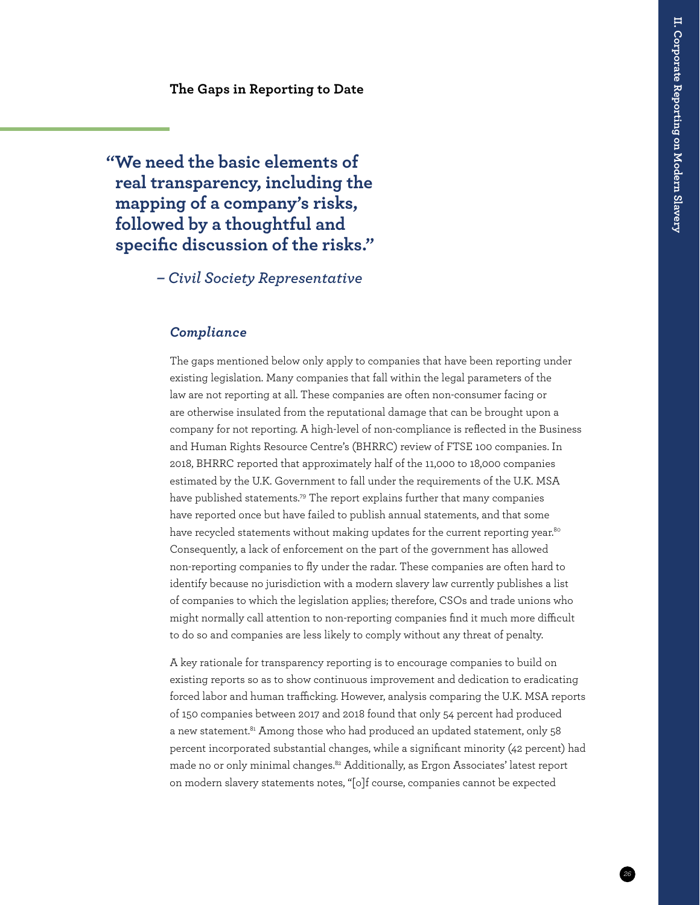### The Gaps in Reporting to Date

> **"We need the basic elements of real transparency, including the mapping of a company's risks, followed by a thoughtful and specific discussion of the risks."**
>
> *– Civil Society Representative*

#### *Compliance*

The gaps mentioned below only apply to companies that have been reporting under existing legislation. Many companies that fall within the legal parameters of the law are not reporting at all. These companies are often non-consumer facing or are otherwise insulated from the reputational damage that can be brought upon a company for not reporting. A high-level of non-compliance is reflected in the Business and Human Rights Resource Centre's (BHRRC) review of FTSE 100 companies. In 2018, BHRRC reported that approximately half of the 11,000 to 18,000 companies estimated by the U.K. Government to fall under the requirements of the U.K. MSA have published statements.[79] The report explains further that many companies have reported once but have failed to publish annual statements, and that some have recycled statements without making updates for the current reporting year.[80] Consequently, a lack of enforcement on the part of the government has allowed non-reporting companies to fly under the radar. These companies are often hard to identify because no jurisdiction with a modern slavery law currently publishes a list of companies to which the legislation applies; therefore, CSOs and trade unions who might normally call attention to non-reporting companies find it much more difficult to do so and companies are less likely to comply without any threat of penalty.

A key rationale for transparency reporting is to encourage companies to build on existing reports so as to show continuous improvement and dedication to eradicating forced labor and human trafficking. However, analysis comparing the U.K. MSA reports of 150 companies between 2017 and 2018 found that only 54 percent had produced a new statement.[81] Among those who had produced an updated statement, only 58 percent incorporated substantial changes, while a significant minority (42 percent) had made no or only minimal changes.[82] Additionally, as Ergon Associates' latest report on modern slavery statements notes, "[o]f course, companies cannot be expected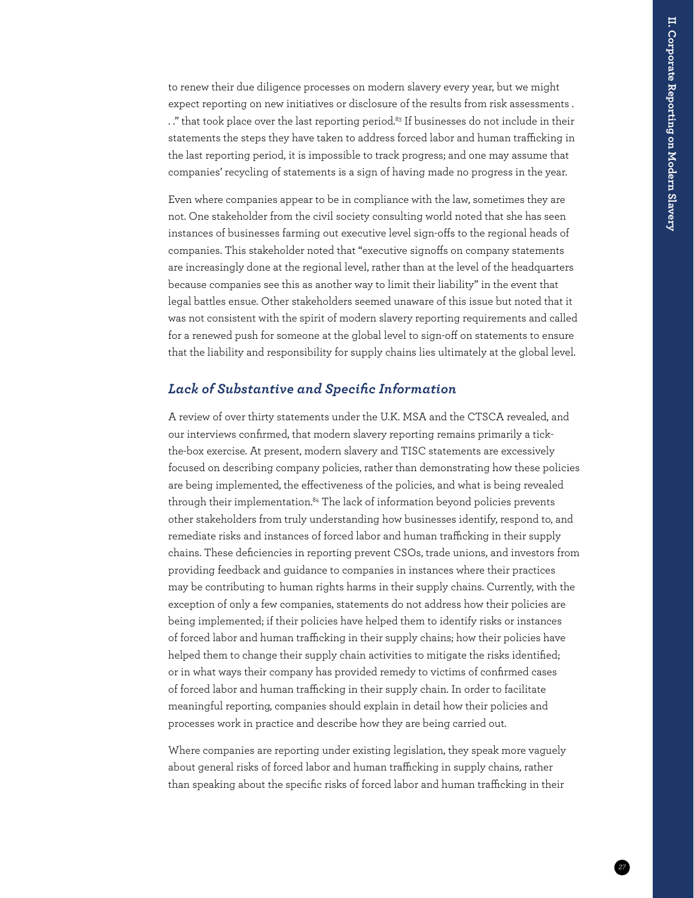to renew their due diligence processes on modern slavery every year, but we might expect reporting on new initiatives or disclosure of the results from risk assessments . . ." that took place over the last reporting period.[83] If businesses do not include in their statements the steps they have taken to address forced labor and human trafficking in the last reporting period, it is impossible to track progress; and one may assume that companies' recycling of statements is a sign of having made no progress in the year.

Even where companies appear to be in compliance with the law, sometimes they are not. One stakeholder from the civil society consulting world noted that she has seen instances of businesses farming out executive level sign-offs to the regional heads of companies. This stakeholder noted that "executive signoffs on company statements are increasingly done at the regional level, rather than at the level of the headquarters because companies see this as another way to limit their liability" in the event that legal battles ensue. Other stakeholders seemed unaware of this issue but noted that it was not consistent with the spirit of modern slavery reporting requirements and called for a renewed push for someone at the global level to sign-off on statements to ensure that the liability and responsibility for supply chains lies ultimately at the global level.

### *Lack of Substantive and Specific Information*

A review of over thirty statements under the U.K. MSA and the CTSCA revealed, and our interviews confirmed, that modern slavery reporting remains primarily a tick-the-box exercise. At present, modern slavery and TISC statements are excessively focused on describing company policies, rather than demonstrating how these policies are being implemented, the effectiveness of the policies, and what is being revealed through their implementation.[84] The lack of information beyond policies prevents other stakeholders from truly understanding how businesses identify, respond to, and remediate risks and instances of forced labor and human trafficking in their supply chains. These deficiencies in reporting prevent CSOs, trade unions, and investors from providing feedback and guidance to companies in instances where their practices may be contributing to human rights harms in their supply chains. Currently, with the exception of only a few companies, statements do not address how their policies are being implemented; if their policies have helped them to identify risks or instances of forced labor and human trafficking in their supply chains; how their policies have helped them to change their supply chain activities to mitigate the risks identified; or in what ways their company has provided remedy to victims of confirmed cases of forced labor and human trafficking in their supply chain. In order to facilitate meaningful reporting, companies should explain in detail how their policies and processes work in practice and describe how they are being carried out.

Where companies are reporting under existing legislation, they speak more vaguely about general risks of forced labor and human trafficking in supply chains, rather than speaking about the specific risks of forced labor and human trafficking in their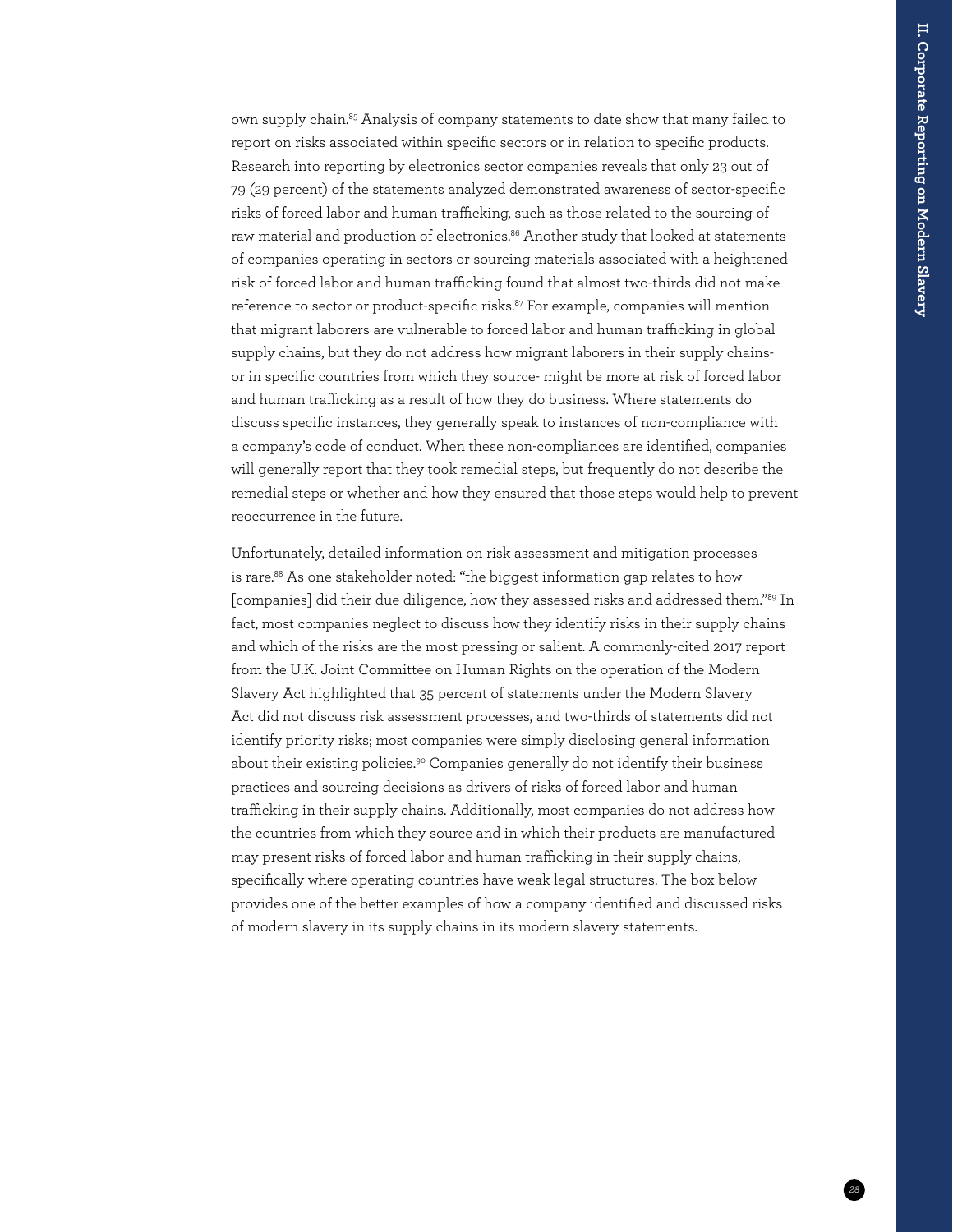own supply chain.[85] Analysis of company statements to date show that many failed to report on risks associated within specific sectors or in relation to specific products. Research into reporting by electronics sector companies reveals that only 23 out of 79 (29 percent) of the statements analyzed demonstrated awareness of sector-specific risks of forced labor and human trafficking, such as those related to the sourcing of raw material and production of electronics.[86] Another study that looked at statements of companies operating in sectors or sourcing materials associated with a heightened risk of forced labor and human trafficking found that almost two-thirds did not make reference to sector or product-specific risks.[87] For example, companies will mention that migrant laborers are vulnerable to forced labor and human trafficking in global supply chains, but they do not address how migrant laborers in their supply chains- or in specific countries from which they source- might be more at risk of forced labor and human trafficking as a result of how they do business. Where statements do discuss specific instances, they generally speak to instances of non-compliance with a company's code of conduct. When these non-compliances are identified, companies will generally report that they took remedial steps, but frequently do not describe the remedial steps or whether and how they ensured that those steps would help to prevent reoccurrence in the future.

Unfortunately, detailed information on risk assessment and mitigation processes is rare.[88] As one stakeholder noted: "the biggest information gap relates to how [companies] did their due diligence, how they assessed risks and addressed them."[89] In fact, most companies neglect to discuss how they identify risks in their supply chains and which of the risks are the most pressing or salient. A commonly-cited 2017 report from the U.K. Joint Committee on Human Rights on the operation of the Modern Slavery Act highlighted that 35 percent of statements under the Modern Slavery Act did not discuss risk assessment processes, and two-thirds of statements did not identify priority risks; most companies were simply disclosing general information about their existing policies.[90] Companies generally do not identify their business practices and sourcing decisions as drivers of risks of forced labor and human trafficking in their supply chains. Additionally, most companies do not address how the countries from which they source and in which their products are manufactured may present risks of forced labor and human trafficking in their supply chains, specifically where operating countries have weak legal structures. The box below provides one of the better examples of how a company identified and discussed risks of modern slavery in its supply chains in its modern slavery statements.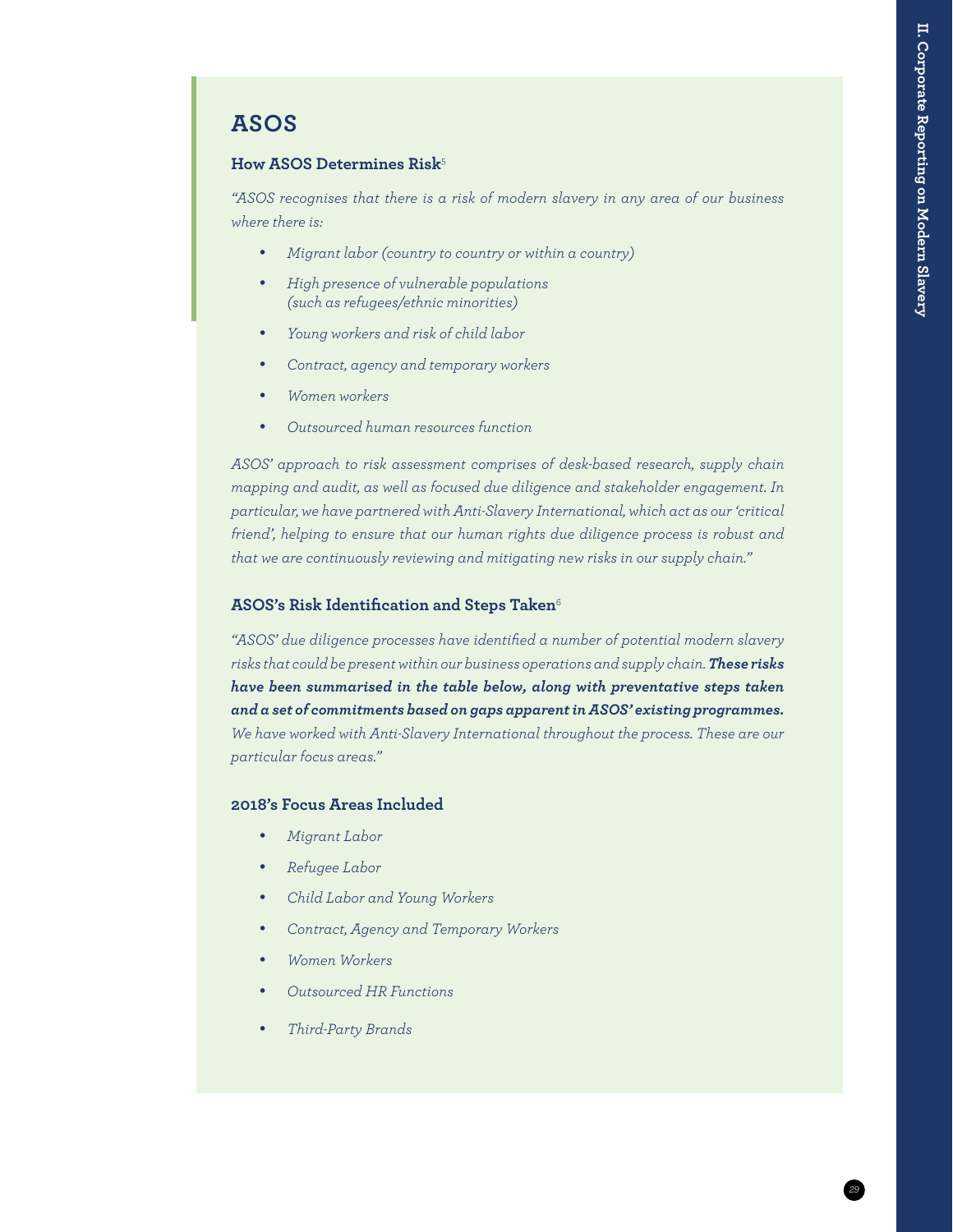## ASOS

### How ASOS Determines Risk[5]

*"ASOS recognises that there is a risk of modern slavery in any area of our business where there is:*

- *Migrant labor (country to country or within a country)*
- *High presence of vulnerable populations (such as refugees/ethnic minorities)*
- *Young workers and risk of child labor*
- *Contract, agency and temporary workers*
- *Women workers*
- *Outsourced human resources function*

*ASOS' approach to risk assessment comprises of desk-based research, supply chain mapping and audit, as well as focused due diligence and stakeholder engagement. In particular, we have partnered with Anti-Slavery International, which act as our 'critical friend', helping to ensure that our human rights due diligence process is robust and that we are continuously reviewing and mitigating new risks in our supply chain."*

### ASOS's Risk Identification and Steps Taken[6]

*"ASOS' due diligence processes have identified a number of potential modern slavery risks that could be present within our business operations and supply chain.* ***These risks have been summarised in the table below, along with preventative steps taken and a set of commitments based on gaps apparent in ASOS' existing programmes.*** *We have worked with Anti-Slavery International throughout the process. These are our particular focus areas."*

### 2018's Focus Areas Included

- *Migrant Labor*
- *Refugee Labor*
- *Child Labor and Young Workers*
- *Contract, Agency and Temporary Workers*
- *Women Workers*
- *Outsourced HR Functions*
- *Third-Party Brands*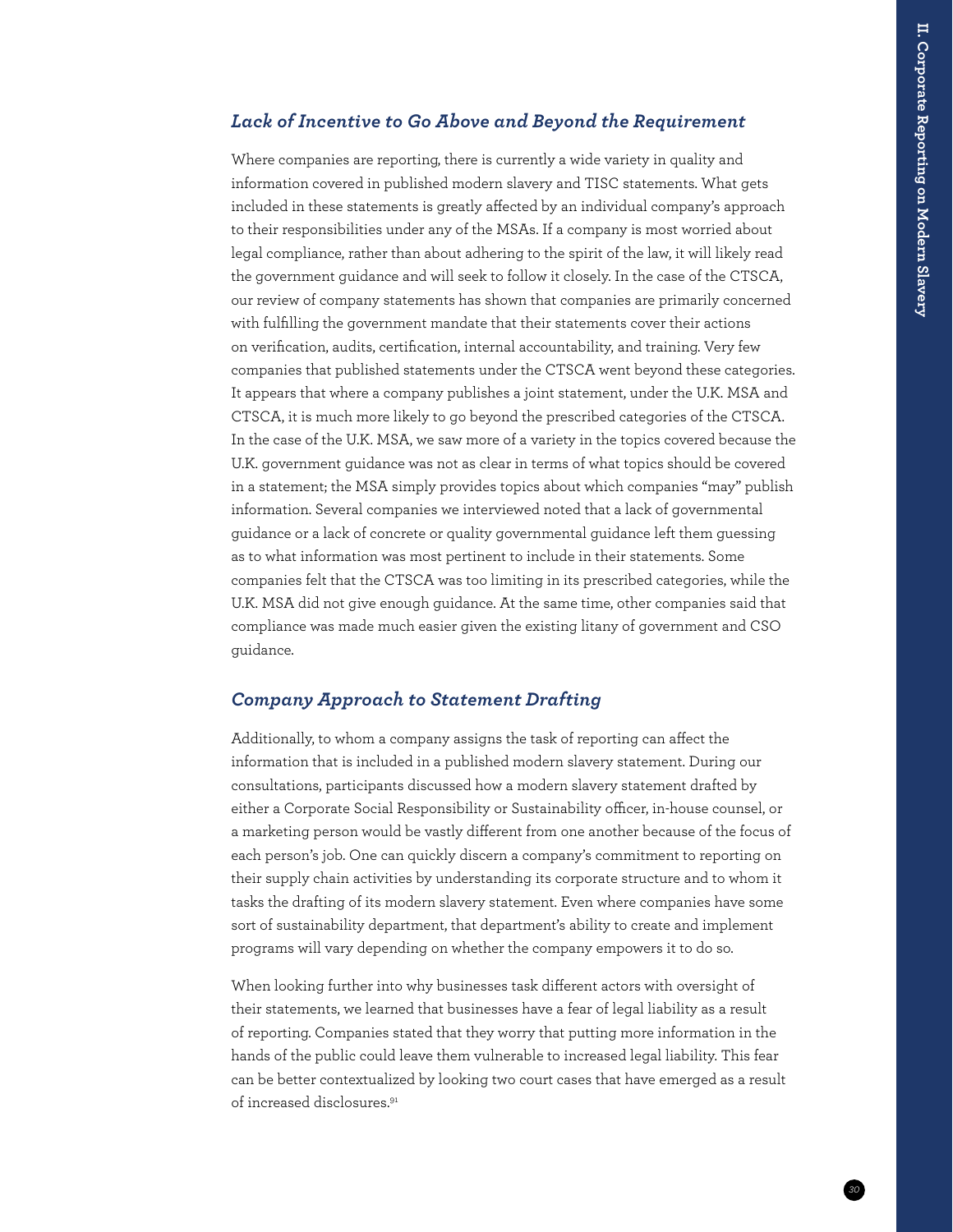### *Lack of Incentive to Go Above and Beyond the Requirement*

Where companies are reporting, there is currently a wide variety in quality and information covered in published modern slavery and TISC statements. What gets included in these statements is greatly affected by an individual company's approach to their responsibilities under any of the MSAs. If a company is most worried about legal compliance, rather than about adhering to the spirit of the law, it will likely read the government guidance and will seek to follow it closely. In the case of the CTSCA, our review of company statements has shown that companies are primarily concerned with fulfilling the government mandate that their statements cover their actions on verification, audits, certification, internal accountability, and training. Very few companies that published statements under the CTSCA went beyond these categories. It appears that where a company publishes a joint statement, under the U.K. MSA and CTSCA, it is much more likely to go beyond the prescribed categories of the CTSCA. In the case of the U.K. MSA, we saw more of a variety in the topics covered because the U.K. government guidance was not as clear in terms of what topics should be covered in a statement; the MSA simply provides topics about which companies "may" publish information. Several companies we interviewed noted that a lack of governmental guidance or a lack of concrete or quality governmental guidance left them guessing as to what information was most pertinent to include in their statements. Some companies felt that the CTSCA was too limiting in its prescribed categories, while the U.K. MSA did not give enough guidance. At the same time, other companies said that compliance was made much easier given the existing litany of government and CSO guidance.

### *Company Approach to Statement Drafting*

Additionally, to whom a company assigns the task of reporting can affect the information that is included in a published modern slavery statement. During our consultations, participants discussed how a modern slavery statement drafted by either a Corporate Social Responsibility or Sustainability officer, in-house counsel, or a marketing person would be vastly different from one another because of the focus of each person's job. One can quickly discern a company's commitment to reporting on their supply chain activities by understanding its corporate structure and to whom it tasks the drafting of its modern slavery statement. Even where companies have some sort of sustainability department, that department's ability to create and implement programs will vary depending on whether the company empowers it to do so.

When looking further into why businesses task different actors with oversight of their statements, we learned that businesses have a fear of legal liability as a result of reporting. Companies stated that they worry that putting more information in the hands of the public could leave them vulnerable to increased legal liability. This fear can be better contextualized by looking two court cases that have emerged as a result of increased disclosures.[91]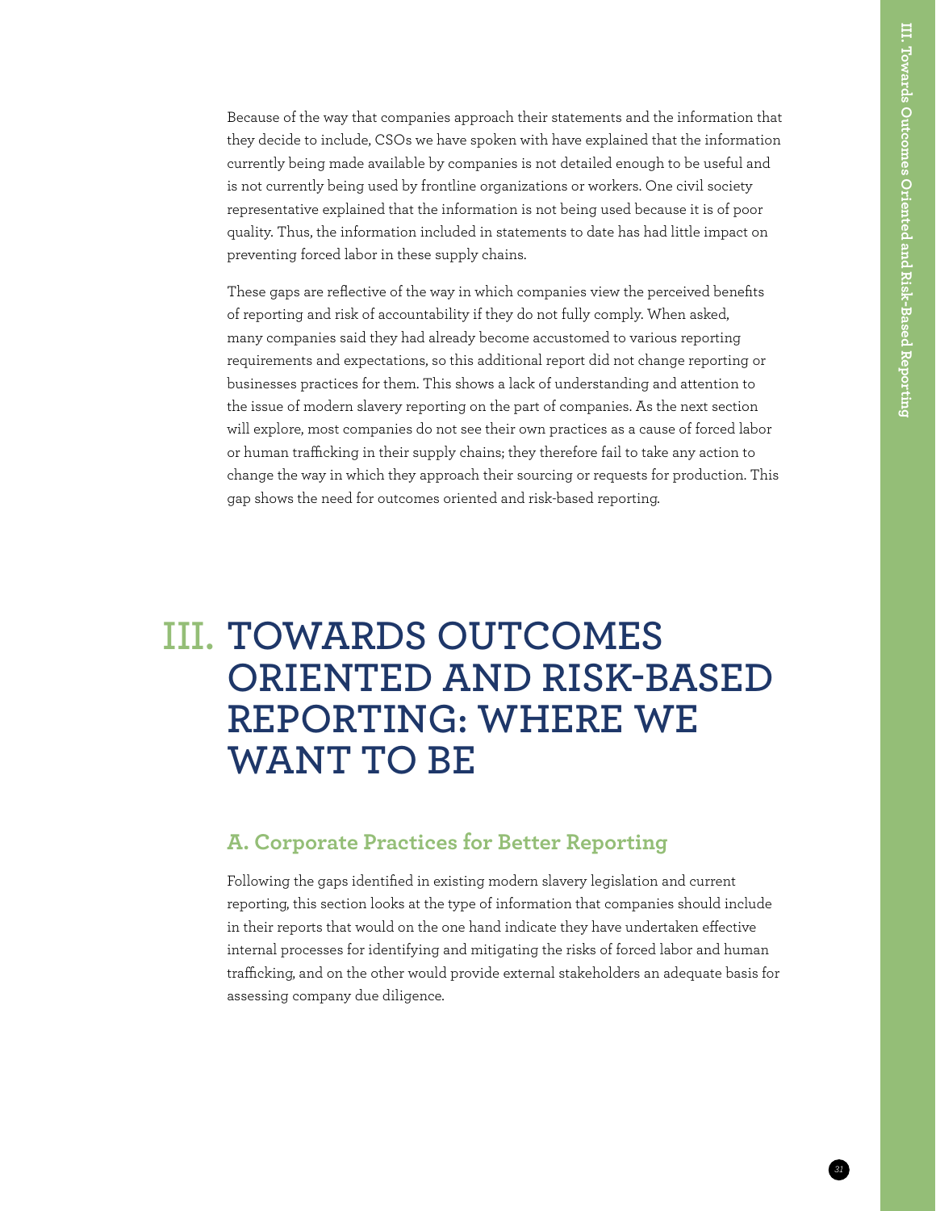Because of the way that companies approach their statements and the information that they decide to include, CSOs we have spoken with have explained that the information currently being made available by companies is not detailed enough to be useful and is not currently being used by frontline organizations or workers. One civil society representative explained that the information is not being used because it is of poor quality. Thus, the information included in statements to date has had little impact on preventing forced labor in these supply chains.

These gaps are reflective of the way in which companies view the perceived benefits of reporting and risk of accountability if they do not fully comply. When asked, many companies said they had already become accustomed to various reporting requirements and expectations, so this additional report did not change reporting or businesses practices for them. This shows a lack of understanding and attention to the issue of modern slavery reporting on the part of companies. As the next section will explore, most companies do not see their own practices as a cause of forced labor or human trafficking in their supply chains; they therefore fail to take any action to change the way in which they approach their sourcing or requests for production. This gap shows the need for outcomes oriented and risk-based reporting.

# III. TOWARDS OUTCOMES ORIENTED AND RISK-BASED REPORTING: WHERE WE WANT TO BE

## A. Corporate Practices for Better Reporting

Following the gaps identified in existing modern slavery legislation and current reporting, this section looks at the type of information that companies should include in their reports that would on the one hand indicate they have undertaken effective internal processes for identifying and mitigating the risks of forced labor and human trafficking, and on the other would provide external stakeholders an adequate basis for assessing company due diligence.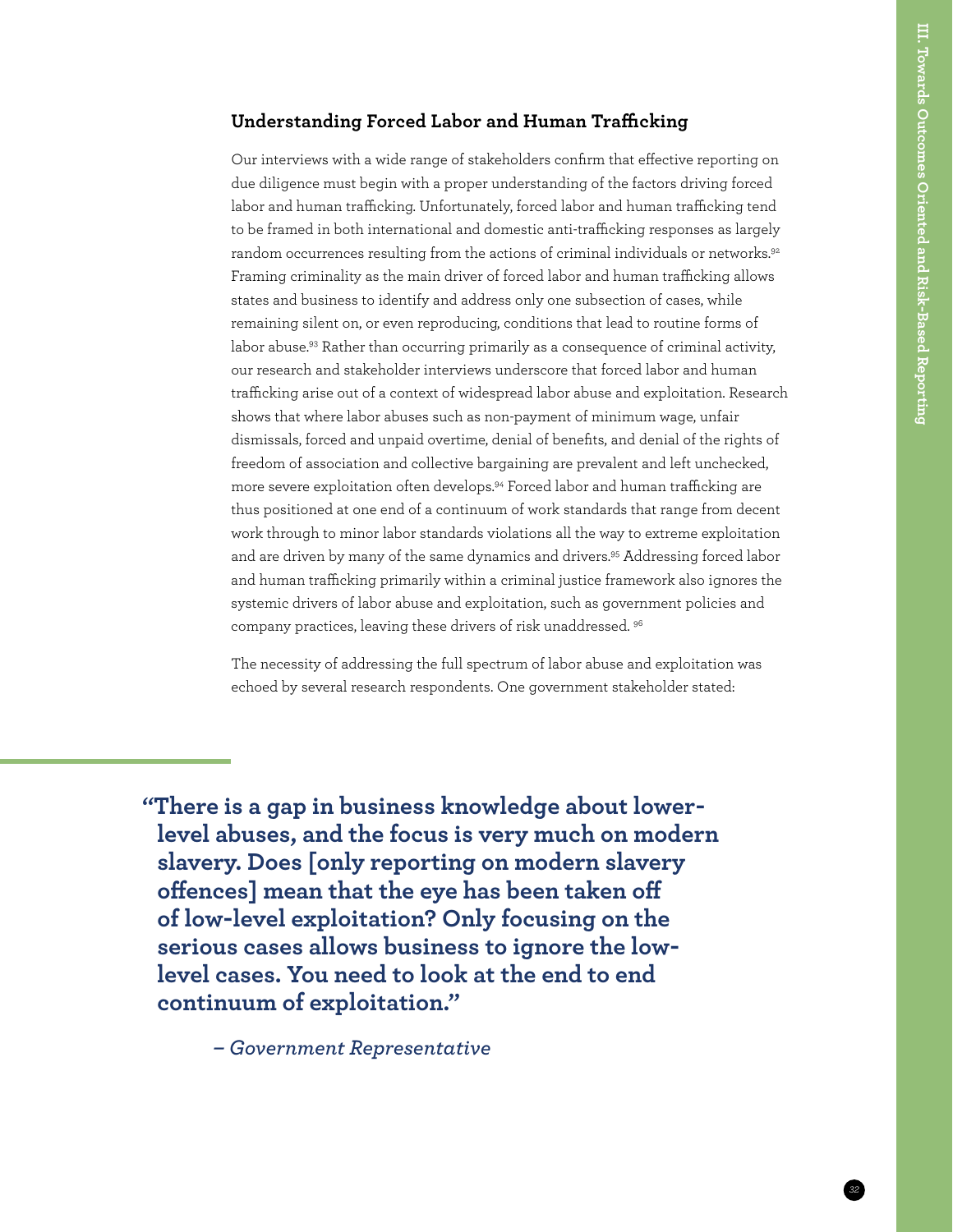### Understanding Forced Labor and Human Trafficking

Our interviews with a wide range of stakeholders confirm that effective reporting on due diligence must begin with a proper understanding of the factors driving forced labor and human trafficking. Unfortunately, forced labor and human trafficking tend to be framed in both international and domestic anti-trafficking responses as largely random occurrences resulting from the actions of criminal individuals or networks.[92] Framing criminality as the main driver of forced labor and human trafficking allows states and business to identify and address only one subsection of cases, while remaining silent on, or even reproducing, conditions that lead to routine forms of labor abuse.[93] Rather than occurring primarily as a consequence of criminal activity, our research and stakeholder interviews underscore that forced labor and human trafficking arise out of a context of widespread labor abuse and exploitation. Research shows that where labor abuses such as non-payment of minimum wage, unfair dismissals, forced and unpaid overtime, denial of benefits, and denial of the rights of freedom of association and collective bargaining are prevalent and left unchecked, more severe exploitation often develops.[94] Forced labor and human trafficking are thus positioned at one end of a continuum of work standards that range from decent work through to minor labor standards violations all the way to extreme exploitation and are driven by many of the same dynamics and drivers.[95] Addressing forced labor and human trafficking primarily within a criminal justice framework also ignores the systemic drivers of labor abuse and exploitation, such as government policies and company practices, leaving these drivers of risk unaddressed.[96]

The necessity of addressing the full spectrum of labor abuse and exploitation was echoed by several research respondents. One government stakeholder stated:

> **"There is a gap in business knowledge about lower-level abuses, and the focus is very much on modern slavery. Does [only reporting on modern slavery offences] mean that the eye has been taken off of low-level exploitation? Only focusing on the serious cases allows business to ignore the low-level cases. You need to look at the end to end continuum of exploitation."**
>
> *– Government Representative*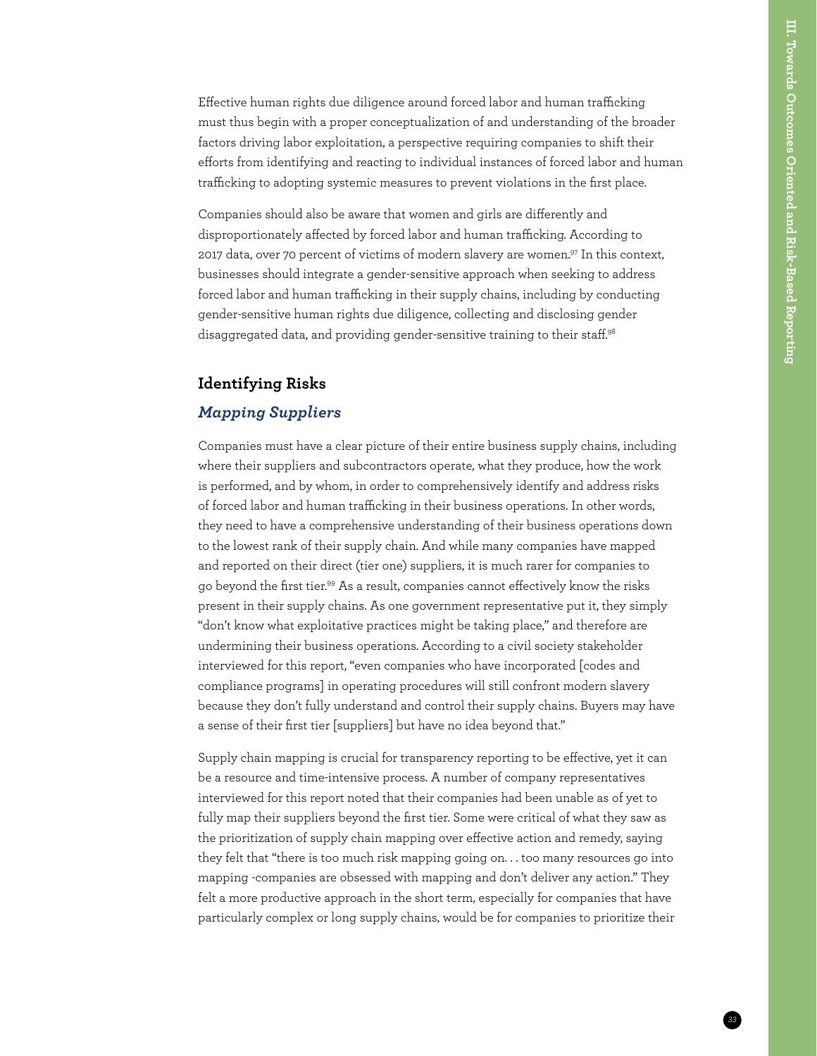Effective human rights due diligence around forced labor and human trafficking must thus begin with a proper conceptualization of and understanding of the broader factors driving labor exploitation, a perspective requiring companies to shift their efforts from identifying and reacting to individual instances of forced labor and human trafficking to adopting systemic measures to prevent violations in the first place.

Companies should also be aware that women and girls are differently and disproportionately affected by forced labor and human trafficking. According to 2017 data, over 70 percent of victims of modern slavery are women.[97] In this context, businesses should integrate a gender-sensitive approach when seeking to address forced labor and human trafficking in their supply chains, including by conducting gender-sensitive human rights due diligence, collecting and disclosing gender disaggregated data, and providing gender-sensitive training to their staff.[98]

## Identifying Risks

### *Mapping Suppliers*

Companies must have a clear picture of their entire business supply chains, including where their suppliers and subcontractors operate, what they produce, how the work is performed, and by whom, in order to comprehensively identify and address risks of forced labor and human trafficking in their business operations. In other words, they need to have a comprehensive understanding of their business operations down to the lowest rank of their supply chain. And while many companies have mapped and reported on their direct (tier one) suppliers, it is much rarer for companies to go beyond the first tier.[99] As a result, companies cannot effectively know the risks present in their supply chains. As one government representative put it, they simply "don't know what exploitative practices might be taking place," and therefore are undermining their business operations. According to a civil society stakeholder interviewed for this report, "even companies who have incorporated [codes and compliance programs] in operating procedures will still confront modern slavery because they don't fully understand and control their supply chains. Buyers may have a sense of their first tier [suppliers] but have no idea beyond that."

Supply chain mapping is crucial for transparency reporting to be effective, yet it can be a resource and time-intensive process. A number of company representatives interviewed for this report noted that their companies had been unable as of yet to fully map their suppliers beyond the first tier. Some were critical of what they saw as the prioritization of supply chain mapping over effective action and remedy, saying they felt that "there is too much risk mapping going on. . . too many resources go into mapping -companies are obsessed with mapping and don't deliver any action." They felt a more productive approach in the short term, especially for companies that have particularly complex or long supply chains, would be for companies to prioritize their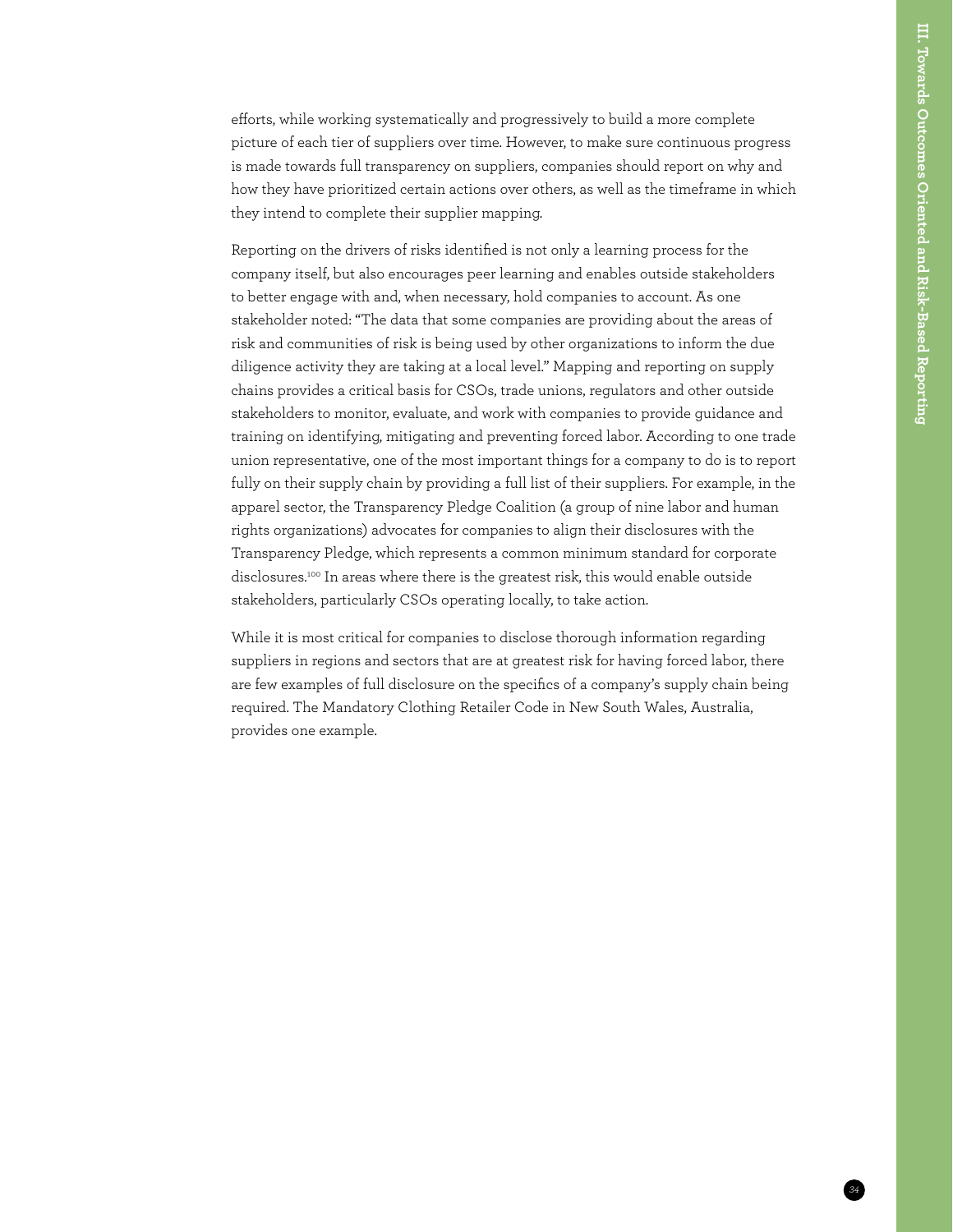efforts, while working systematically and progressively to build a more complete picture of each tier of suppliers over time. However, to make sure continuous progress is made towards full transparency on suppliers, companies should report on why and how they have prioritized certain actions over others, as well as the timeframe in which they intend to complete their supplier mapping.

Reporting on the drivers of risks identified is not only a learning process for the company itself, but also encourages peer learning and enables outside stakeholders to better engage with and, when necessary, hold companies to account. As one stakeholder noted: "The data that some companies are providing about the areas of risk and communities of risk is being used by other organizations to inform the due diligence activity they are taking at a local level." Mapping and reporting on supply chains provides a critical basis for CSOs, trade unions, regulators and other outside stakeholders to monitor, evaluate, and work with companies to provide guidance and training on identifying, mitigating and preventing forced labor. According to one trade union representative, one of the most important things for a company to do is to report fully on their supply chain by providing a full list of their suppliers. For example, in the apparel sector, the Transparency Pledge Coalition (a group of nine labor and human rights organizations) advocates for companies to align their disclosures with the Transparency Pledge, which represents a common minimum standard for corporate disclosures.[100] In areas where there is the greatest risk, this would enable outside stakeholders, particularly CSOs operating locally, to take action.

While it is most critical for companies to disclose thorough information regarding suppliers in regions and sectors that are at greatest risk for having forced labor, there are few examples of full disclosure on the specifics of a company's supply chain being required. The Mandatory Clothing Retailer Code in New South Wales, Australia, provides one example.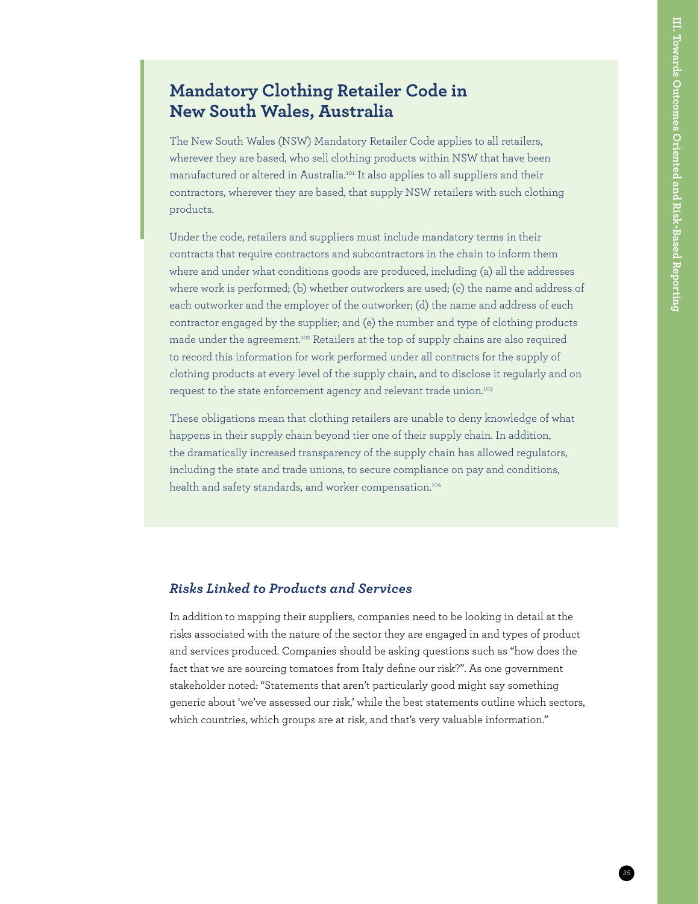## Mandatory Clothing Retailer Code in New South Wales, Australia

The New South Wales (NSW) Mandatory Retailer Code applies to all retailers, wherever they are based, who sell clothing products within NSW that have been manufactured or altered in Australia.[101] It also applies to all suppliers and their contractors, wherever they are based, that supply NSW retailers with such clothing products.

Under the code, retailers and suppliers must include mandatory terms in their contracts that require contractors and subcontractors in the chain to inform them where and under what conditions goods are produced, including (a) all the addresses where work is performed; (b) whether outworkers are used; (c) the name and address of each outworker and the employer of the outworker; (d) the name and address of each contractor engaged by the supplier; and (e) the number and type of clothing products made under the agreement.[102] Retailers at the top of supply chains are also required to record this information for work performed under all contracts for the supply of clothing products at every level of the supply chain, and to disclose it regularly and on request to the state enforcement agency and relevant trade union.[103]

These obligations mean that clothing retailers are unable to deny knowledge of what happens in their supply chain beyond tier one of their supply chain. In addition, the dramatically increased transparency of the supply chain has allowed regulators, including the state and trade unions, to secure compliance on pay and conditions, health and safety standards, and worker compensation.[104]

### *Risks Linked to Products and Services*

In addition to mapping their suppliers, companies need to be looking in detail at the risks associated with the nature of the sector they are engaged in and types of product and services produced. Companies should be asking questions such as "how does the fact that we are sourcing tomatoes from Italy define our risk?". As one government stakeholder noted: "Statements that aren't particularly good might say something generic about 'we've assessed our risk,' while the best statements outline which sectors, which countries, which groups are at risk, and that's very valuable information."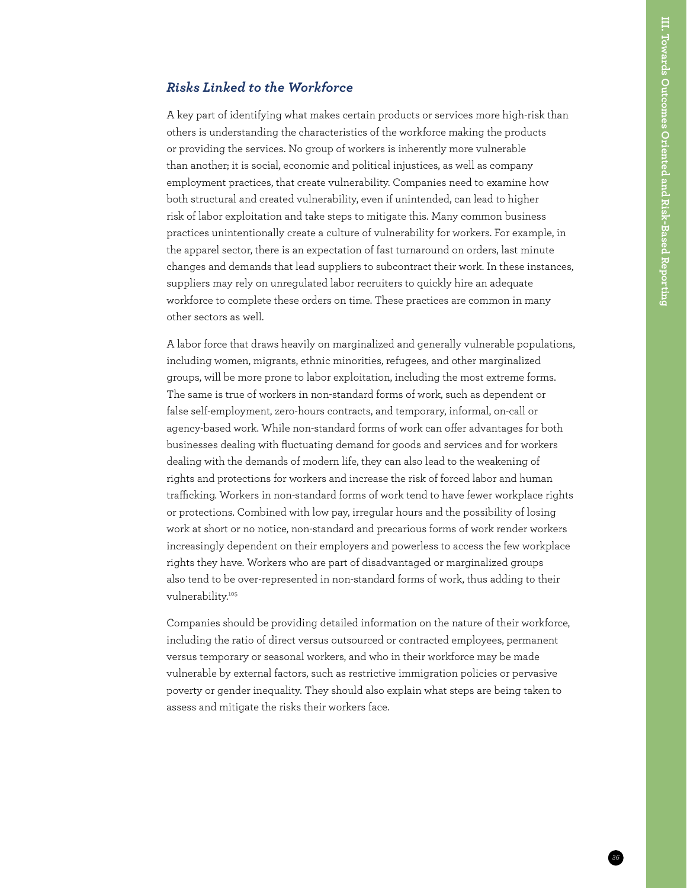### *Risks Linked to the Workforce*

A key part of identifying what makes certain products or services more high-risk than others is understanding the characteristics of the workforce making the products or providing the services. No group of workers is inherently more vulnerable than another; it is social, economic and political injustices, as well as company employment practices, that create vulnerability. Companies need to examine how both structural and created vulnerability, even if unintended, can lead to higher risk of labor exploitation and take steps to mitigate this. Many common business practices unintentionally create a culture of vulnerability for workers. For example, in the apparel sector, there is an expectation of fast turnaround on orders, last minute changes and demands that lead suppliers to subcontract their work. In these instances, suppliers may rely on unregulated labor recruiters to quickly hire an adequate workforce to complete these orders on time. These practices are common in many other sectors as well.

A labor force that draws heavily on marginalized and generally vulnerable populations, including women, migrants, ethnic minorities, refugees, and other marginalized groups, will be more prone to labor exploitation, including the most extreme forms. The same is true of workers in non-standard forms of work, such as dependent or false self-employment, zero-hours contracts, and temporary, informal, on-call or agency-based work. While non-standard forms of work can offer advantages for both businesses dealing with fluctuating demand for goods and services and for workers dealing with the demands of modern life, they can also lead to the weakening of rights and protections for workers and increase the risk of forced labor and human trafficking. Workers in non-standard forms of work tend to have fewer workplace rights or protections. Combined with low pay, irregular hours and the possibility of losing work at short or no notice, non-standard and precarious forms of work render workers increasingly dependent on their employers and powerless to access the few workplace rights they have. Workers who are part of disadvantaged or marginalized groups also tend to be over-represented in non-standard forms of work, thus adding to their vulnerability.[105]

Companies should be providing detailed information on the nature of their workforce, including the ratio of direct versus outsourced or contracted employees, permanent versus temporary or seasonal workers, and who in their workforce may be made vulnerable by external factors, such as restrictive immigration policies or pervasive poverty or gender inequality. They should also explain what steps are being taken to assess and mitigate the risks their workers face.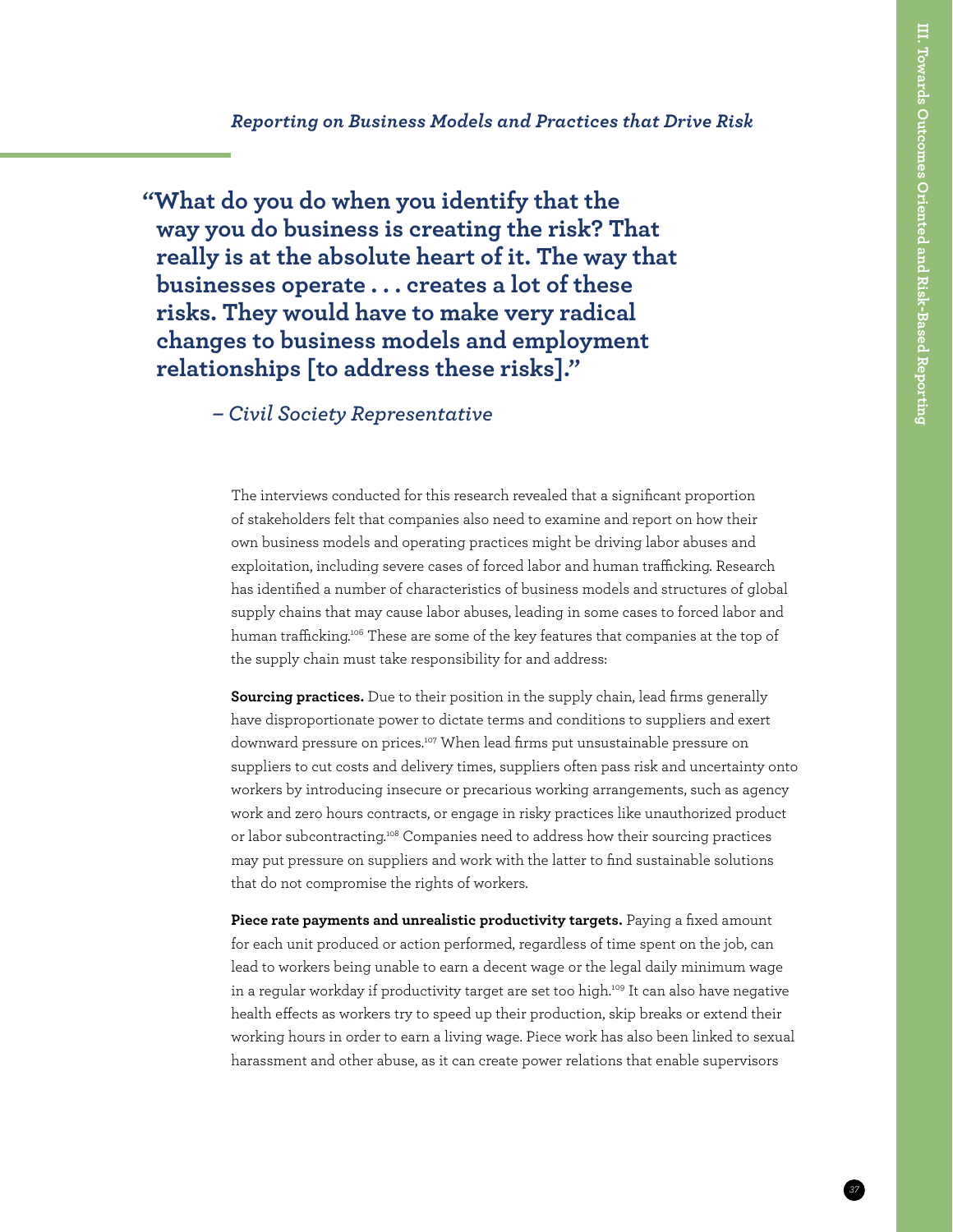### *Reporting on Business Models and Practices that Drive Risk*

> **"What do you do when you identify that the way you do business is creating the risk? That really is at the absolute heart of it. The way that businesses operate . . . creates a lot of these risks. They would have to make very radical changes to business models and employment relationships [to address these risks]."**
>
> *– Civil Society Representative*

The interviews conducted for this research revealed that a significant proportion of stakeholders felt that companies also need to examine and report on how their own business models and operating practices might be driving labor abuses and exploitation, including severe cases of forced labor and human trafficking. Research has identified a number of characteristics of business models and structures of global supply chains that may cause labor abuses, leading in some cases to forced labor and human trafficking.[106] These are some of the key features that companies at the top of the supply chain must take responsibility for and address:

**Sourcing practices.** Due to their position in the supply chain, lead firms generally have disproportionate power to dictate terms and conditions to suppliers and exert downward pressure on prices.[107] When lead firms put unsustainable pressure on suppliers to cut costs and delivery times, suppliers often pass risk and uncertainty onto workers by introducing insecure or precarious working arrangements, such as agency work and zero hours contracts, or engage in risky practices like unauthorized product or labor subcontracting.[108] Companies need to address how their sourcing practices may put pressure on suppliers and work with the latter to find sustainable solutions that do not compromise the rights of workers.

**Piece rate payments and unrealistic productivity targets.** Paying a fixed amount for each unit produced or action performed, regardless of time spent on the job, can lead to workers being unable to earn a decent wage or the legal daily minimum wage in a regular workday if productivity target are set too high.[109] It can also have negative health effects as workers try to speed up their production, skip breaks or extend their working hours in order to earn a living wage. Piece work has also been linked to sexual harassment and other abuse, as it can create power relations that enable supervisors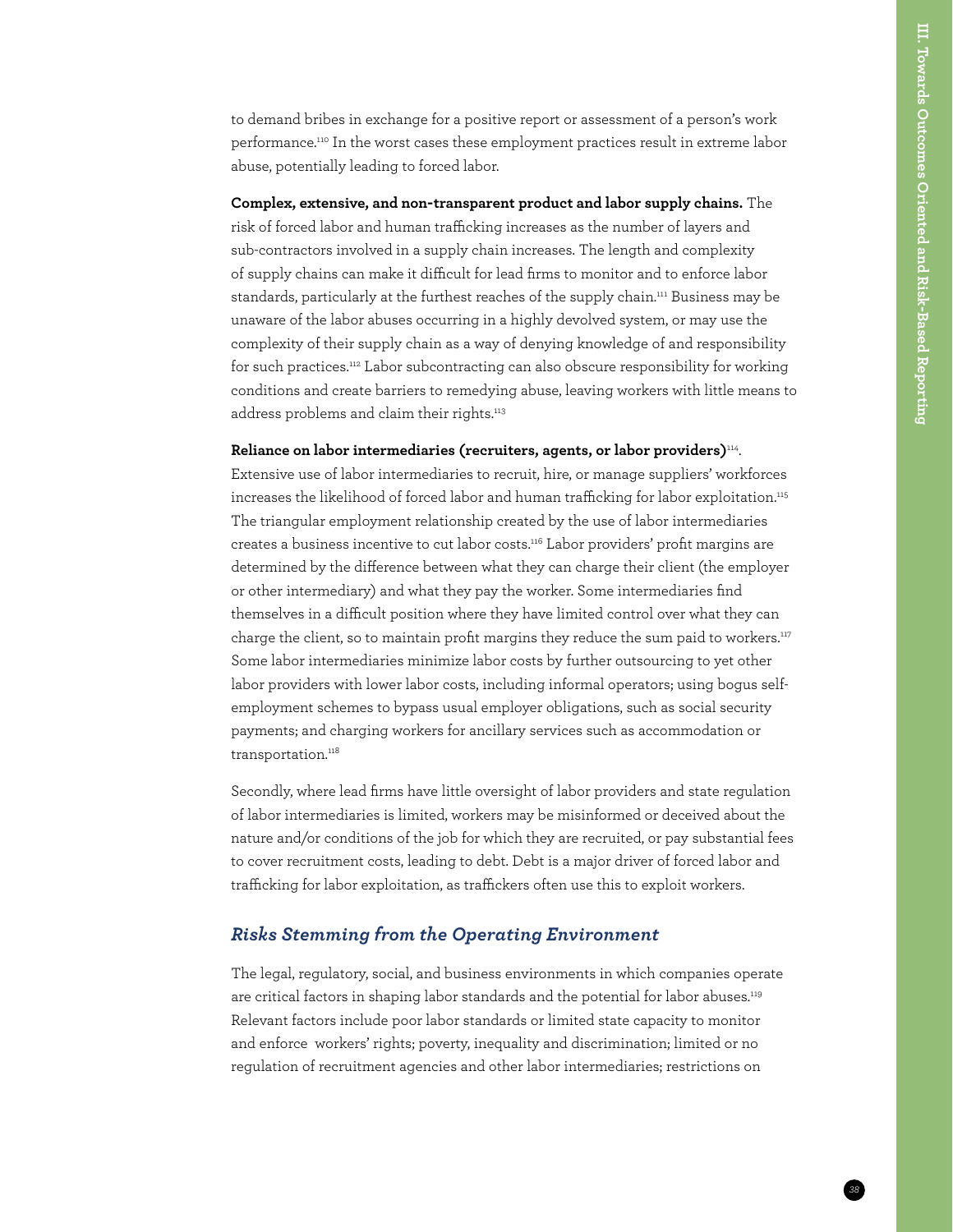to demand bribes in exchange for a positive report or assessment of a person's work performance.[110] In the worst cases these employment practices result in extreme labor abuse, potentially leading to forced labor.

**Complex, extensive, and non-transparent product and labor supply chains.** The risk of forced labor and human trafficking increases as the number of layers and sub-contractors involved in a supply chain increases. The length and complexity of supply chains can make it difficult for lead firms to monitor and to enforce labor standards, particularly at the furthest reaches of the supply chain.[111] Business may be unaware of the labor abuses occurring in a highly devolved system, or may use the complexity of their supply chain as a way of denying knowledge of and responsibility for such practices.[112] Labor subcontracting can also obscure responsibility for working conditions and create barriers to remedying abuse, leaving workers with little means to address problems and claim their rights.[113]

**Reliance on labor intermediaries (recruiters, agents, or labor providers)**[114]. Extensive use of labor intermediaries to recruit, hire, or manage suppliers' workforces increases the likelihood of forced labor and human trafficking for labor exploitation.[115] The triangular employment relationship created by the use of labor intermediaries creates a business incentive to cut labor costs.[116] Labor providers' profit margins are determined by the difference between what they can charge their client (the employer or other intermediary) and what they pay the worker. Some intermediaries find themselves in a difficult position where they have limited control over what they can charge the client, so to maintain profit margins they reduce the sum paid to workers.[117] Some labor intermediaries minimize labor costs by further outsourcing to yet other labor providers with lower labor costs, including informal operators; using bogus self-employment schemes to bypass usual employer obligations, such as social security payments; and charging workers for ancillary services such as accommodation or transportation.[118]

Secondly, where lead firms have little oversight of labor providers and state regulation of labor intermediaries is limited, workers may be misinformed or deceived about the nature and/or conditions of the job for which they are recruited, or pay substantial fees to cover recruitment costs, leading to debt. Debt is a major driver of forced labor and trafficking for labor exploitation, as traffickers often use this to exploit workers.

### *Risks Stemming from the Operating Environment*

The legal, regulatory, social, and business environments in which companies operate are critical factors in shaping labor standards and the potential for labor abuses.[119] Relevant factors include poor labor standards or limited state capacity to monitor and enforce workers' rights; poverty, inequality and discrimination; limited or no regulation of recruitment agencies and other labor intermediaries; restrictions on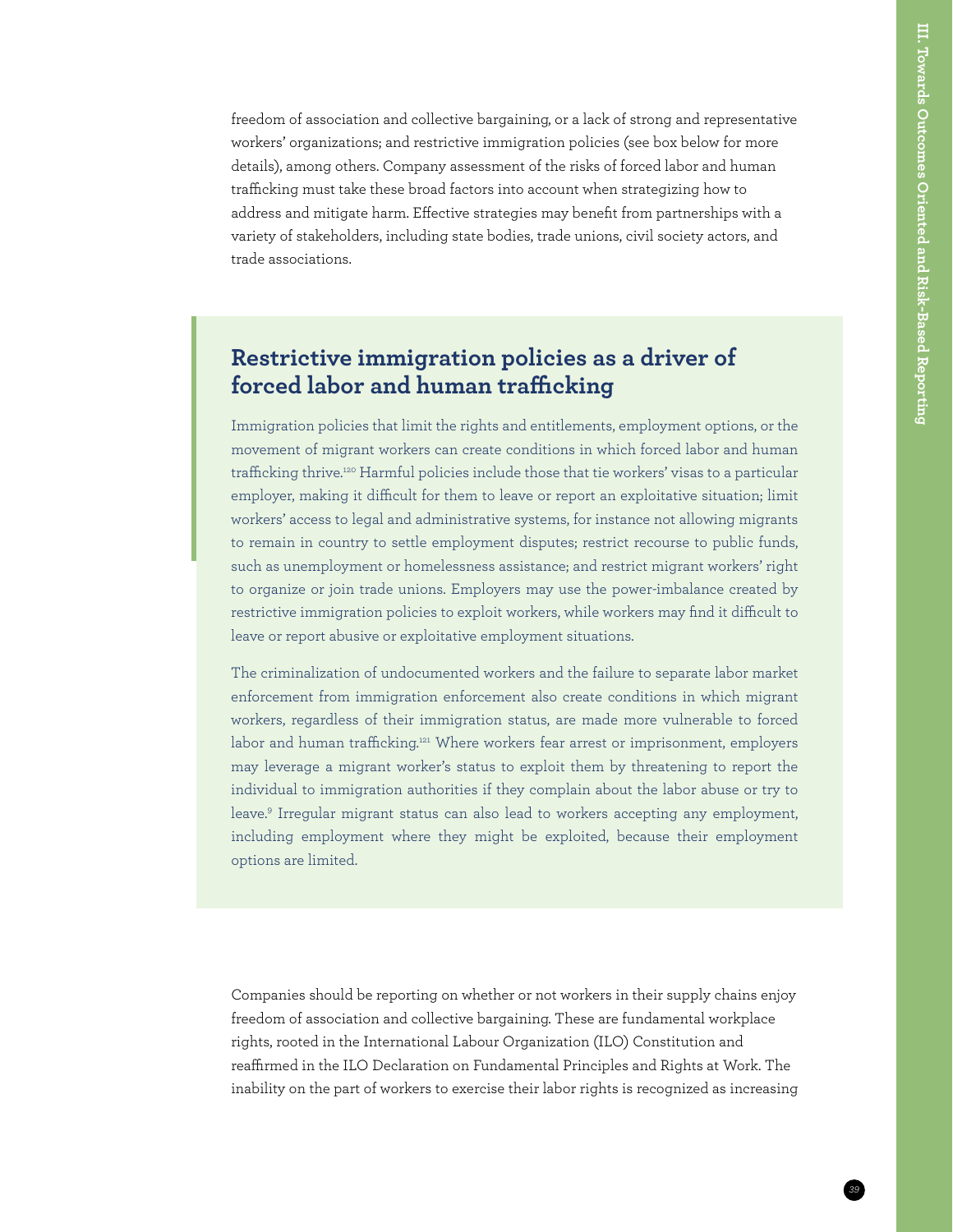freedom of association and collective bargaining, or a lack of strong and representative workers' organizations; and restrictive immigration policies (see box below for more details), among others. Company assessment of the risks of forced labor and human trafficking must take these broad factors into account when strategizing how to address and mitigate harm. Effective strategies may benefit from partnerships with a variety of stakeholders, including state bodies, trade unions, civil society actors, and trade associations.

## Restrictive immigration policies as a driver of forced labor and human trafficking

Immigration policies that limit the rights and entitlements, employment options, or the movement of migrant workers can create conditions in which forced labor and human trafficking thrive.[120] Harmful policies include those that tie workers' visas to a particular employer, making it difficult for them to leave or report an exploitative situation; limit workers' access to legal and administrative systems, for instance not allowing migrants to remain in country to settle employment disputes; restrict recourse to public funds, such as unemployment or homelessness assistance; and restrict migrant workers' right to organize or join trade unions. Employers may use the power-imbalance created by restrictive immigration policies to exploit workers, while workers may find it difficult to leave or report abusive or exploitative employment situations.

The criminalization of undocumented workers and the failure to separate labor market enforcement from immigration enforcement also create conditions in which migrant workers, regardless of their immigration status, are made more vulnerable to forced labor and human trafficking.[121] Where workers fear arrest or imprisonment, employers may leverage a migrant worker's status to exploit them by threatening to report the individual to immigration authorities if they complain about the labor abuse or try to leave.[9] Irregular migrant status can also lead to workers accepting any employment, including employment where they might be exploited, because their employment options are limited.

Companies should be reporting on whether or not workers in their supply chains enjoy freedom of association and collective bargaining. These are fundamental workplace rights, rooted in the International Labour Organization (ILO) Constitution and reaffirmed in the ILO Declaration on Fundamental Principles and Rights at Work. The inability on the part of workers to exercise their labor rights is recognized as increasing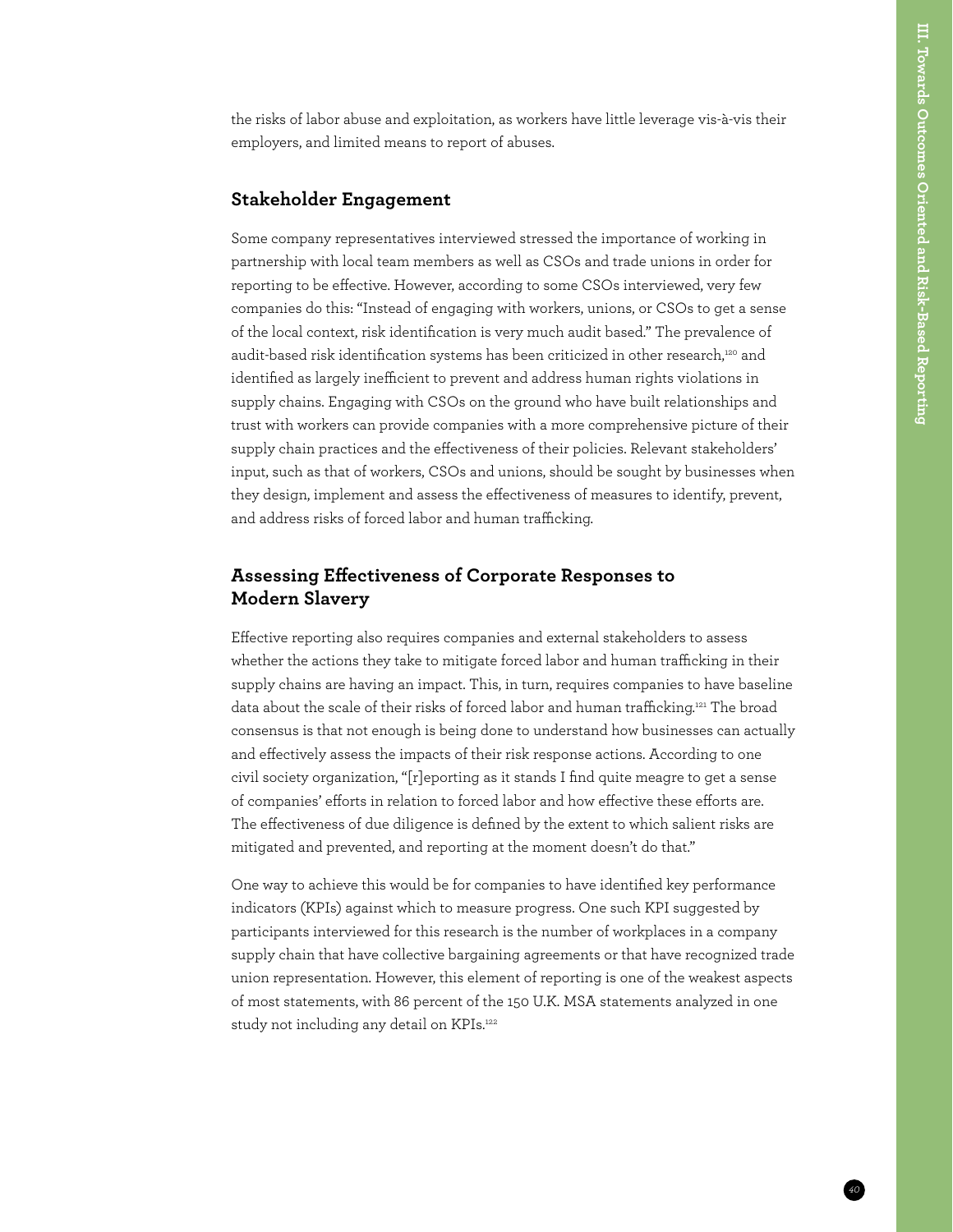the risks of labor abuse and exploitation, as workers have little leverage vis-à-vis their employers, and limited means to report of abuses.

## Stakeholder Engagement

Some company representatives interviewed stressed the importance of working in partnership with local team members as well as CSOs and trade unions in order for reporting to be effective. However, according to some CSOs interviewed, very few companies do this: "Instead of engaging with workers, unions, or CSOs to get a sense of the local context, risk identification is very much audit based." The prevalence of audit-based risk identification systems has been criticized in other research,[120] and identified as largely inefficient to prevent and address human rights violations in supply chains. Engaging with CSOs on the ground who have built relationships and trust with workers can provide companies with a more comprehensive picture of their supply chain practices and the effectiveness of their policies. Relevant stakeholders' input, such as that of workers, CSOs and unions, should be sought by businesses when they design, implement and assess the effectiveness of measures to identify, prevent, and address risks of forced labor and human trafficking.

## Assessing Effectiveness of Corporate Responses to Modern Slavery

Effective reporting also requires companies and external stakeholders to assess whether the actions they take to mitigate forced labor and human trafficking in their supply chains are having an impact. This, in turn, requires companies to have baseline data about the scale of their risks of forced labor and human trafficking.[121] The broad consensus is that not enough is being done to understand how businesses can actually and effectively assess the impacts of their risk response actions. According to one civil society organization, "[r]eporting as it stands I find quite meagre to get a sense of companies' efforts in relation to forced labor and how effective these efforts are. The effectiveness of due diligence is defined by the extent to which salient risks are mitigated and prevented, and reporting at the moment doesn't do that."

One way to achieve this would be for companies to have identified key performance indicators (KPIs) against which to measure progress. One such KPI suggested by participants interviewed for this research is the number of workplaces in a company supply chain that have collective bargaining agreements or that have recognized trade union representation. However, this element of reporting is one of the weakest aspects of most statements, with 86 percent of the 150 U.K. MSA statements analyzed in one study not including any detail on KPIs.[122]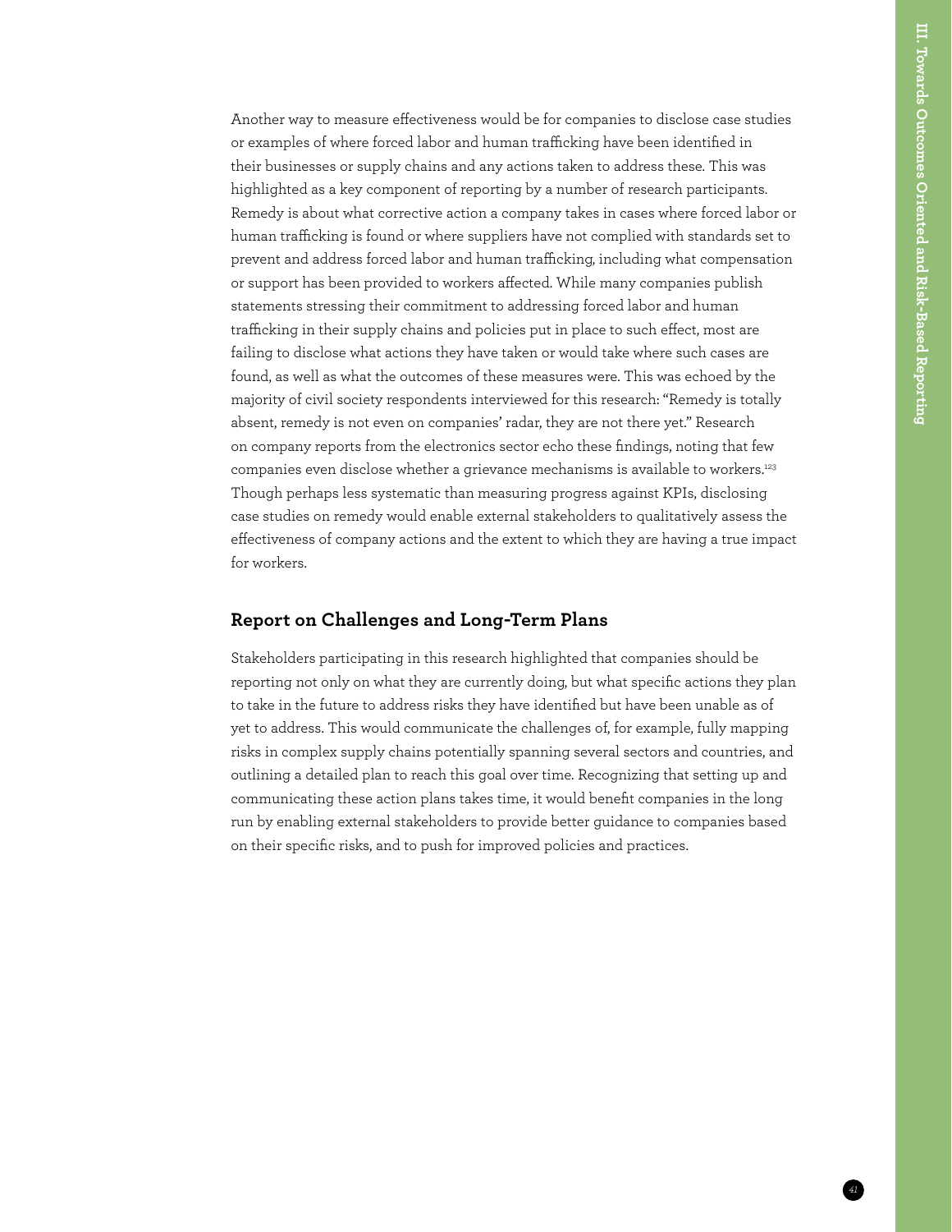Another way to measure effectiveness would be for companies to disclose case studies or examples of where forced labor and human trafficking have been identified in their businesses or supply chains and any actions taken to address these. This was highlighted as a key component of reporting by a number of research participants. Remedy is about what corrective action a company takes in cases where forced labor or human trafficking is found or where suppliers have not complied with standards set to prevent and address forced labor and human trafficking, including what compensation or support has been provided to workers affected. While many companies publish statements stressing their commitment to addressing forced labor and human trafficking in their supply chains and policies put in place to such effect, most are failing to disclose what actions they have taken or would take where such cases are found, as well as what the outcomes of these measures were. This was echoed by the majority of civil society respondents interviewed for this research: "Remedy is totally absent, remedy is not even on companies' radar, they are not there yet." Research on company reports from the electronics sector echo these findings, noting that few companies even disclose whether a grievance mechanisms is available to workers.[123] Though perhaps less systematic than measuring progress against KPIs, disclosing case studies on remedy would enable external stakeholders to qualitatively assess the effectiveness of company actions and the extent to which they are having a true impact for workers.

## Report on Challenges and Long-Term Plans

Stakeholders participating in this research highlighted that companies should be reporting not only on what they are currently doing, but what specific actions they plan to take in the future to address risks they have identified but have been unable as of yet to address. This would communicate the challenges of, for example, fully mapping risks in complex supply chains potentially spanning several sectors and countries, and outlining a detailed plan to reach this goal over time. Recognizing that setting up and communicating these action plans takes time, it would benefit companies in the long run by enabling external stakeholders to provide better guidance to companies based on their specific risks, and to push for improved policies and practices.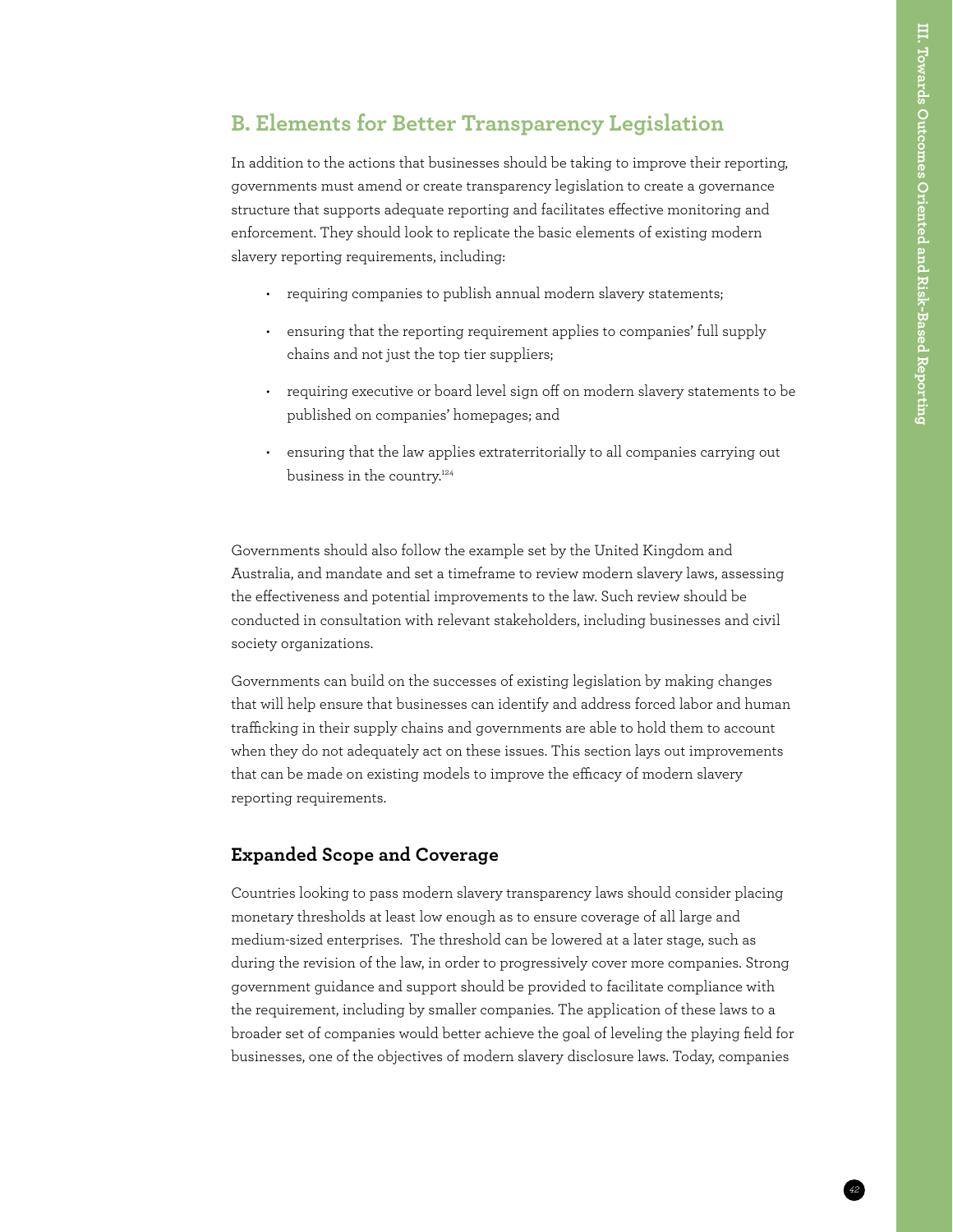## B. Elements for Better Transparency Legislation

In addition to the actions that businesses should be taking to improve their reporting, governments must amend or create transparency legislation to create a governance structure that supports adequate reporting and facilitates effective monitoring and enforcement. They should look to replicate the basic elements of existing modern slavery reporting requirements, including:

- requiring companies to publish annual modern slavery statements;
- ensuring that the reporting requirement applies to companies' full supply chains and not just the top tier suppliers;
- requiring executive or board level sign off on modern slavery statements to be published on companies' homepages; and
- ensuring that the law applies extraterritorially to all companies carrying out business in the country.[124]

Governments should also follow the example set by the United Kingdom and Australia, and mandate and set a timeframe to review modern slavery laws, assessing the effectiveness and potential improvements to the law. Such review should be conducted in consultation with relevant stakeholders, including businesses and civil society organizations.

Governments can build on the successes of existing legislation by making changes that will help ensure that businesses can identify and address forced labor and human trafficking in their supply chains and governments are able to hold them to account when they do not adequately act on these issues. This section lays out improvements that can be made on existing models to improve the efficacy of modern slavery reporting requirements.

### Expanded Scope and Coverage

Countries looking to pass modern slavery transparency laws should consider placing monetary thresholds at least low enough as to ensure coverage of all large and medium-sized enterprises. The threshold can be lowered at a later stage, such as during the revision of the law, in order to progressively cover more companies. Strong government guidance and support should be provided to facilitate compliance with the requirement, including by smaller companies. The application of these laws to a broader set of companies would better achieve the goal of leveling the playing field for businesses, one of the objectives of modern slavery disclosure laws. Today, companies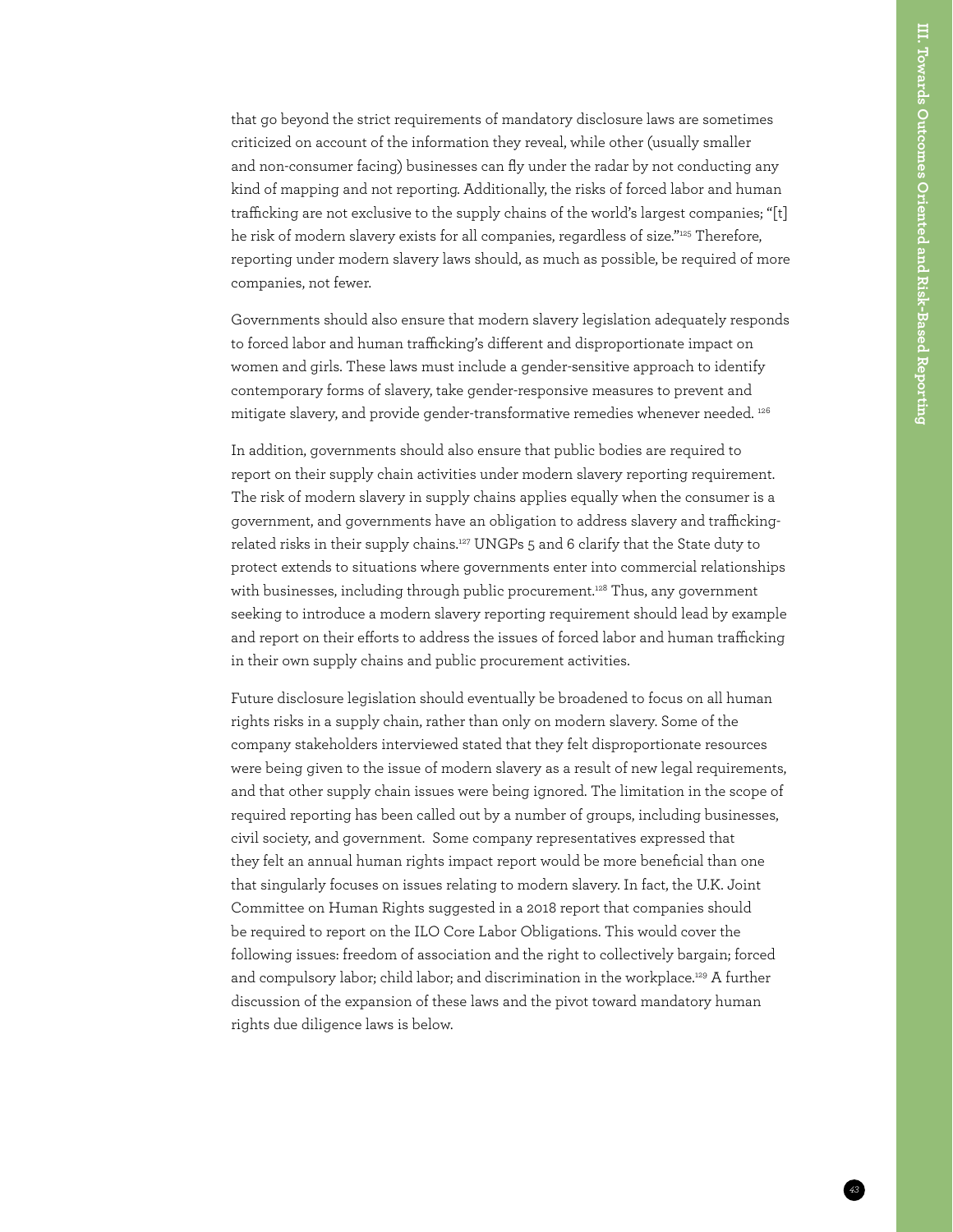that go beyond the strict requirements of mandatory disclosure laws are sometimes criticized on account of the information they reveal, while other (usually smaller and non-consumer facing) businesses can fly under the radar by not conducting any kind of mapping and not reporting. Additionally, the risks of forced labor and human trafficking are not exclusive to the supply chains of the world's largest companies; "[t]he risk of modern slavery exists for all companies, regardless of size."[125] Therefore, reporting under modern slavery laws should, as much as possible, be required of more companies, not fewer.

Governments should also ensure that modern slavery legislation adequately responds to forced labor and human trafficking's different and disproportionate impact on women and girls. These laws must include a gender-sensitive approach to identify contemporary forms of slavery, take gender-responsive measures to prevent and mitigate slavery, and provide gender-transformative remedies whenever needed. [126]

In addition, governments should also ensure that public bodies are required to report on their supply chain activities under modern slavery reporting requirement. The risk of modern slavery in supply chains applies equally when the consumer is a government, and governments have an obligation to address slavery and trafficking-related risks in their supply chains.[127] UNGPs 5 and 6 clarify that the State duty to protect extends to situations where governments enter into commercial relationships with businesses, including through public procurement.[128] Thus, any government seeking to introduce a modern slavery reporting requirement should lead by example and report on their efforts to address the issues of forced labor and human trafficking in their own supply chains and public procurement activities.

Future disclosure legislation should eventually be broadened to focus on all human rights risks in a supply chain, rather than only on modern slavery. Some of the company stakeholders interviewed stated that they felt disproportionate resources were being given to the issue of modern slavery as a result of new legal requirements, and that other supply chain issues were being ignored. The limitation in the scope of required reporting has been called out by a number of groups, including businesses, civil society, and government. Some company representatives expressed that they felt an annual human rights impact report would be more beneficial than one that singularly focuses on issues relating to modern slavery. In fact, the U.K. Joint Committee on Human Rights suggested in a 2018 report that companies should be required to report on the ILO Core Labor Obligations. This would cover the following issues: freedom of association and the right to collectively bargain; forced and compulsory labor; child labor; and discrimination in the workplace.[129] A further discussion of the expansion of these laws and the pivot toward mandatory human rights due diligence laws is below.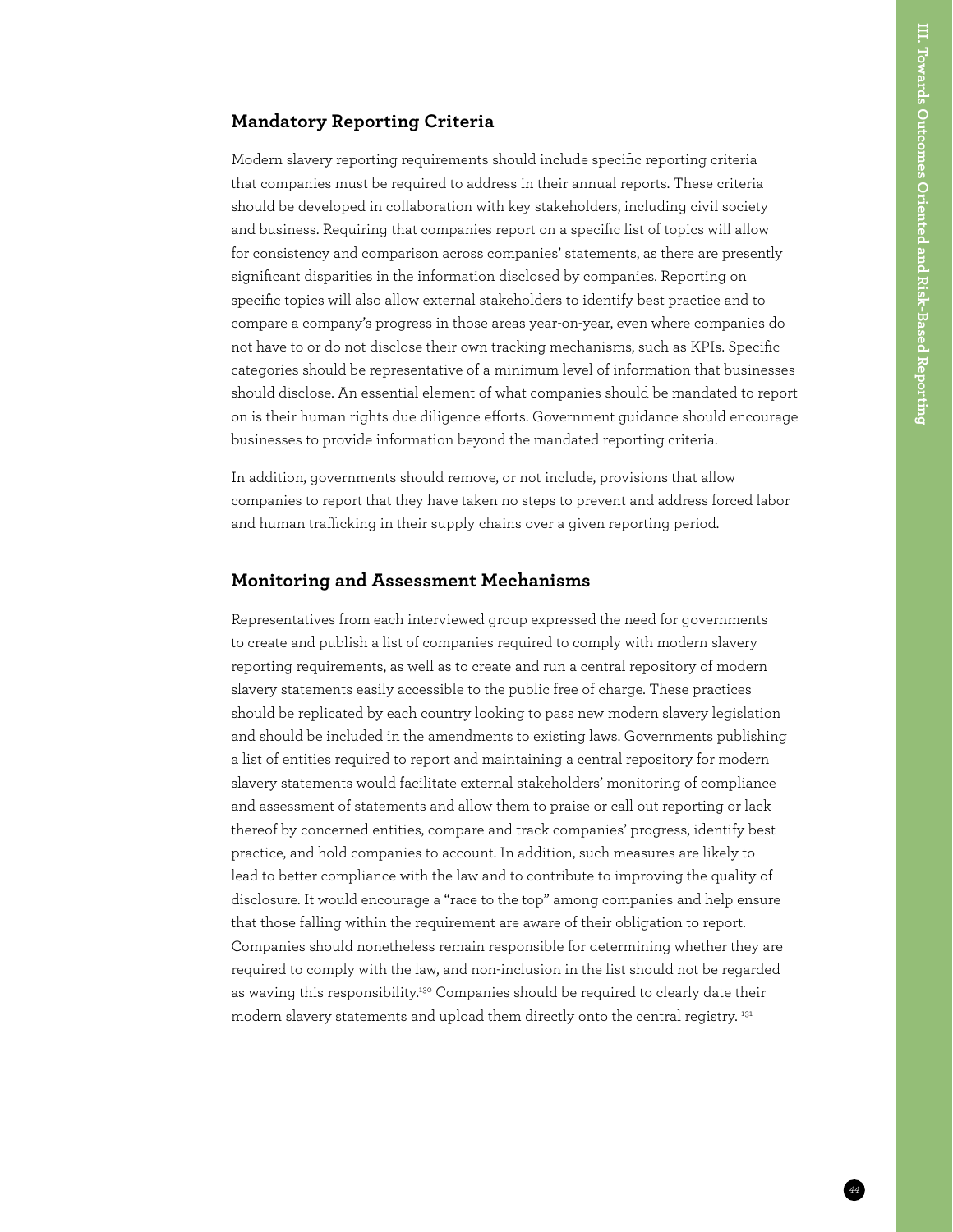## Mandatory Reporting Criteria

Modern slavery reporting requirements should include specific reporting criteria that companies must be required to address in their annual reports. These criteria should be developed in collaboration with key stakeholders, including civil society and business. Requiring that companies report on a specific list of topics will allow for consistency and comparison across companies' statements, as there are presently significant disparities in the information disclosed by companies. Reporting on specific topics will also allow external stakeholders to identify best practice and to compare a company's progress in those areas year-on-year, even where companies do not have to or do not disclose their own tracking mechanisms, such as KPIs. Specific categories should be representative of a minimum level of information that businesses should disclose. An essential element of what companies should be mandated to report on is their human rights due diligence efforts. Government guidance should encourage businesses to provide information beyond the mandated reporting criteria.

In addition, governments should remove, or not include, provisions that allow companies to report that they have taken no steps to prevent and address forced labor and human trafficking in their supply chains over a given reporting period.

## Monitoring and Assessment Mechanisms

Representatives from each interviewed group expressed the need for governments to create and publish a list of companies required to comply with modern slavery reporting requirements, as well as to create and run a central repository of modern slavery statements easily accessible to the public free of charge. These practices should be replicated by each country looking to pass new modern slavery legislation and should be included in the amendments to existing laws. Governments publishing a list of entities required to report and maintaining a central repository for modern slavery statements would facilitate external stakeholders' monitoring of compliance and assessment of statements and allow them to praise or call out reporting or lack thereof by concerned entities, compare and track companies' progress, identify best practice, and hold companies to account. In addition, such measures are likely to lead to better compliance with the law and to contribute to improving the quality of disclosure. It would encourage a "race to the top" among companies and help ensure that those falling within the requirement are aware of their obligation to report. Companies should nonetheless remain responsible for determining whether they are required to comply with the law, and non-inclusion in the list should not be regarded as waving this responsibility.[130] Companies should be required to clearly date their modern slavery statements and upload them directly onto the central registry.[131]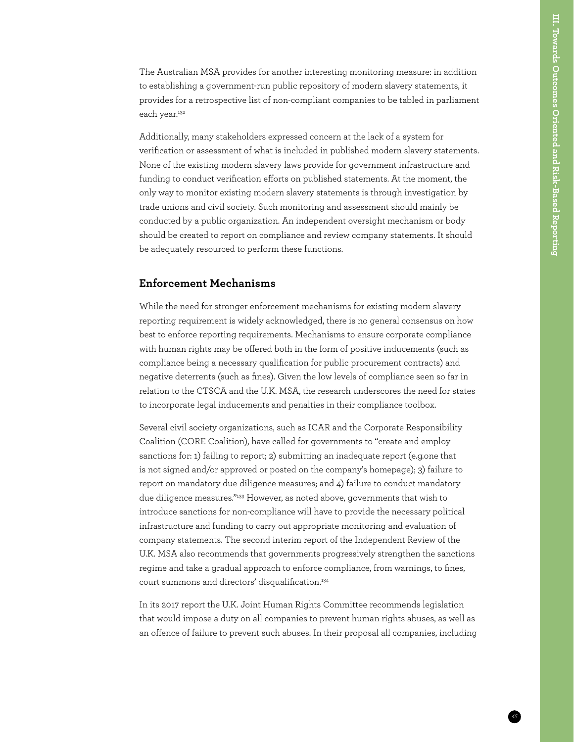The Australian MSA provides for another interesting monitoring measure: in addition to establishing a government-run public repository of modern slavery statements, it provides for a retrospective list of non-compliant companies to be tabled in parliament each year.[132]

Additionally, many stakeholders expressed concern at the lack of a system for verification or assessment of what is included in published modern slavery statements. None of the existing modern slavery laws provide for government infrastructure and funding to conduct verification efforts on published statements. At the moment, the only way to monitor existing modern slavery statements is through investigation by trade unions and civil society. Such monitoring and assessment should mainly be conducted by a public organization. An independent oversight mechanism or body should be created to report on compliance and review company statements. It should be adequately resourced to perform these functions.

## Enforcement Mechanisms

While the need for stronger enforcement mechanisms for existing modern slavery reporting requirement is widely acknowledged, there is no general consensus on how best to enforce reporting requirements. Mechanisms to ensure corporate compliance with human rights may be offered both in the form of positive inducements (such as compliance being a necessary qualification for public procurement contracts) and negative deterrents (such as fines). Given the low levels of compliance seen so far in relation to the CTSCA and the U.K. MSA, the research underscores the need for states to incorporate legal inducements and penalties in their compliance toolbox.

Several civil society organizations, such as ICAR and the Corporate Responsibility Coalition (CORE Coalition), have called for governments to "create and employ sanctions for: 1) failing to report; 2) submitting an inadequate report (e.g.one that is not signed and/or approved or posted on the company's homepage); 3) failure to report on mandatory due diligence measures; and 4) failure to conduct mandatory due diligence measures."[133] However, as noted above, governments that wish to introduce sanctions for non-compliance will have to provide the necessary political infrastructure and funding to carry out appropriate monitoring and evaluation of company statements. The second interim report of the Independent Review of the U.K. MSA also recommends that governments progressively strengthen the sanctions regime and take a gradual approach to enforce compliance, from warnings, to fines, court summons and directors' disqualification.[134]

In its 2017 report the U.K. Joint Human Rights Committee recommends legislation that would impose a duty on all companies to prevent human rights abuses, as well as an offence of failure to prevent such abuses. In their proposal all companies, including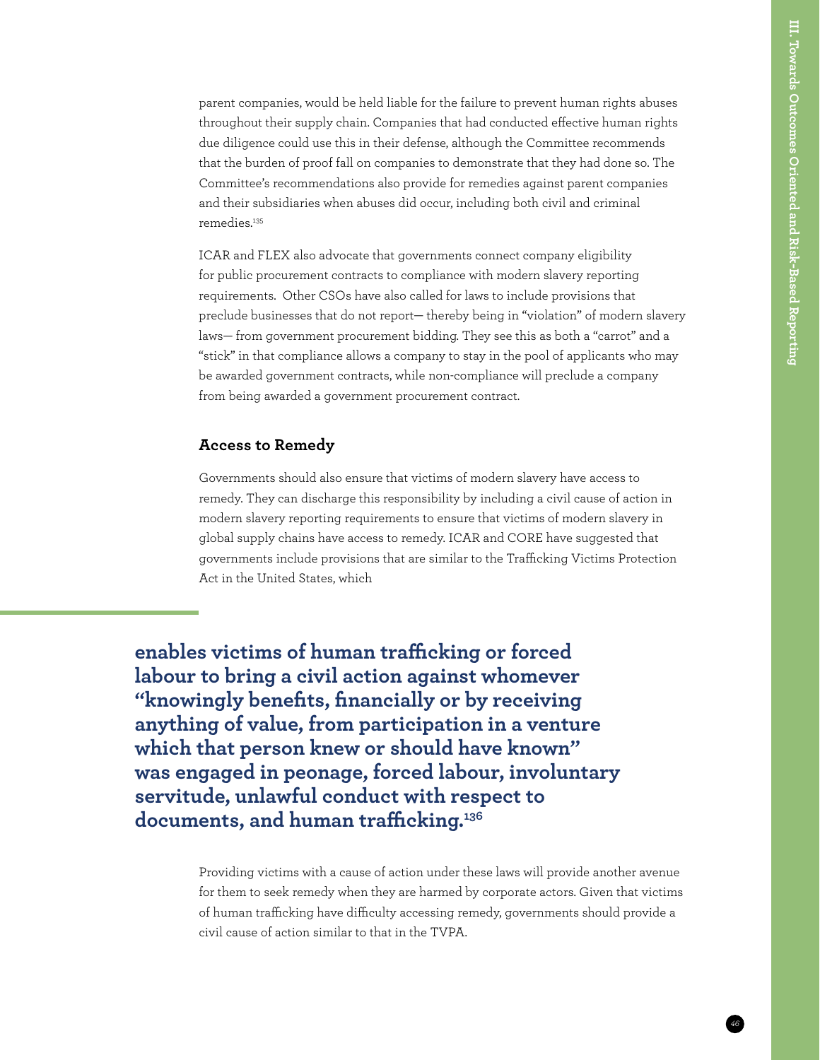parent companies, would be held liable for the failure to prevent human rights abuses throughout their supply chain. Companies that had conducted effective human rights due diligence could use this in their defense, although the Committee recommends that the burden of proof fall on companies to demonstrate that they had done so. The Committee's recommendations also provide for remedies against parent companies and their subsidiaries when abuses did occur, including both civil and criminal remedies.[135]

ICAR and FLEX also advocate that governments connect company eligibility for public procurement contracts to compliance with modern slavery reporting requirements. Other CSOs have also called for laws to include provisions that preclude businesses that do not report— thereby being in "violation" of modern slavery laws— from government procurement bidding. They see this as both a "carrot" and a "stick" in that compliance allows a company to stay in the pool of applicants who may be awarded government contracts, while non-compliance will preclude a company from being awarded a government procurement contract.

### Access to Remedy

Governments should also ensure that victims of modern slavery have access to remedy. They can discharge this responsibility by including a civil cause of action in modern slavery reporting requirements to ensure that victims of modern slavery in global supply chains have access to remedy. ICAR and CORE have suggested that governments include provisions that are similar to the Trafficking Victims Protection Act in the United States, which

**enables victims of human trafficking or forced labour to bring a civil action against whomever "knowingly benefits, financially or by receiving anything of value, from participation in a venture which that person knew or should have known" was engaged in peonage, forced labour, involuntary servitude, unlawful conduct with respect to documents, and human trafficking.[136]**

Providing victims with a cause of action under these laws will provide another avenue for them to seek remedy when they are harmed by corporate actors. Given that victims of human trafficking have difficulty accessing remedy, governments should provide a civil cause of action similar to that in the TVPA.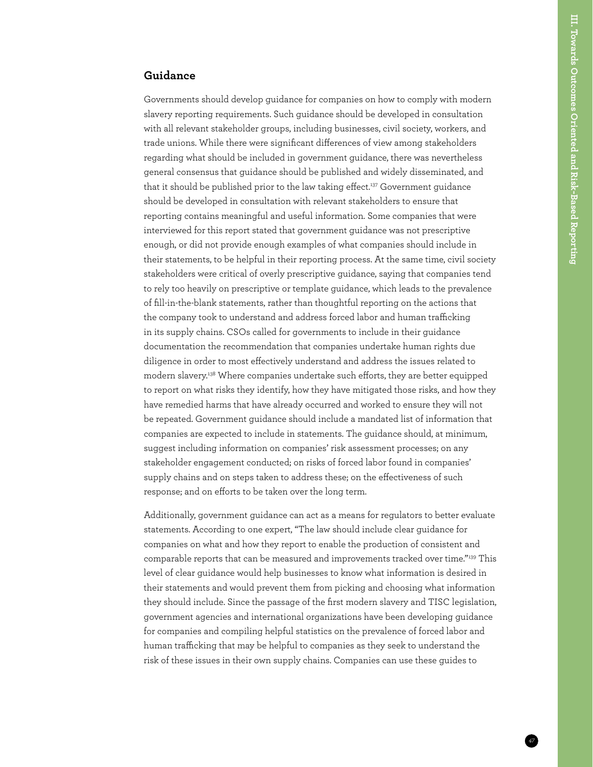## Guidance

Governments should develop guidance for companies on how to comply with modern slavery reporting requirements. Such guidance should be developed in consultation with all relevant stakeholder groups, including businesses, civil society, workers, and trade unions. While there were significant differences of view among stakeholders regarding what should be included in government guidance, there was nevertheless general consensus that guidance should be published and widely disseminated, and that it should be published prior to the law taking effect.[137] Government guidance should be developed in consultation with relevant stakeholders to ensure that reporting contains meaningful and useful information. Some companies that were interviewed for this report stated that government guidance was not prescriptive enough, or did not provide enough examples of what companies should include in their statements, to be helpful in their reporting process. At the same time, civil society stakeholders were critical of overly prescriptive guidance, saying that companies tend to rely too heavily on prescriptive or template guidance, which leads to the prevalence of fill-in-the-blank statements, rather than thoughtful reporting on the actions that the company took to understand and address forced labor and human trafficking in its supply chains. CSOs called for governments to include in their guidance documentation the recommendation that companies undertake human rights due diligence in order to most effectively understand and address the issues related to modern slavery.[138] Where companies undertake such efforts, they are better equipped to report on what risks they identify, how they have mitigated those risks, and how they have remedied harms that have already occurred and worked to ensure they will not be repeated. Government guidance should include a mandated list of information that companies are expected to include in statements. The guidance should, at minimum, suggest including information on companies' risk assessment processes; on any stakeholder engagement conducted; on risks of forced labor found in companies' supply chains and on steps taken to address these; on the effectiveness of such response; and on efforts to be taken over the long term.

Additionally, government guidance can act as a means for regulators to better evaluate statements. According to one expert, "The law should include clear guidance for companies on what and how they report to enable the production of consistent and comparable reports that can be measured and improvements tracked over time."[139] This level of clear guidance would help businesses to know what information is desired in their statements and would prevent them from picking and choosing what information they should include. Since the passage of the first modern slavery and TISC legislation, government agencies and international organizations have been developing guidance for companies and compiling helpful statistics on the prevalence of forced labor and human trafficking that may be helpful to companies as they seek to understand the risk of these issues in their own supply chains. Companies can use these guides to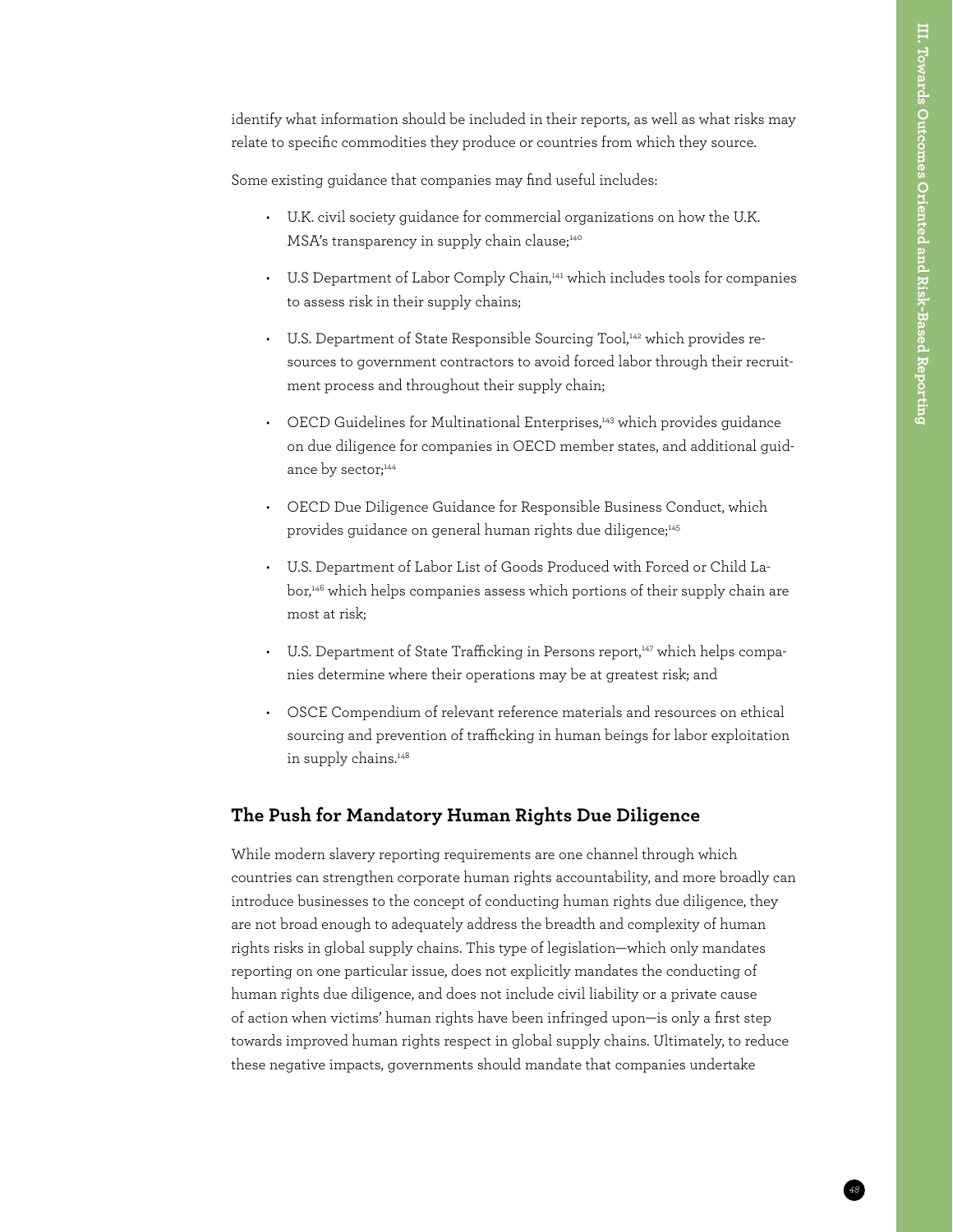identify what information should be included in their reports, as well as what risks may relate to specific commodities they produce or countries from which they source.

Some existing guidance that companies may find useful includes:

- U.K. civil society guidance for commercial organizations on how the U.K. MSA's transparency in supply chain clause;[140]
- U.S Department of Labor Comply Chain,[141] which includes tools for companies to assess risk in their supply chains;
- U.S. Department of State Responsible Sourcing Tool,[142] which provides resources to government contractors to avoid forced labor through their recruitment process and throughout their supply chain;
- OECD Guidelines for Multinational Enterprises,[143] which provides guidance on due diligence for companies in OECD member states, and additional guidance by sector;[144]
- OECD Due Diligence Guidance for Responsible Business Conduct, which provides guidance on general human rights due diligence;[145]
- U.S. Department of Labor List of Goods Produced with Forced or Child Labor,[146] which helps companies assess which portions of their supply chain are most at risk;
- U.S. Department of State Trafficking in Persons report,[147] which helps companies determine where their operations may be at greatest risk; and
- OSCE Compendium of relevant reference materials and resources on ethical sourcing and prevention of trafficking in human beings for labor exploitation in supply chains.[148]

## The Push for Mandatory Human Rights Due Diligence

While modern slavery reporting requirements are one channel through which countries can strengthen corporate human rights accountability, and more broadly can introduce businesses to the concept of conducting human rights due diligence, they are not broad enough to adequately address the breadth and complexity of human rights risks in global supply chains. This type of legislation—which only mandates reporting on one particular issue, does not explicitly mandates the conducting of human rights due diligence, and does not include civil liability or a private cause of action when victims' human rights have been infringed upon—is only a first step towards improved human rights respect in global supply chains. Ultimately, to reduce these negative impacts, governments should mandate that companies undertake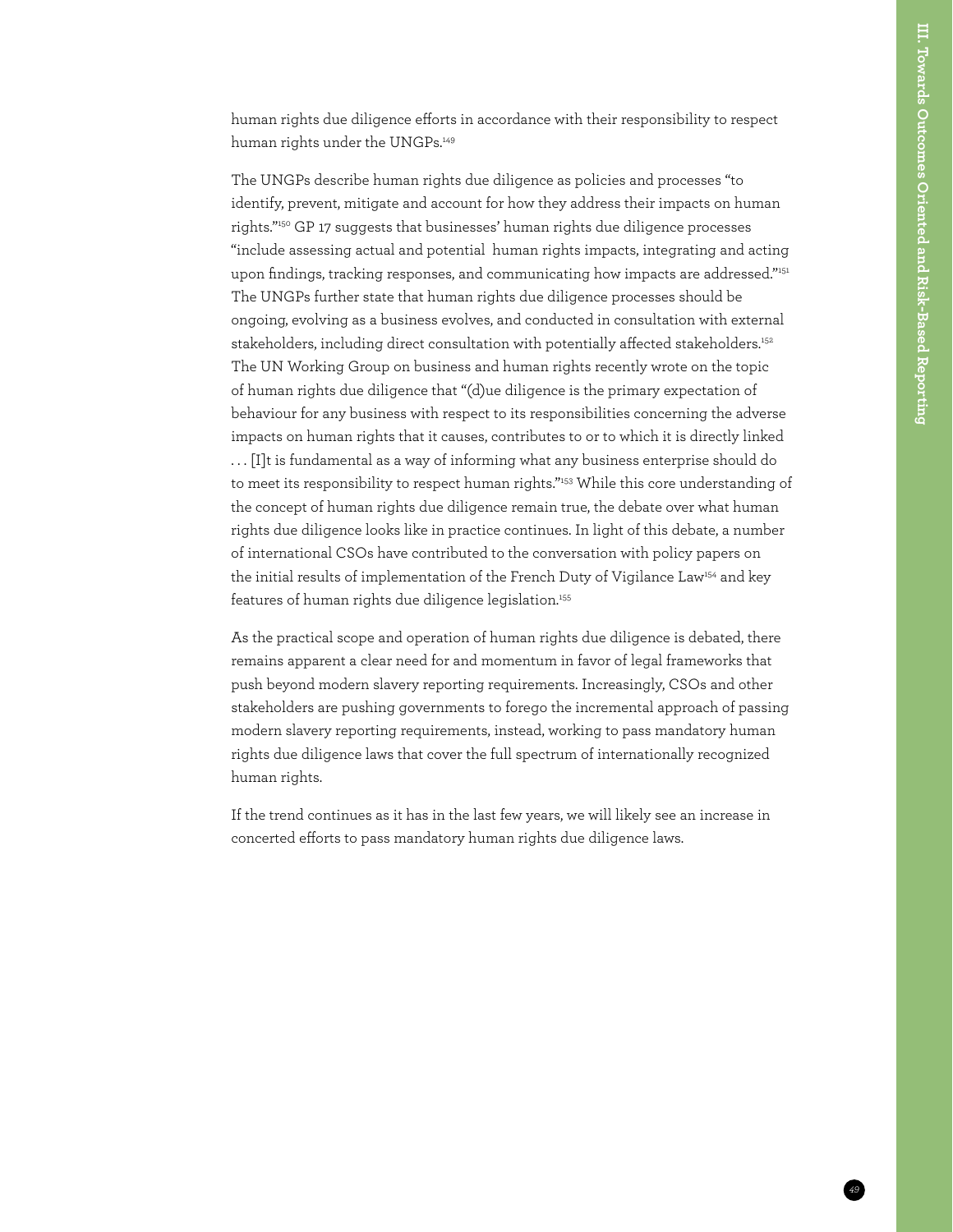human rights due diligence efforts in accordance with their responsibility to respect human rights under the UNGPs.[149]

The UNGPs describe human rights due diligence as policies and processes "to identify, prevent, mitigate and account for how they address their impacts on human rights."[150] GP 17 suggests that businesses' human rights due diligence processes "include assessing actual and potential human rights impacts, integrating and acting upon findings, tracking responses, and communicating how impacts are addressed."[151] The UNGPs further state that human rights due diligence processes should be ongoing, evolving as a business evolves, and conducted in consultation with external stakeholders, including direct consultation with potentially affected stakeholders.[152] The UN Working Group on business and human rights recently wrote on the topic of human rights due diligence that "(d)ue diligence is the primary expectation of behaviour for any business with respect to its responsibilities concerning the adverse impacts on human rights that it causes, contributes to or to which it is directly linked . . . [I]t is fundamental as a way of informing what any business enterprise should do to meet its responsibility to respect human rights."[153] While this core understanding of the concept of human rights due diligence remain true, the debate over what human rights due diligence looks like in practice continues. In light of this debate, a number of international CSOs have contributed to the conversation with policy papers on the initial results of implementation of the French Duty of Vigilance Law[154] and key features of human rights due diligence legislation.[155]

As the practical scope and operation of human rights due diligence is debated, there remains apparent a clear need for and momentum in favor of legal frameworks that push beyond modern slavery reporting requirements. Increasingly, CSOs and other stakeholders are pushing governments to forego the incremental approach of passing modern slavery reporting requirements, instead, working to pass mandatory human rights due diligence laws that cover the full spectrum of internationally recognized human rights.

If the trend continues as it has in the last few years, we will likely see an increase in concerted efforts to pass mandatory human rights due diligence laws.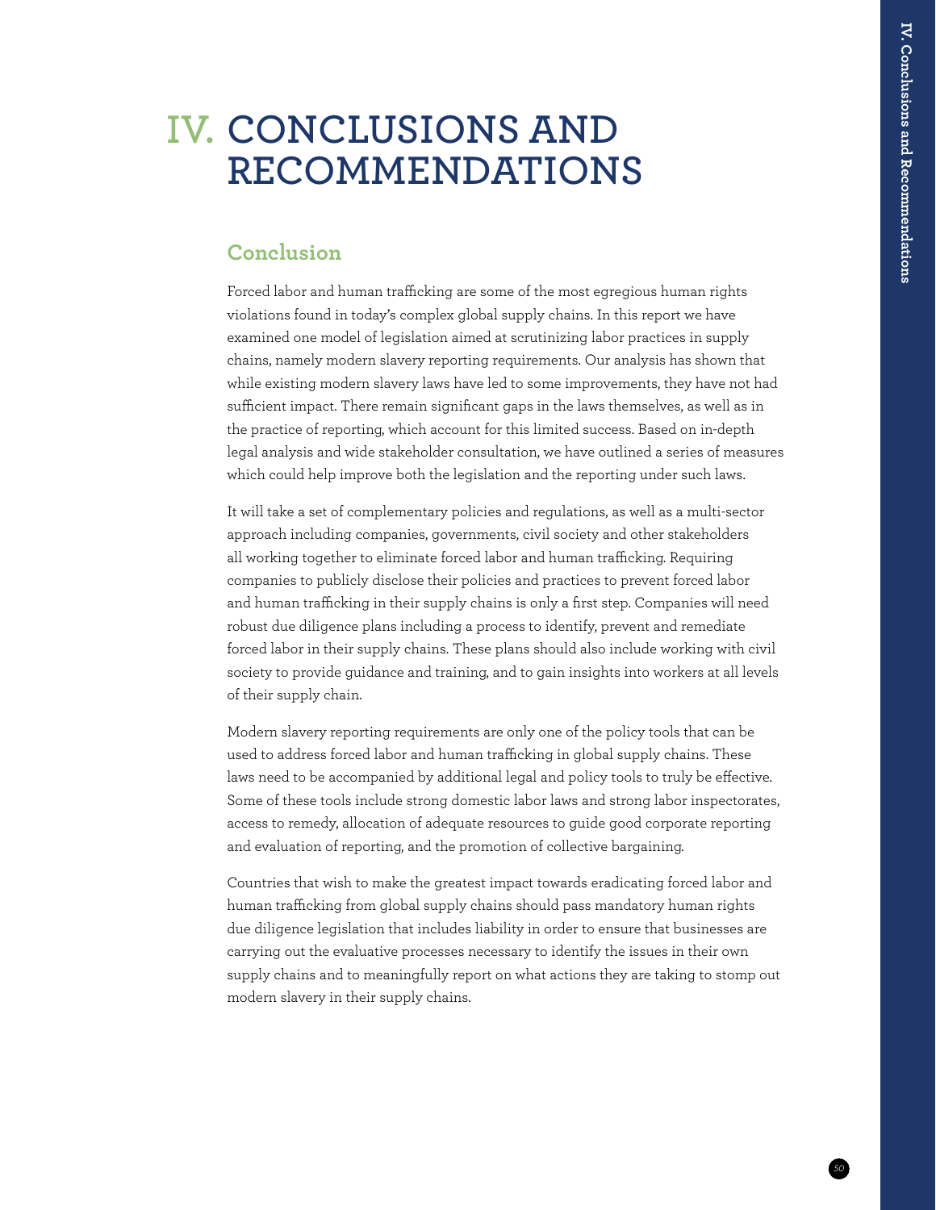# IV. CONCLUSIONS AND RECOMMENDATIONS

## Conclusion

Forced labor and human trafficking are some of the most egregious human rights violations found in today's complex global supply chains. In this report we have examined one model of legislation aimed at scrutinizing labor practices in supply chains, namely modern slavery reporting requirements. Our analysis has shown that while existing modern slavery laws have led to some improvements, they have not had sufficient impact. There remain significant gaps in the laws themselves, as well as in the practice of reporting, which account for this limited success. Based on in-depth legal analysis and wide stakeholder consultation, we have outlined a series of measures which could help improve both the legislation and the reporting under such laws.

It will take a set of complementary policies and regulations, as well as a multi-sector approach including companies, governments, civil society and other stakeholders all working together to eliminate forced labor and human trafficking. Requiring companies to publicly disclose their policies and practices to prevent forced labor and human trafficking in their supply chains is only a first step. Companies will need robust due diligence plans including a process to identify, prevent and remediate forced labor in their supply chains. These plans should also include working with civil society to provide guidance and training, and to gain insights into workers at all levels of their supply chain.

Modern slavery reporting requirements are only one of the policy tools that can be used to address forced labor and human trafficking in global supply chains. These laws need to be accompanied by additional legal and policy tools to truly be effective. Some of these tools include strong domestic labor laws and strong labor inspectorates, access to remedy, allocation of adequate resources to guide good corporate reporting and evaluation of reporting, and the promotion of collective bargaining.

Countries that wish to make the greatest impact towards eradicating forced labor and human trafficking from global supply chains should pass mandatory human rights due diligence legislation that includes liability in order to ensure that businesses are carrying out the evaluative processes necessary to identify the issues in their own supply chains and to meaningfully report on what actions they are taking to stomp out modern slavery in their supply chains.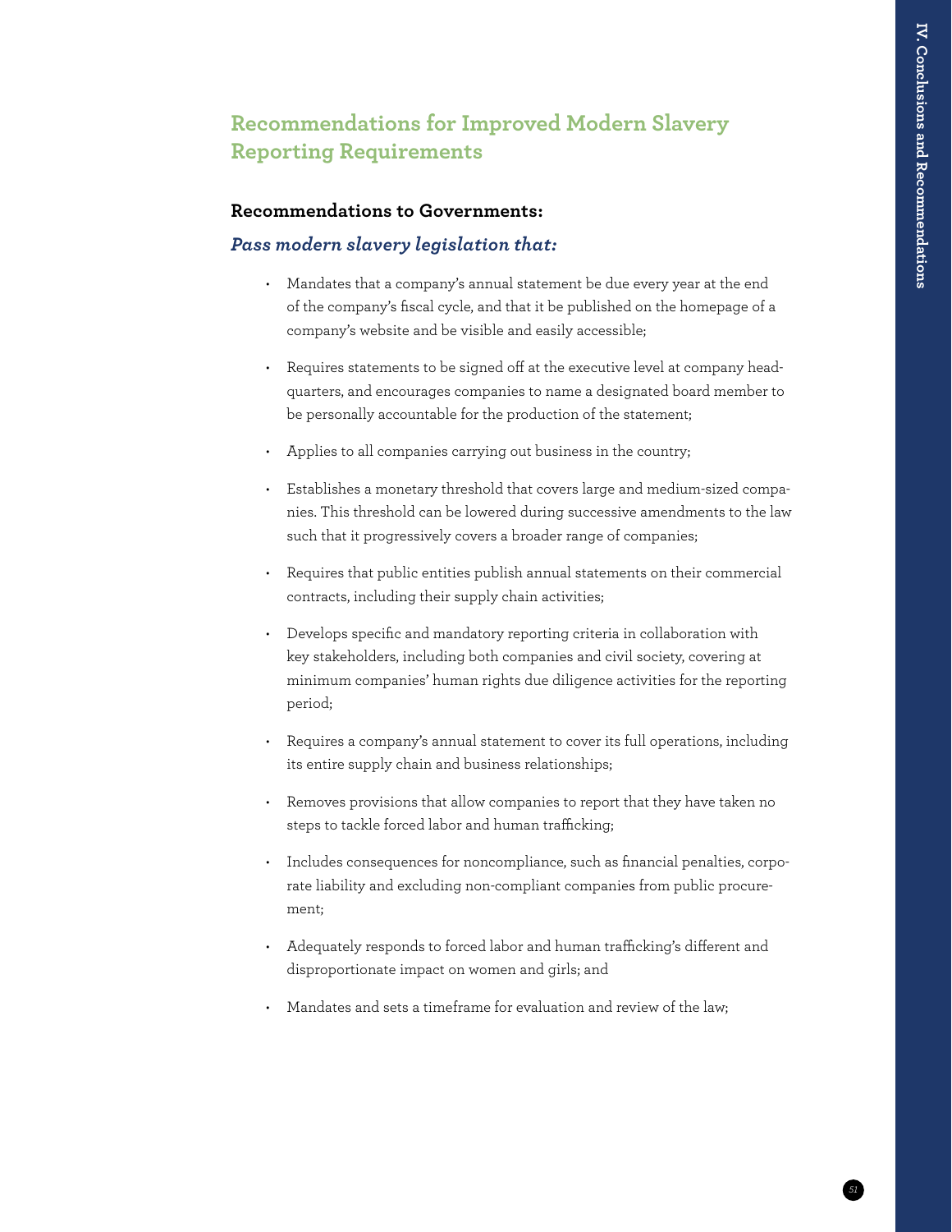## Recommendations for Improved Modern Slavery Reporting Requirements

### Recommendations to Governments:

*Pass modern slavery legislation that:*

- Mandates that a company's annual statement be due every year at the end of the company's fiscal cycle, and that it be published on the homepage of a company's website and be visible and easily accessible;
- Requires statements to be signed off at the executive level at company headquarters, and encourages companies to name a designated board member to be personally accountable for the production of the statement;
- Applies to all companies carrying out business in the country;
- Establishes a monetary threshold that covers large and medium-sized companies. This threshold can be lowered during successive amendments to the law such that it progressively covers a broader range of companies;
- Requires that public entities publish annual statements on their commercial contracts, including their supply chain activities;
- Develops specific and mandatory reporting criteria in collaboration with key stakeholders, including both companies and civil society, covering at minimum companies' human rights due diligence activities for the reporting period;
- Requires a company's annual statement to cover its full operations, including its entire supply chain and business relationships;
- Removes provisions that allow companies to report that they have taken no steps to tackle forced labor and human trafficking;
- Includes consequences for noncompliance, such as financial penalties, corporate liability and excluding non-compliant companies from public procurement;
- Adequately responds to forced labor and human trafficking's different and disproportionate impact on women and girls; and
- Mandates and sets a timeframe for evaluation and review of the law;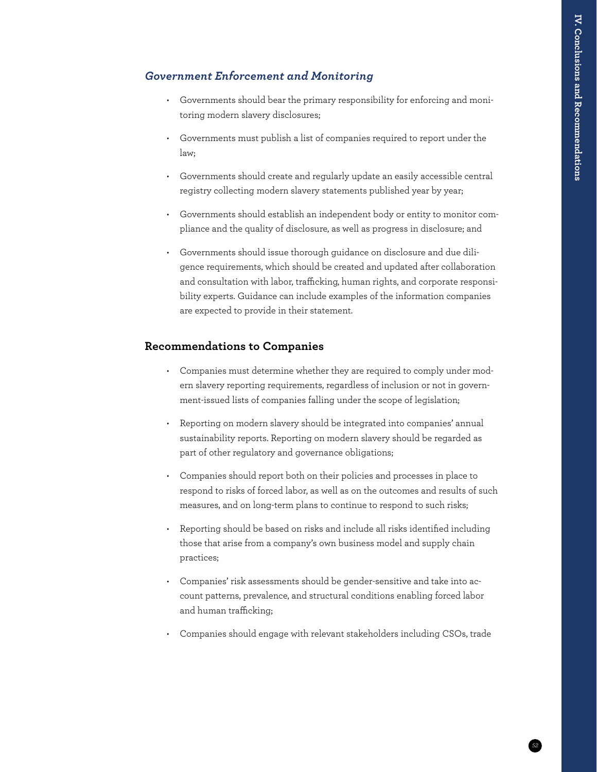### *Government Enforcement and Monitoring*

- Governments should bear the primary responsibility for enforcing and monitoring modern slavery disclosures;
- Governments must publish a list of companies required to report under the law;
- Governments should create and regularly update an easily accessible central registry collecting modern slavery statements published year by year;
- Governments should establish an independent body or entity to monitor compliance and the quality of disclosure, as well as progress in disclosure; and
- Governments should issue thorough guidance on disclosure and due diligence requirements, which should be created and updated after collaboration and consultation with labor, trafficking, human rights, and corporate responsibility experts. Guidance can include examples of the information companies are expected to provide in their statement.

## Recommendations to Companies

- Companies must determine whether they are required to comply under modern slavery reporting requirements, regardless of inclusion or not in government-issued lists of companies falling under the scope of legislation;
- Reporting on modern slavery should be integrated into companies' annual sustainability reports. Reporting on modern slavery should be regarded as part of other regulatory and governance obligations;
- Companies should report both on their policies and processes in place to respond to risks of forced labor, as well as on the outcomes and results of such measures, and on long-term plans to continue to respond to such risks;
- Reporting should be based on risks and include all risks identified including those that arise from a company's own business model and supply chain practices;
- Companies' risk assessments should be gender-sensitive and take into account patterns, prevalence, and structural conditions enabling forced labor and human trafficking;
- Companies should engage with relevant stakeholders including CSOs, trade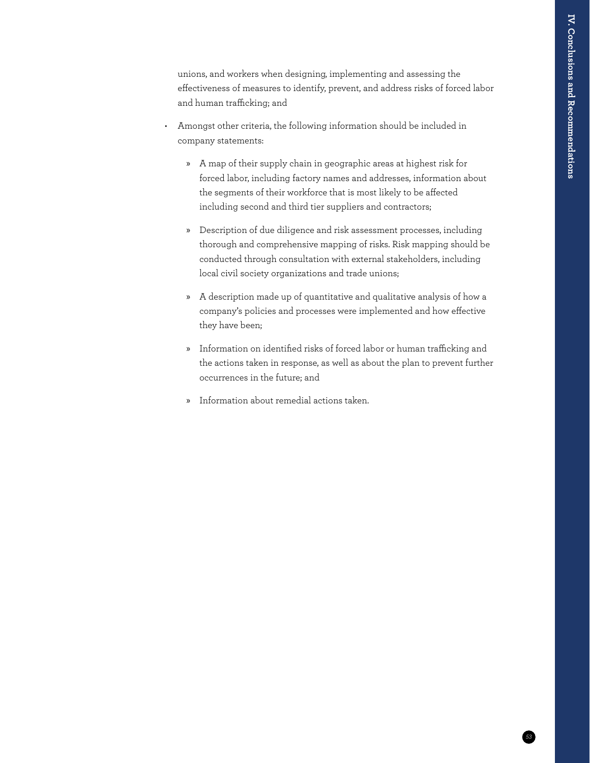unions, and workers when designing, implementing and assessing the effectiveness of measures to identify, prevent, and address risks of forced labor and human trafficking; and

- Amongst other criteria, the following information should be included in company statements:

  - A map of their supply chain in geographic areas at highest risk for forced labor, including factory names and addresses, information about the segments of their workforce that is most likely to be affected including second and third tier suppliers and contractors;

  - Description of due diligence and risk assessment processes, including thorough and comprehensive mapping of risks. Risk mapping should be conducted through consultation with external stakeholders, including local civil society organizations and trade unions;

  - A description made up of quantitative and qualitative analysis of how a company's policies and processes were implemented and how effective they have been;

  - Information on identified risks of forced labor or human trafficking and the actions taken in response, as well as about the plan to prevent further occurrences in the future; and

  - Information about remedial actions taken.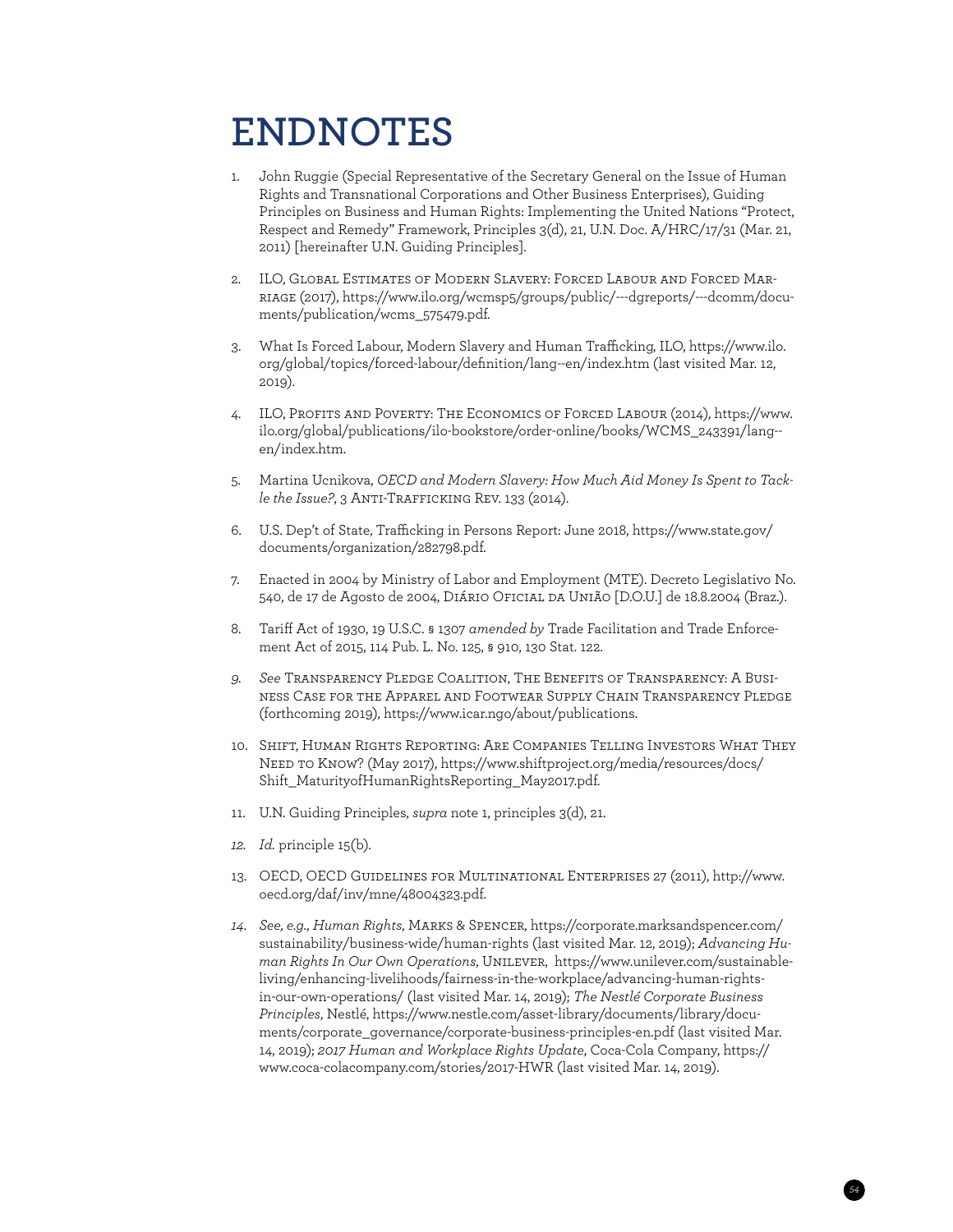# ENDNOTES

1. John Ruggie (Special Representative of the Secretary General on the Issue of Human Rights and Transnational Corporations and Other Business Enterprises), Guiding Principles on Business and Human Rights: Implementing the United Nations "Protect, Respect and Remedy" Framework, Principles 3(d), 21, U.N. Doc. A/HRC/17/31 (Mar. 21, 2011) [hereinafter U.N. Guiding Principles].

2. ILO, Global Estimates of Modern Slavery: Forced Labour and Forced Marriage (2017), https://www.ilo.org/wcmsp5/groups/public/---dgreports/---dcomm/documents/publication/wcms_575479.pdf.

3. What Is Forced Labour, Modern Slavery and Human Trafficking, ILO, https://www.ilo.org/global/topics/forced-labour/definition/lang--en/index.htm (last visited Mar. 12, 2019).

4. ILO, Profits and Poverty: The Economics of Forced Labour (2014), https://www.ilo.org/global/publications/ilo-bookstore/order-online/books/WCMS_243391/lang--en/index.htm.

5. Martina Ucnikova, *OECD and Modern Slavery: How Much Aid Money Is Spent to Tackle the Issue?*, 3 Anti-Trafficking Rev. 133 (2014).

6. U.S. Dep't of State, Trafficking in Persons Report: June 2018, https://www.state.gov/documents/organization/282798.pdf.

7. Enacted in 2004 by Ministry of Labor and Employment (MTE). Decreto Legislativo No. 540, de 17 de Agosto de 2004, Diário Oficial da União [D.O.U.] de 18.8.2004 (Braz.).

8. Tariff Act of 1930, 19 U.S.C. § 1307 *amended by* Trade Facilitation and Trade Enforcement Act of 2015, 114 Pub. L. No. 125, § 910, 130 Stat. 122.

9. *See* Transparency Pledge Coalition, The Benefits of Transparency: A Business Case for the Apparel and Footwear Supply Chain Transparency Pledge (forthcoming 2019), https://www.icar.ngo/about/publications.

10. Shift, Human Rights Reporting: Are Companies Telling Investors What They Need to Know? (May 2017), https://www.shiftproject.org/media/resources/docs/Shift_MaturityofHumanRightsReporting_May2017.pdf.

11. U.N. Guiding Principles, *supra* note 1, principles 3(d), 21.

12. *Id.* principle 15(b).

13. OECD, OECD Guidelines for Multinational Enterprises 27 (2011), http://www.oecd.org/daf/inv/mne/48004323.pdf.

14. *See, e.g.*, *Human Rights*, Marks & Spencer, https://corporate.marksandspencer.com/sustainability/business-wide/human-rights (last visited Mar. 12, 2019); *Advancing Human Rights In Our Own Operations*, Unilever, https://www.unilever.com/sustainable-living/enhancing-livelihoods/fairness-in-the-workplace/advancing-human-rights-in-our-own-operations/ (last visited Mar. 14, 2019); *The Nestlé Corporate Business Principles*, Nestlé, https://www.nestle.com/asset-library/documents/library/documents/corporate_governance/corporate-business-principles-en.pdf (last visited Mar. 14, 2019); *2017 Human and Workplace Rights Update*, Coca-Cola Company, https://www.coca-colacompany.com/stories/2017-HWR (last visited Mar. 14, 2019).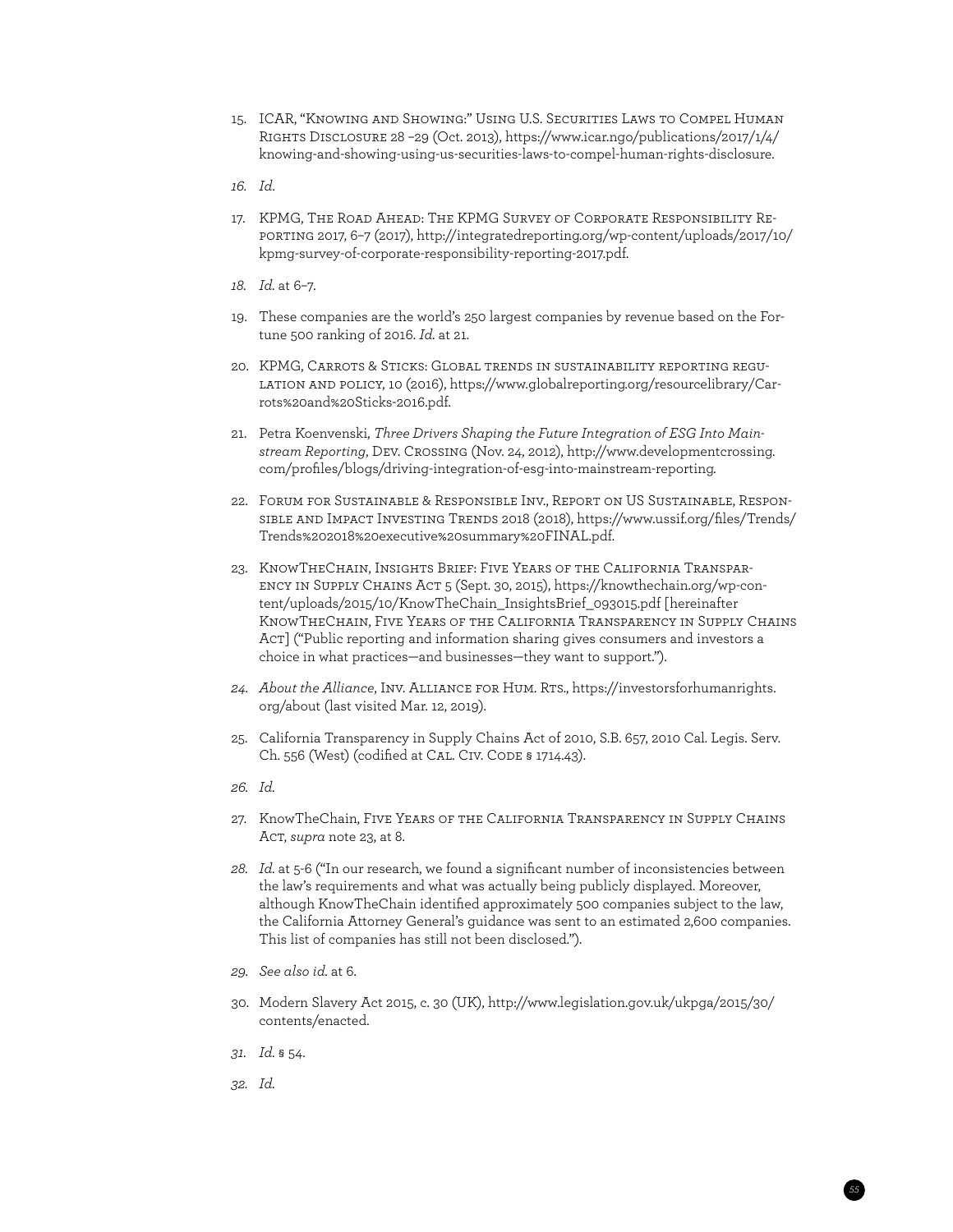15. ICAR, "Knowing and Showing:" Using U.S. Securities Laws to Compel Human Rights Disclosure 28 –29 (Oct. 2013), https://www.icar.ngo/publications/2017/1/4/knowing-and-showing-using-us-securities-laws-to-compel-human-rights-disclosure.

16. *Id.*

17. KPMG, The Road Ahead: The KPMG Survey of Corporate Responsibility Reporting 2017, 6–7 (2017), http://integratedreporting.org/wp-content/uploads/2017/10/kpmg-survey-of-corporate-responsibility-reporting-2017.pdf.

18. *Id.* at 6–7.

19. These companies are the world's 250 largest companies by revenue based on the Fortune 500 ranking of 2016. *Id.* at 21.

20. KPMG, Carrots & Sticks: Global trends in sustainability reporting regulation and policy, 10 (2016), https://www.globalreporting.org/resourcelibrary/Carrots%20and%20Sticks-2016.pdf.

21. Petra Koenvenski, *Three Drivers Shaping the Future Integration of ESG Into Mainstream Reporting*, Dev. Crossing (Nov. 24, 2012), http://www.developmentcrossing.com/profiles/blogs/driving-integration-of-esg-into-mainstream-reporting.

22. Forum for Sustainable & Responsible Inv., Report on US Sustainable, Responsible and Impact Investing Trends 2018 (2018), https://www.ussif.org/files/Trends/Trends%202018%20executive%20summary%20FINAL.pdf.

23. KnowTheChain, Insights Brief: Five Years of the California Transparency in Supply Chains Act 5 (Sept. 30, 2015), https://knowthechain.org/wp-content/uploads/2015/10/KnowTheChain_InsightsBrief_093015.pdf [hereinafter KnowTheChain, Five Years of the California Transparency in Supply Chains Act] ("Public reporting and information sharing gives consumers and investors a choice in what practices—and businesses—they want to support.").

24. *About the Alliance*, Inv. Alliance for Hum. Rts., https://investorsforhumanrights.org/about (last visited Mar. 12, 2019).

25. California Transparency in Supply Chains Act of 2010, S.B. 657, 2010 Cal. Legis. Serv. Ch. 556 (West) (codified at Cal. Civ. Code § 1714.43).

26. *Id.*

27. KnowTheChain, Five Years of the California Transparency in Supply Chains Act, *supra* note 23, at 8.

28. *Id.* at 5-6 ("In our research, we found a significant number of inconsistencies between the law's requirements and what was actually being publicly displayed. Moreover, although KnowTheChain identified approximately 500 companies subject to the law, the California Attorney General's guidance was sent to an estimated 2,600 companies. This list of companies has still not been disclosed.").

29. *See also id.* at 6.

30. Modern Slavery Act 2015, c. 30 (UK), http://www.legislation.gov.uk/ukpga/2015/30/contents/enacted.

31. *Id.* § 54.

32. *Id.*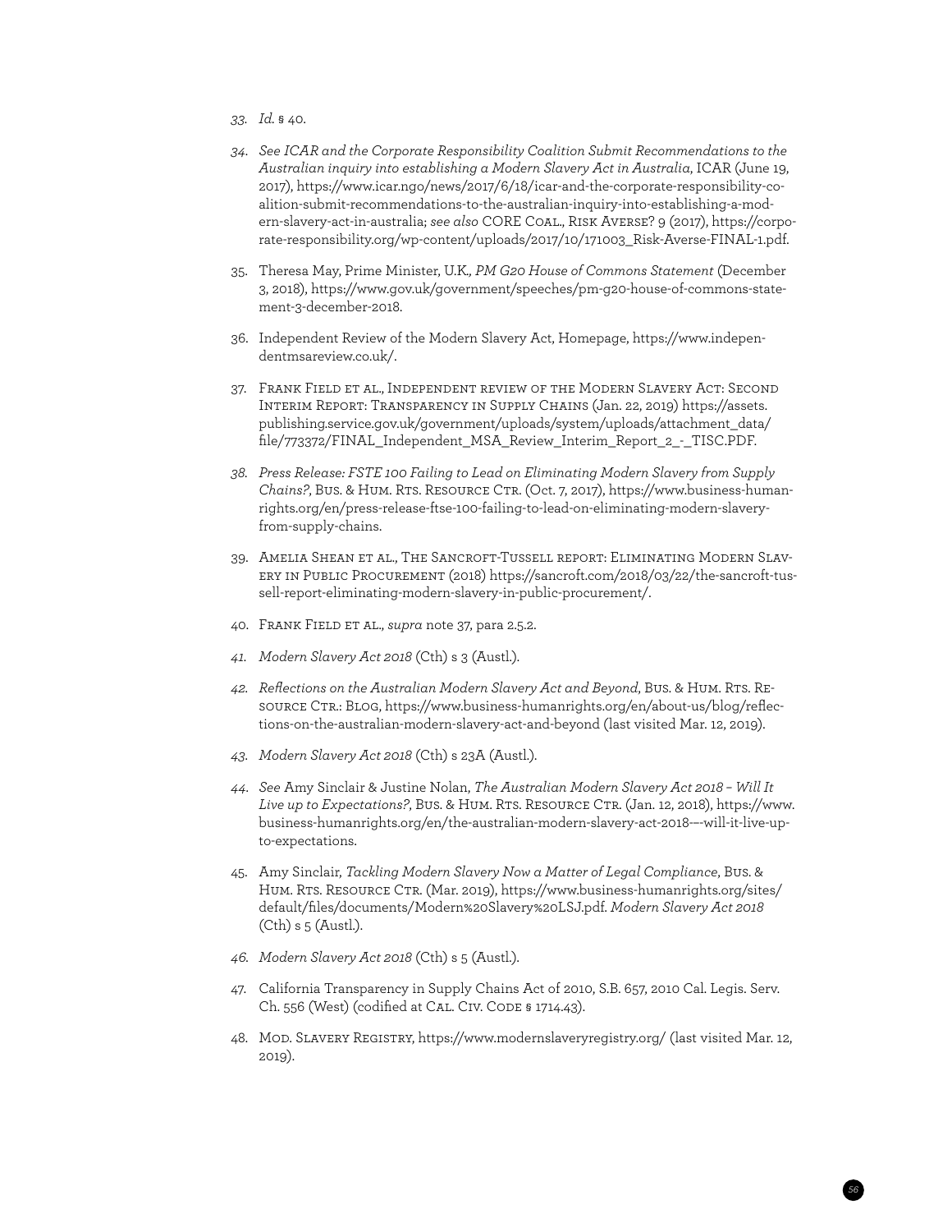33. *Id.* § 40.

34. *See ICAR and the Corporate Responsibility Coalition Submit Recommendations to the Australian inquiry into establishing a Modern Slavery Act in Australia*, ICAR (June 19, 2017), https://www.icar.ngo/news/2017/6/18/icar-and-the-corporate-responsibility-coalition-submit-recommendations-to-the-australian-inquiry-into-establishing-a-modern-slavery-act-in-australia; *see also* CORE COAL., RISK AVERSE? 9 (2017), https://corporate-responsibility.org/wp-content/uploads/2017/10/171003_Risk-Averse-FINAL-1.pdf.

35. Theresa May, Prime Minister, U.K., *PM G20 House of Commons Statement* (December 3, 2018), https://www.gov.uk/government/speeches/pm-g20-house-of-commons-statement-3-december-2018.

36. Independent Review of the Modern Slavery Act, Homepage, https://www.independentmsareview.co.uk/.

37. FRANK FIELD ET AL., INDEPENDENT REVIEW OF THE MODERN SLAVERY ACT: SECOND INTERIM REPORT: TRANSPARENCY IN SUPPLY CHAINS (Jan. 22, 2019) https://assets.publishing.service.gov.uk/government/uploads/system/uploads/attachment_data/file/773372/FINAL_Independent_MSA_Review_Interim_Report_2_-_TISC.PDF.

38. *Press Release: FSTE 100 Failing to Lead on Eliminating Modern Slavery from Supply Chains?*, BUS. & HUM. RTS. RESOURCE CTR. (Oct. 7, 2017), https://www.business-humanrights.org/en/press-release-ftse-100-failing-to-lead-on-eliminating-modern-slavery-from-supply-chains.

39. AMELIA SHEAN ET AL., THE SANCROFT-TUSSELL REPORT: ELIMINATING MODERN SLAVERY IN PUBLIC PROCUREMENT (2018) https://sancroft.com/2018/03/22/the-sancroft-tussell-report-eliminating-modern-slavery-in-public-procurement/.

40. FRANK FIELD ET AL., *supra* note 37, para 2.5.2.

41. *Modern Slavery Act 2018* (Cth) s 3 (Austl.).

42. *Reflections on the Australian Modern Slavery Act and Beyond*, BUS. & HUM. RTS. RESOURCE CTR.: BLOG, https://www.business-humanrights.org/en/about-us/blog/reflections-on-the-australian-modern-slavery-act-and-beyond (last visited Mar. 12, 2019).

43. *Modern Slavery Act 2018* (Cth) s 23A (Austl.).

44. *See* Amy Sinclair & Justine Nolan, *The Australian Modern Slavery Act 2018 – Will It Live up to Expectations?*, BUS. & HUM. RTS. RESOURCE CTR. (Jan. 12, 2018), https://www.business-humanrights.org/en/the-australian-modern-slavery-act-2018-–-will-it-live-up-to-expectations.

45. Amy Sinclair, *Tackling Modern Slavery Now a Matter of Legal Compliance*, BUS. & HUM. RTS. RESOURCE CTR. (Mar. 2019), https://www.business-humanrights.org/sites/default/files/documents/Modern%20Slavery%20LSJ.pdf. *Modern Slavery Act 2018* (Cth) s 5 (Austl.).

46. *Modern Slavery Act 2018* (Cth) s 5 (Austl.).

47. California Transparency in Supply Chains Act of 2010, S.B. 657, 2010 Cal. Legis. Serv. Ch. 556 (West) (codified at CAL. CIV. CODE § 1714.43).

48. MOD. SLAVERY REGISTRY, https://www.modernslaveryregistry.org/ (last visited Mar. 12, 2019).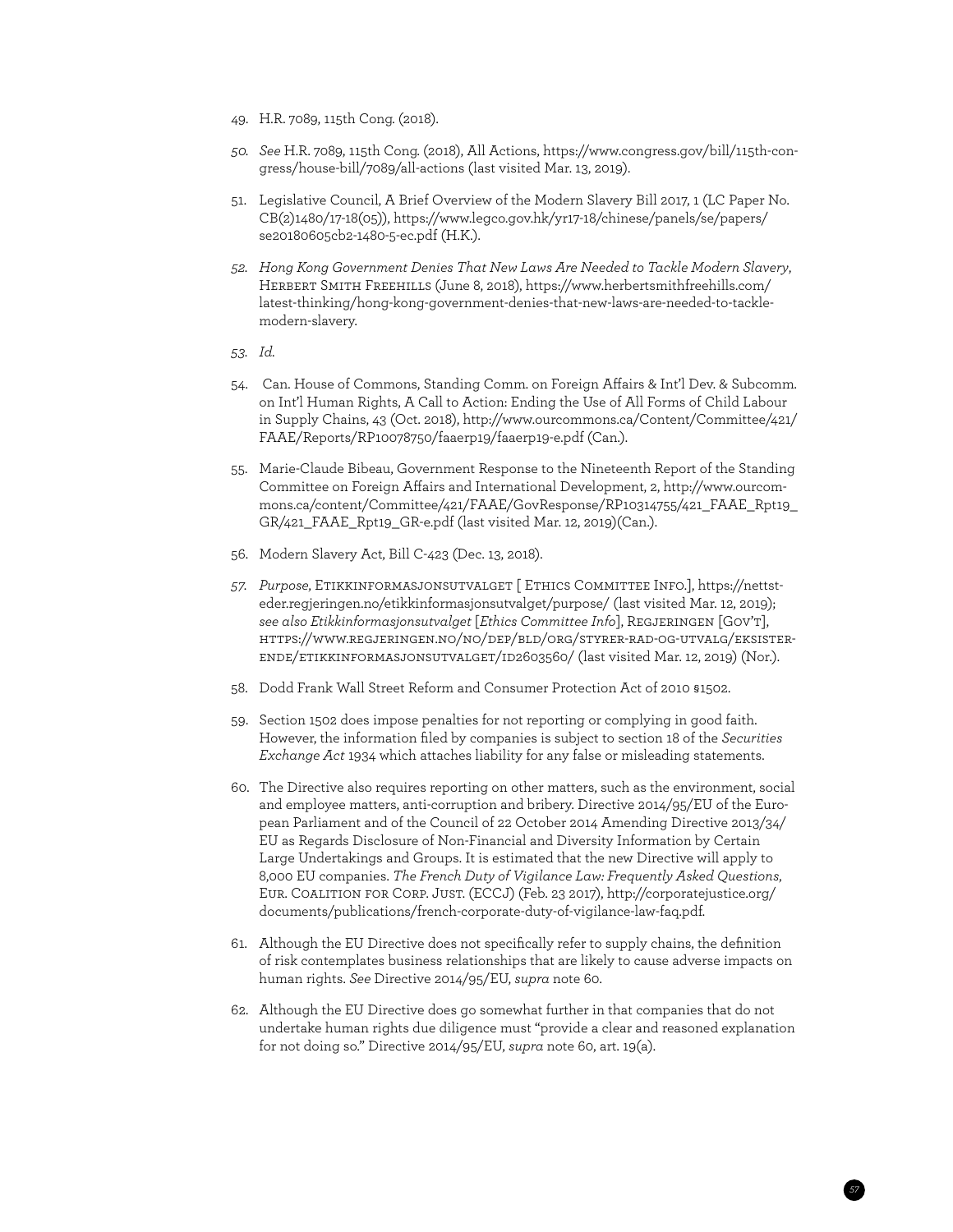49. H.R. 7089, 115th Cong. (2018).

50. *See* H.R. 7089, 115th Cong. (2018), All Actions, https://www.congress.gov/bill/115th-congress/house-bill/7089/all-actions (last visited Mar. 13, 2019).

51. Legislative Council, A Brief Overview of the Modern Slavery Bill 2017, 1 (LC Paper No. CB(2)1480/17-18(05)), https://www.legco.gov.hk/yr17-18/chinese/panels/se/papers/se20180605cb2-1480-5-ec.pdf (H.K.).

52. *Hong Kong Government Denies That New Laws Are Needed to Tackle Modern Slavery*, Herbert Smith Freehills (June 8, 2018), https://www.herbertsmithfreehills.com/latest-thinking/hong-kong-government-denies-that-new-laws-are-needed-to-tackle-modern-slavery.

53. *Id.*

54. Can. House of Commons, Standing Comm. on Foreign Affairs & Int'l Dev. & Subcomm. on Int'l Human Rights, A Call to Action: Ending the Use of All Forms of Child Labour in Supply Chains, 43 (Oct. 2018), http://www.ourcommons.ca/Content/Committee/421/FAAE/Reports/RP10078750/faaerp19/faaerp19-e.pdf (Can.).

55. Marie-Claude Bibeau, Government Response to the Nineteenth Report of the Standing Committee on Foreign Affairs and International Development, 2, http://www.ourcommons.ca/content/Committee/421/FAAE/GovResponse/RP10314755/421_FAAE_Rpt19_GR/421_FAAE_Rpt19_GR-e.pdf (last visited Mar. 12, 2019)(Can.).

56. Modern Slavery Act, Bill C-423 (Dec. 13, 2018).

57. *Purpose*, Etikkinformasjonsutvalget [ Ethics Committee Info.], https://nettsteder.regjeringen.no/etikkinformasjonsutvalget/purpose/ (last visited Mar. 12, 2019); *see also Etikkinformasjonsutvalget* [*Ethics Committee Info*], Regjeringen [Gov't], https://www.regjeringen.no/no/dep/bld/org/styrer-rad-og-utvalg/eksisterende/etikkinformasjonsutvalget/id2603560/ (last visited Mar. 12, 2019) (Nor.).

58. Dodd Frank Wall Street Reform and Consumer Protection Act of 2010 §1502.

59. Section 1502 does impose penalties for not reporting or complying in good faith. However, the information filed by companies is subject to section 18 of the *Securities Exchange Act* 1934 which attaches liability for any false or misleading statements.

60. The Directive also requires reporting on other matters, such as the environment, social and employee matters, anti-corruption and bribery. Directive 2014/95/EU of the European Parliament and of the Council of 22 October 2014 Amending Directive 2013/34/EU as Regards Disclosure of Non-Financial and Diversity Information by Certain Large Undertakings and Groups. It is estimated that the new Directive will apply to 8,000 EU companies. *The French Duty of Vigilance Law: Frequently Asked Questions*, Eur. Coalition for Corp. Just. (ECCJ) (Feb. 23 2017), http://corporatejustice.org/documents/publications/french-corporate-duty-of-vigilance-law-faq.pdf.

61. Although the EU Directive does not specifically refer to supply chains, the definition of risk contemplates business relationships that are likely to cause adverse impacts on human rights. *See* Directive 2014/95/EU, *supra* note 60.

62. Although the EU Directive does go somewhat further in that companies that do not undertake human rights due diligence must "provide a clear and reasoned explanation for not doing so." Directive 2014/95/EU, *supra* note 60, art. 19(a).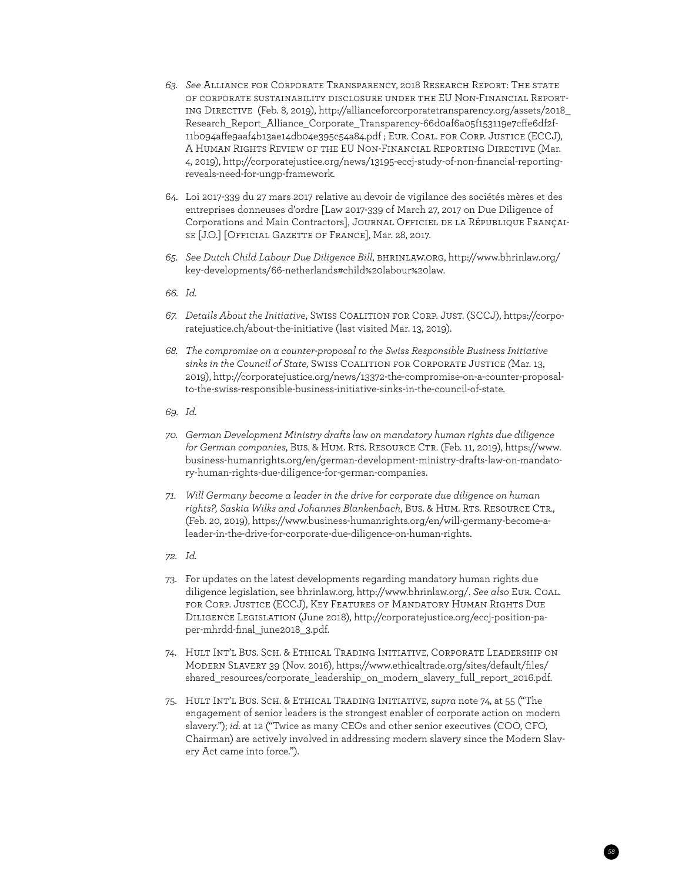63. *See* Alliance for Corporate Transparency, 2018 Research Report: The state of corporate sustainability disclosure under the EU Non-Financial Reporting Directive (Feb. 8, 2019), http://allianceforcorporatetransparency.org/assets/2018_Research_Report_Alliance_Corporate_Transparency-66d0af6a05f153119e7cffe6df2f-11b094affe9aaf4b13ae14db04e395c54a84.pdf ; Eur. Coal. for Corp. Justice (ECCJ), A Human Rights Review of the EU Non-Financial Reporting Directive (Mar. 4, 2019), http://corporatejustice.org/news/13195-eccj-study-of-non-financial-reporting-reveals-need-for-ungp-framework.

64. Loi 2017-339 du 27 mars 2017 relative au devoir de vigilance des sociétés mères et des entreprises donneuses d'ordre [Law 2017-339 of March 27, 2017 on Due Diligence of Corporations and Main Contractors], Journal Officiel de la République Française [J.O.] [Official Gazette of France], Mar. 28, 2017.

65. *See Dutch Child Labour Due Diligence Bill*, bhrinlaw.org, http://www.bhrinlaw.org/key-developments/66-netherlands#child%20labour%20law.

66. *Id.*

67. *Details About the Initiative*, Swiss Coalition for Corp. Just. (SCCJ), https://corporatejustice.ch/about-the-initiative (last visited Mar. 13, 2019).

68. *The compromise on a counter-proposal to the Swiss Responsible Business Initiative sinks in the Council of State,* Swiss Coalition for Corporate Justice (Mar. 13, 2019), http://corporatejustice.org/news/13372-the-compromise-on-a-counter-proposal-to-the-swiss-responsible-business-initiative-sinks-in-the-council-of-state.

69. *Id.*

70. *German Development Ministry drafts law on mandatory human rights due diligence for German companies*, Bus. & Hum. Rts. Resource Ctr. (Feb. 11, 2019), https://www.business-humanrights.org/en/german-development-ministry-drafts-law-on-mandatory-human-rights-due-diligence-for-german-companies.

71. *Will Germany become a leader in the drive for corporate due diligence on human rights?, Saskia Wilks and Johannes Blankenbach*, Bus. & Hum. Rts. Resource Ctr., (Feb. 20, 2019), https://www.business-humanrights.org/en/will-germany-become-a-leader-in-the-drive-for-corporate-due-diligence-on-human-rights.

72. *Id.*

73. For updates on the latest developments regarding mandatory human rights due diligence legislation, see bhrinlaw.org, http://www.bhrinlaw.org/. *See also* Eur. Coal. for Corp. Justice (ECCJ), Key Features of Mandatory Human Rights Due Diligence Legislation (June 2018), http://corporatejustice.org/eccj-position-paper-mhrdd-final_june2018_3.pdf.

74. Hult Int'l Bus. Sch. & Ethical Trading Initiative, Corporate Leadership on Modern Slavery 39 (Nov. 2016), https://www.ethicaltrade.org/sites/default/files/shared_resources/corporate_leadership_on_modern_slavery_full_report_2016.pdf.

75. Hult Int'l Bus. Sch. & Ethical Trading Initiative, *supra* note 74, at 55 ("The engagement of senior leaders is the strongest enabler of corporate action on modern slavery."); *id.* at 12 ("Twice as many CEOs and other senior executives (COO, CFO, Chairman) are actively involved in addressing modern slavery since the Modern Slavery Act came into force.").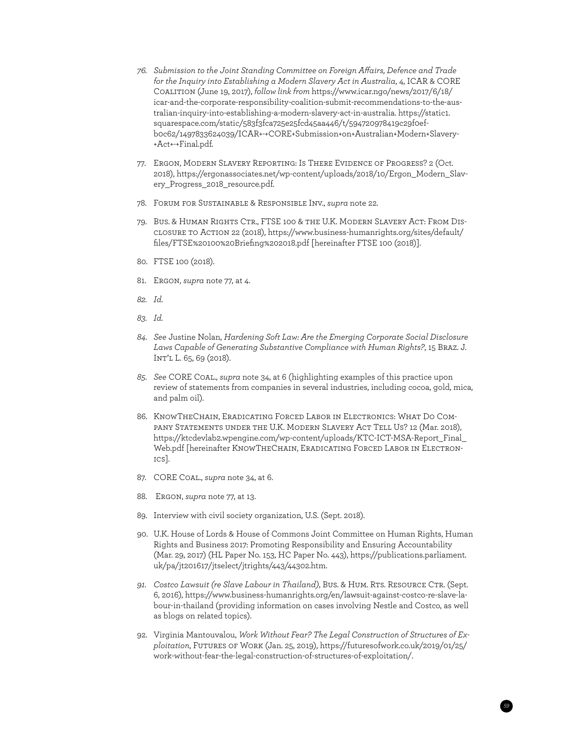76. *Submission to the Joint Standing Committee on Foreign Affairs, Defence and Trade for the Inquiry into Establishing a Modern Slavery Act in Australia*, 4, ICAR & CORE Coalition (June 19, 2017), *follow link from* https://www.icar.ngo/news/2017/6/18/icar-and-the-corporate-responsibility-coalition-submit-recommendations-to-the-australian-inquiry-into-establishing-a-modern-slavery-act-in-australia. https://static1.squarespace.com/static/583f3fca725e25fcd45aa446/t/594720978419c29f0efb0c62/1497833624039/ICAR+-+CORE+Submission+on+Australian+Modern+Slavery+Act+-+Final.pdf.

77. Ergon, Modern Slavery Reporting: Is There Evidence of Progress? 2 (Oct. 2018), https://ergonassociates.net/wp-content/uploads/2018/10/Ergon_Modern_Slavery_Progress_2018_resource.pdf.

78. Forum for Sustainable & Responsible Inv., *supra* note 22.

79. Bus. & Human Rights Ctr., FTSE 100 & the U.K. Modern Slavery Act: From Disclosure to Action 22 (2018), https://www.business-humanrights.org/sites/default/files/FTSE%20100%20Briefing%202018.pdf [hereinafter FTSE 100 (2018)].

80. FTSE 100 (2018).

81. Ergon, *supra* note 77, at 4.

82. *Id.*

83. *Id.*

84. *See* Justine Nolan, *Hardening Soft Law: Are the Emerging Corporate Social Disclosure Laws Capable of Generating Substantive Compliance with Human Rights?*, 15 Braz. J. Int'l L. 65, 69 (2018).

85. *See* CORE Coal., *supra* note 34, at 6 (highlighting examples of this practice upon review of statements from companies in several industries, including cocoa, gold, mica, and palm oil).

86. KnowTheChain, Eradicating Forced Labor in Electronics: What Do Company Statements under the U.K. Modern Slavery Act Tell Us? 12 (Mar. 2018), https://ktcdevlab2.wpengine.com/wp-content/uploads/KTC-ICT-MSA-Report_Final_Web.pdf [hereinafter KnowTheChain, Eradicating Forced Labor in Electronics].

87. CORE Coal., *supra* note 34, at 6.

88. Ergon, *supra* note 77, at 13.

89. Interview with civil society organization, U.S. (Sept. 2018).

90. U.K. House of Lords & House of Commons Joint Committee on Human Rights, Human Rights and Business 2017: Promoting Responsibility and Ensuring Accountability (Mar. 29, 2017) (HL Paper No. 153, HC Paper No. 443), https://publications.parliament.uk/pa/jt201617/jtselect/jtrights/443/44302.htm.

91. *Costco Lawsuit (re Slave Labour in Thailand)*, Bus. & Hum. Rts. Resource Ctr. (Sept. 6, 2016), https://www.business-humanrights.org/en/lawsuit-against-costco-re-slave-labour-in-thailand (providing information on cases involving Nestle and Costco, as well as blogs on related topics).

92. Virginia Mantouvalou, *Work Without Fear? The Legal Construction of Structures of Exploitation*, Futures of Work (Jan. 25, 2019), https://futuresofwork.co.uk/2019/01/25/work-without-fear-the-legal-construction-of-structures-of-exploitation/.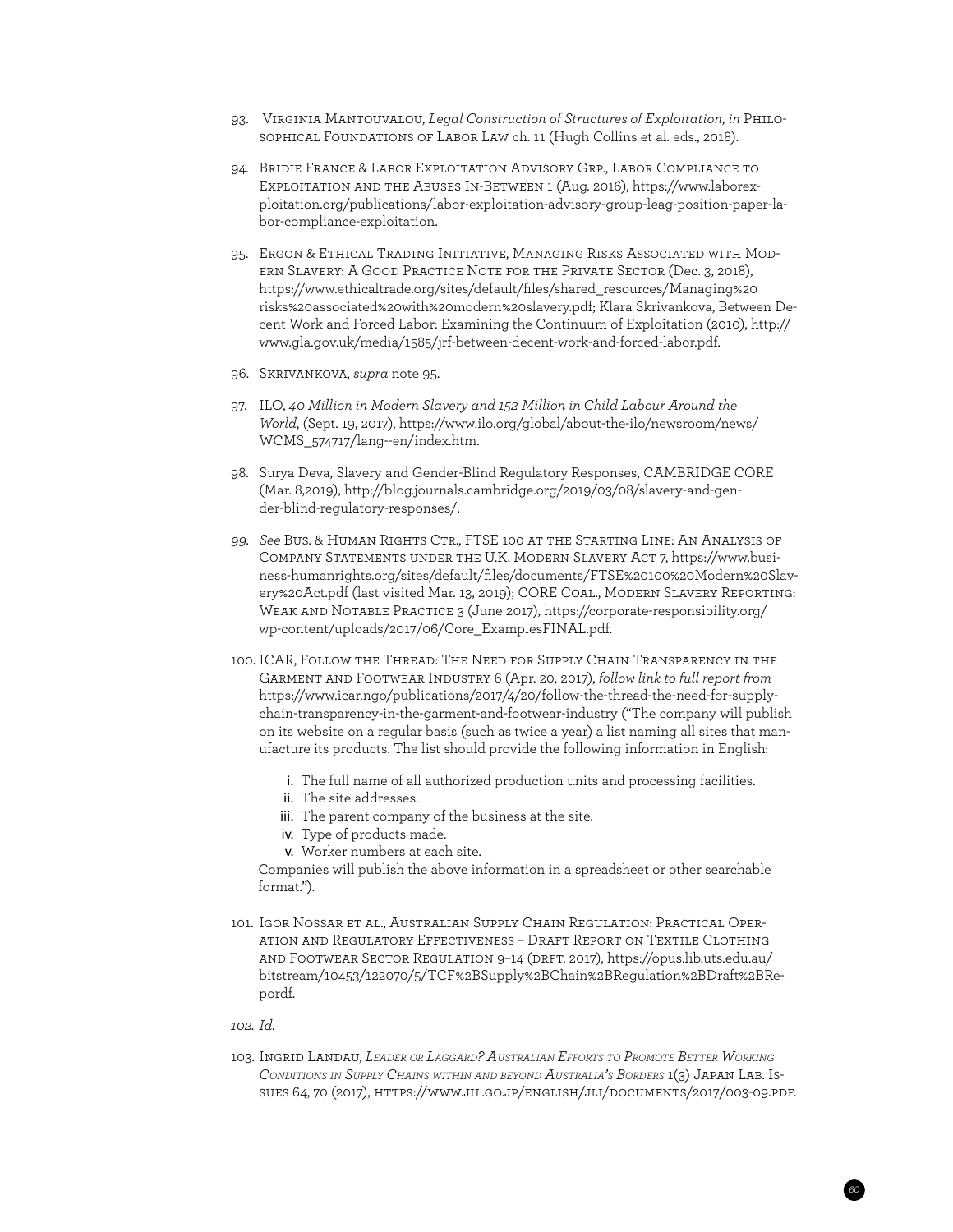93. Virginia Mantouvalou, *Legal Construction of Structures of Exploitation*, *in* Philosophical Foundations of Labor Law ch. 11 (Hugh Collins et al. eds., 2018).

94. Bridie France & Labor Exploitation Advisory Grp., Labor Compliance to Exploitation and the Abuses In-Between 1 (Aug. 2016), https://www.laborexploitation.org/publications/labor-exploitation-advisory-group-leag-position-paper-labor-compliance-exploitation.

95. Ergon & Ethical Trading Initiative, Managing Risks Associated with Modern Slavery: A Good Practice Note for the Private Sector (Dec. 3, 2018), https://www.ethicaltrade.org/sites/default/files/shared_resources/Managing%20risks%20associated%20with%20modern%20slavery.pdf; Klara Skrivankova, Between Decent Work and Forced Labor: Examining the Continuum of Exploitation (2010), http://www.gla.gov.uk/media/1585/jrf-between-decent-work-and-forced-labor.pdf.

96. Skrivankova, *supra* note 95.

97. ILO, *40 Million in Modern Slavery and 152 Million in Child Labour Around the World*, (Sept. 19, 2017), https://www.ilo.org/global/about-the-ilo/newsroom/news/WCMS_574717/lang--en/index.htm.

98. Surya Deva, Slavery and Gender-Blind Regulatory Responses, CAMBRIDGE CORE (Mar. 8,2019), http://blog.journals.cambridge.org/2019/03/08/slavery-and-gender-blind-regulatory-responses/.

99. *See* Bus. & Human Rights Ctr., FTSE 100 at the Starting Line: An Analysis of Company Statements under the U.K. Modern Slavery Act 7, https://www.business-humanrights.org/sites/default/files/documents/FTSE%20100%20Modern%20Slavery%20Act.pdf (last visited Mar. 13, 2019); CORE Coal., Modern Slavery Reporting: Weak and Notable Practice 3 (June 2017), https://corporate-responsibility.org/wp-content/uploads/2017/06/Core_ExamplesFINAL.pdf.

100. ICAR, Follow the Thread: The Need for Supply Chain Transparency in the Garment and Footwear Industry 6 (Apr. 20, 2017), *follow link to full report from* https://www.icar.ngo/publications/2017/4/20/follow-the-thread-the-need-for-supply-chain-transparency-in-the-garment-and-footwear-industry ("The company will publish on its website on a regular basis (such as twice a year) a list naming all sites that manufacture its products. The list should provide the following information in English:

    i. The full name of all authorized production units and processing facilities.
    ii. The site addresses.
    iii. The parent company of the business at the site.
    iv. Type of products made.
    v. Worker numbers at each site.

    Companies will publish the above information in a spreadsheet or other searchable format.").

101. Igor Nossar et al., Australian Supply Chain Regulation: Practical Operation and Regulatory Effectiveness – Draft Report on Textile Clothing and Footwear Sector Regulation 9–14 (drft. 2017), https://opus.lib.uts.edu.au/bitstream/10453/122070/5/TCF%2BSupply%2BChain%2BRegulation%2BDraft%2BRepordf.

*102. Id.*

103. Ingrid Landau, *Leader or Laggard? Australian Efforts to Promote Better Working Conditions in Supply Chains within and beyond Australia's Borders* 1(3) Japan Lab. Issues 64, 70 (2017), https://www.jil.go.jp/english/jli/documents/2017/003-09.pdf.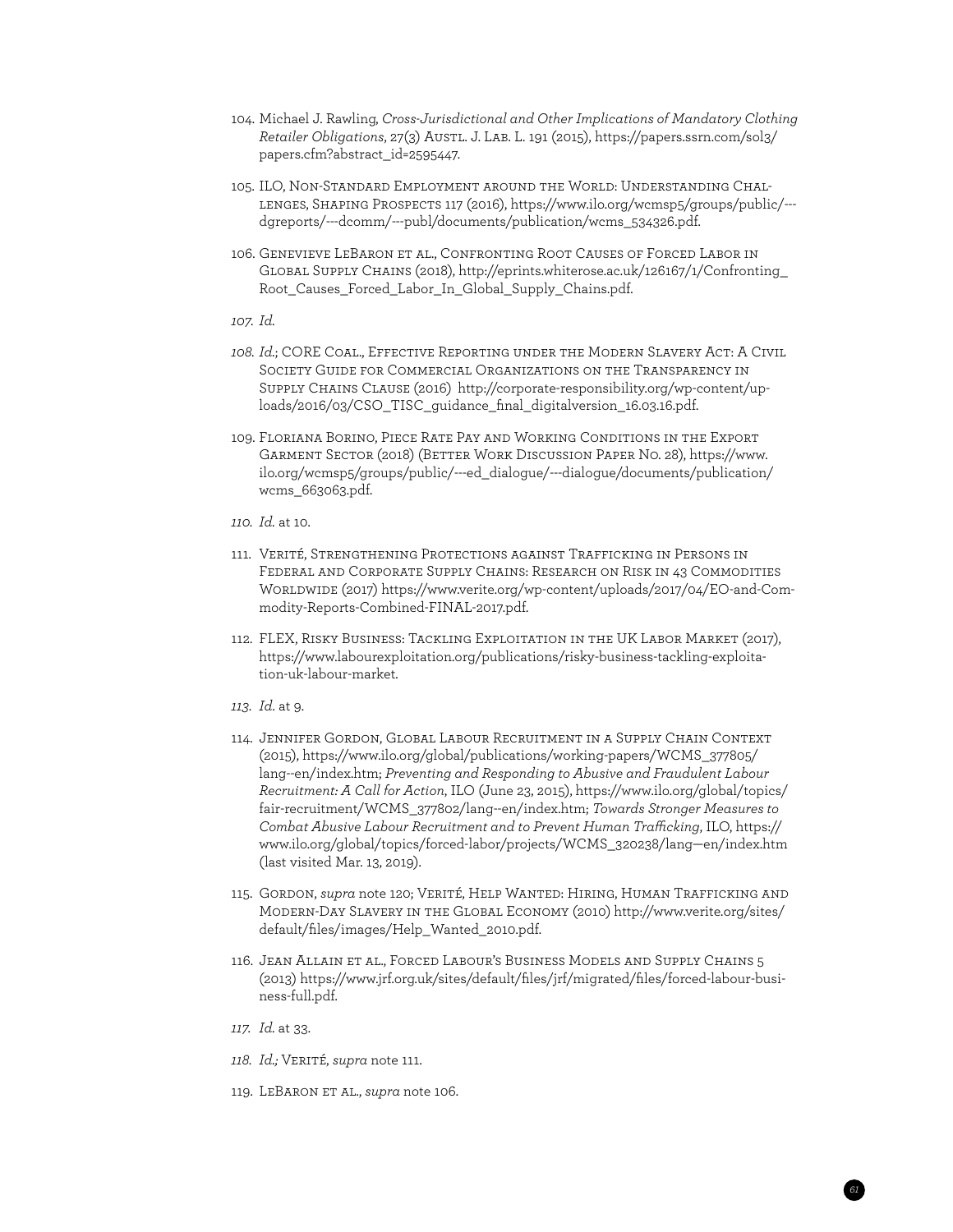104. Michael J. Rawling, *Cross-Jurisdictional and Other Implications of Mandatory Clothing Retailer Obligations*, 27(3) Austl. J. Lab. L. 191 (2015), https://papers.ssrn.com/sol3/papers.cfm?abstract_id=2595447.

105. ILO, Non-Standard Employment around the World: Understanding Challenges, Shaping Prospects 117 (2016), https://www.ilo.org/wcmsp5/groups/public/---dgreports/---dcomm/---publ/documents/publication/wcms_534326.pdf.

106. Genevieve LeBaron et al., Confronting Root Causes of Forced Labor in Global Supply Chains (2018), http://eprints.whiterose.ac.uk/126167/1/Confronting_Root_Causes_Forced_Labor_In_Global_Supply_Chains.pdf.

107. *Id.*

108. *Id.*; CORE Coal., Effective Reporting under the Modern Slavery Act: A Civil Society Guide for Commercial Organizations on the Transparency in Supply Chains Clause (2016) http://corporate-responsibility.org/wp-content/uploads/2016/03/CSO_TISC_guidance_final_digitalversion_16.03.16.pdf.

109. Floriana Borino, Piece Rate Pay and Working Conditions in the Export Garment Sector (2018) (Better Work Discussion Paper No. 28), https://www.ilo.org/wcmsp5/groups/public/---ed_dialogue/---dialogue/documents/publication/wcms_663063.pdf.

110. *Id.* at 10.

111. Verité, Strengthening Protections against Trafficking in Persons in Federal and Corporate Supply Chains: Research on Risk in 43 Commodities Worldwide (2017) https://www.verite.org/wp-content/uploads/2017/04/EO-and-Commodity-Reports-Combined-FINAL-2017.pdf.

112. FLEX, Risky Business: Tackling Exploitation in the UK Labor Market (2017), https://www.labourexploitation.org/publications/risky-business-tackling-exploitation-uk-labour-market.

113. *Id.* at 9.

114. Jennifer Gordon, Global Labour Recruitment in a Supply Chain Context (2015), https://www.ilo.org/global/publications/working-papers/WCMS_377805/lang--en/index.htm; *Preventing and Responding to Abusive and Fraudulent Labour Recruitment: A Call for Action*, ILO (June 23, 2015), https://www.ilo.org/global/topics/fair-recruitment/WCMS_377802/lang--en/index.htm; *Towards Stronger Measures to Combat Abusive Labour Recruitment and to Prevent Human Trafficking*, ILO, https://www.ilo.org/global/topics/forced-labor/projects/WCMS_320238/lang—en/index.htm (last visited Mar. 13, 2019).

115. Gordon, *supra* note 120; Verité, Help Wanted: Hiring, Human Trafficking and Modern-Day Slavery in the Global Economy (2010) http://www.verite.org/sites/default/files/images/Help_Wanted_2010.pdf.

116. Jean Allain et al., Forced Labour's Business Models and Supply Chains 5 (2013) https://www.jrf.org.uk/sites/default/files/jrf/migrated/files/forced-labour-business-full.pdf.

117. *Id.* at 33.

118. *Id.;* Verité, *supra* note 111.

119. LeBaron et al., *supra* note 106.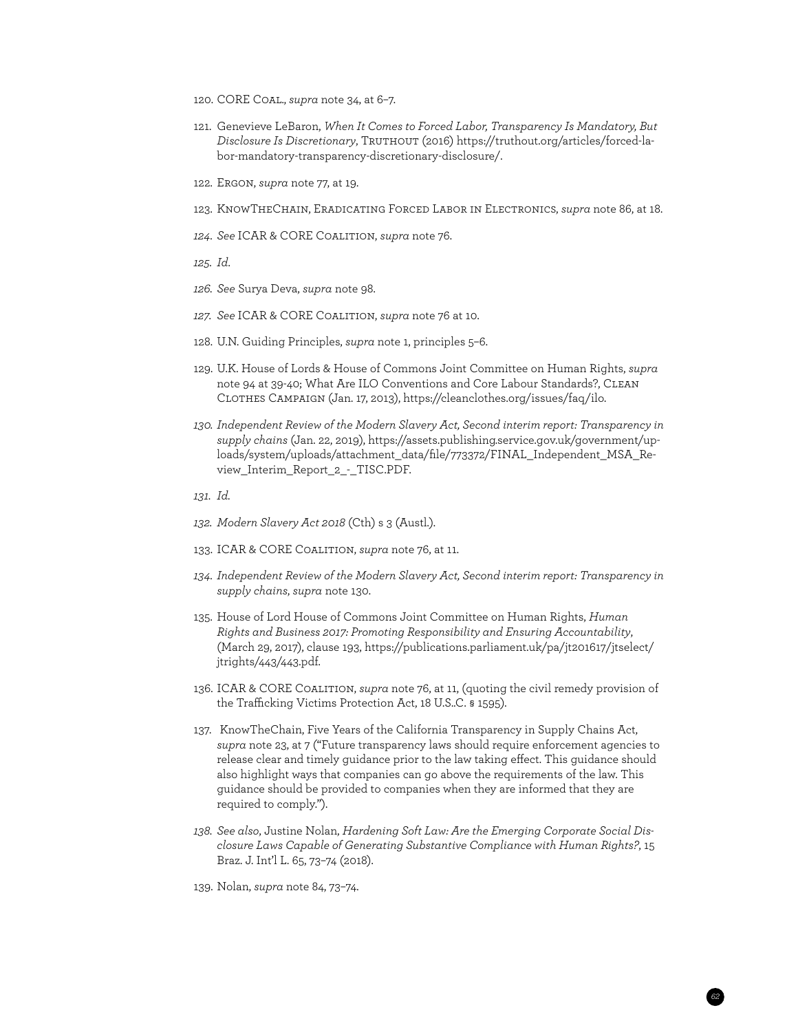120. CORE Coal., *supra* note 34, at 6–7.

121. Genevieve LeBaron, *When It Comes to Forced Labor, Transparency Is Mandatory, But Disclosure Is Discretionary*, Truthout (2016) https://truthout.org/articles/forced-labor-mandatory-transparency-discretionary-disclosure/.

122. Ergon, *supra* note 77, at 19.

123. KnowTheChain, Eradicating Forced Labor in Electronics, *supra* note 86, at 18.

*124. See* ICAR & CORE Coalition, *supra* note 76.

*125. Id.*

*126. See* Surya Deva, *supra* note 98.

*127. See* ICAR & CORE Coalition, *supra* note 76 at 10.

128. U.N. Guiding Principles, *supra* note 1, principles 5–6.

129. U.K. House of Lords & House of Commons Joint Committee on Human Rights, *supra* note 94 at 39-40; What Are ILO Conventions and Core Labour Standards?, Clean Clothes Campaign (Jan. 17, 2013), https://cleanclothes.org/issues/faq/ilo.

*130. Independent Review of the Modern Slavery Act, Second interim report: Transparency in supply chains* (Jan. 22, 2019), https://assets.publishing.service.gov.uk/government/uploads/system/uploads/attachment_data/file/773372/FINAL_Independent_MSA_Review_Interim_Report_2_-_TISC.PDF.

*131. Id.*

*132. Modern Slavery Act 2018* (Cth) s 3 (Austl.).

133. ICAR & CORE Coalition, *supra* note 76, at 11.

*134. Independent Review of the Modern Slavery Act, Second interim report: Transparency in supply chains*, *supra* note 130.

135. House of Lord House of Commons Joint Committee on Human Rights, *Human Rights and Business 2017: Promoting Responsibility and Ensuring Accountability*, (March 29, 2017), clause 193, https://publications.parliament.uk/pa/jt201617/jtselect/jtrights/443/443.pdf.

136. ICAR & CORE Coalition, *supra* note 76, at 11, (quoting the civil remedy provision of the Trafficking Victims Protection Act, 18 U.S..C. § 1595).

137. KnowTheChain, Five Years of the California Transparency in Supply Chains Act, *supra* note 23, at 7 ("Future transparency laws should require enforcement agencies to release clear and timely guidance prior to the law taking effect. This guidance should also highlight ways that companies can go above the requirements of the law. This guidance should be provided to companies when they are informed that they are required to comply.").

*138. See also*, Justine Nolan, *Hardening Soft Law: Are the Emerging Corporate Social Disclosure Laws Capable of Generating Substantive Compliance with Human Rights?*, 15 Braz. J. Int'l L. 65, 73–74 (2018).

139. Nolan, *supra* note 84, 73–74.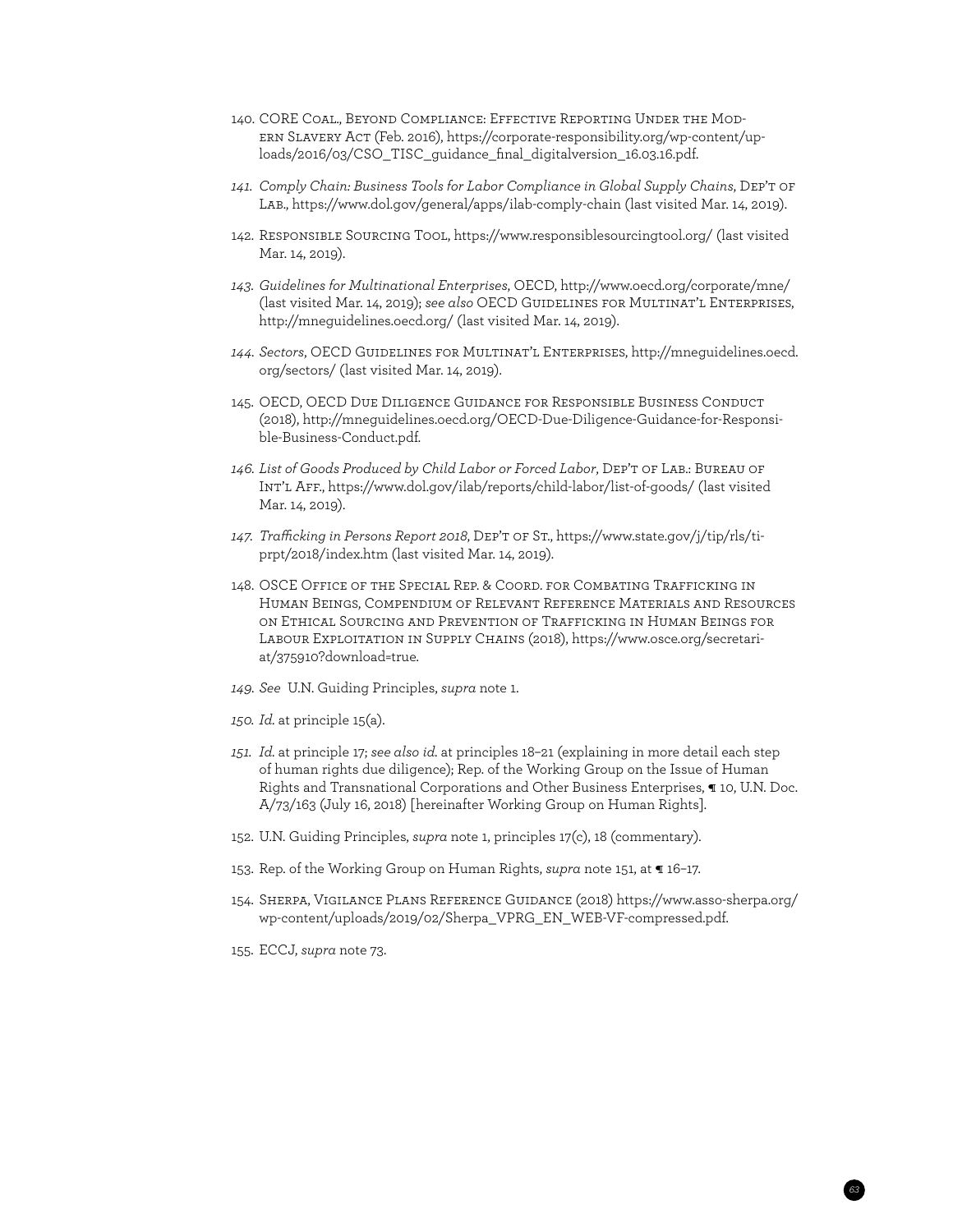140. CORE Coal., Beyond Compliance: Effective Reporting Under the Modern Slavery Act (Feb. 2016), https://corporate-responsibility.org/wp-content/uploads/2016/03/CSO_TISC_guidance_final_digitalversion_16.03.16.pdf.

141. *Comply Chain: Business Tools for Labor Compliance in Global Supply Chains*, Dep't of Lab., https://www.dol.gov/general/apps/ilab-comply-chain (last visited Mar. 14, 2019).

142. Responsible Sourcing Tool, https://www.responsiblesourcingtool.org/ (last visited Mar. 14, 2019).

143. *Guidelines for Multinational Enterprises*, OECD, http://www.oecd.org/corporate/mne/ (last visited Mar. 14, 2019); *see also* OECD Guidelines for Multinat'l Enterprises, http://mneguidelines.oecd.org/ (last visited Mar. 14, 2019).

144. *Sectors*, OECD Guidelines for Multinat'l Enterprises, http://mneguidelines.oecd.org/sectors/ (last visited Mar. 14, 2019).

145. OECD, OECD Due Diligence Guidance for Responsible Business Conduct (2018), http://mneguidelines.oecd.org/OECD-Due-Diligence-Guidance-for-Responsible-Business-Conduct.pdf.

146. *List of Goods Produced by Child Labor or Forced Labor*, Dep't of Lab.: Bureau of Int'l Aff., https://www.dol.gov/ilab/reports/child-labor/list-of-goods/ (last visited Mar. 14, 2019).

147. *Trafficking in Persons Report 2018*, Dep't of St., https://www.state.gov/j/tip/rls/tiprpt/2018/index.htm (last visited Mar. 14, 2019).

148. OSCE Office of the Special Rep. & Coord. for Combating Trafficking in Human Beings, Compendium of Relevant Reference Materials and Resources on Ethical Sourcing and Prevention of Trafficking in Human Beings for Labour Exploitation in Supply Chains (2018), https://www.osce.org/secretariat/375910?download=true.

149. *See* U.N. Guiding Principles, *supra* note 1.

150. *Id.* at principle 15(a).

151. *Id.* at principle 17; *see also id.* at principles 18–21 (explaining in more detail each step of human rights due diligence); Rep. of the Working Group on the Issue of Human Rights and Transnational Corporations and Other Business Enterprises, ¶ 10, U.N. Doc. A/73/163 (July 16, 2018) [hereinafter Working Group on Human Rights].

152. U.N. Guiding Principles, *supra* note 1, principles 17(c), 18 (commentary).

153. Rep. of the Working Group on Human Rights, *supra* note 151, at ¶ 16–17.

154. Sherpa, Vigilance Plans Reference Guidance (2018) https://www.asso-sherpa.org/wp-content/uploads/2019/02/Sherpa_VPRG_EN_WEB-VF-compressed.pdf.

155. ECCJ, *supra* note 73.